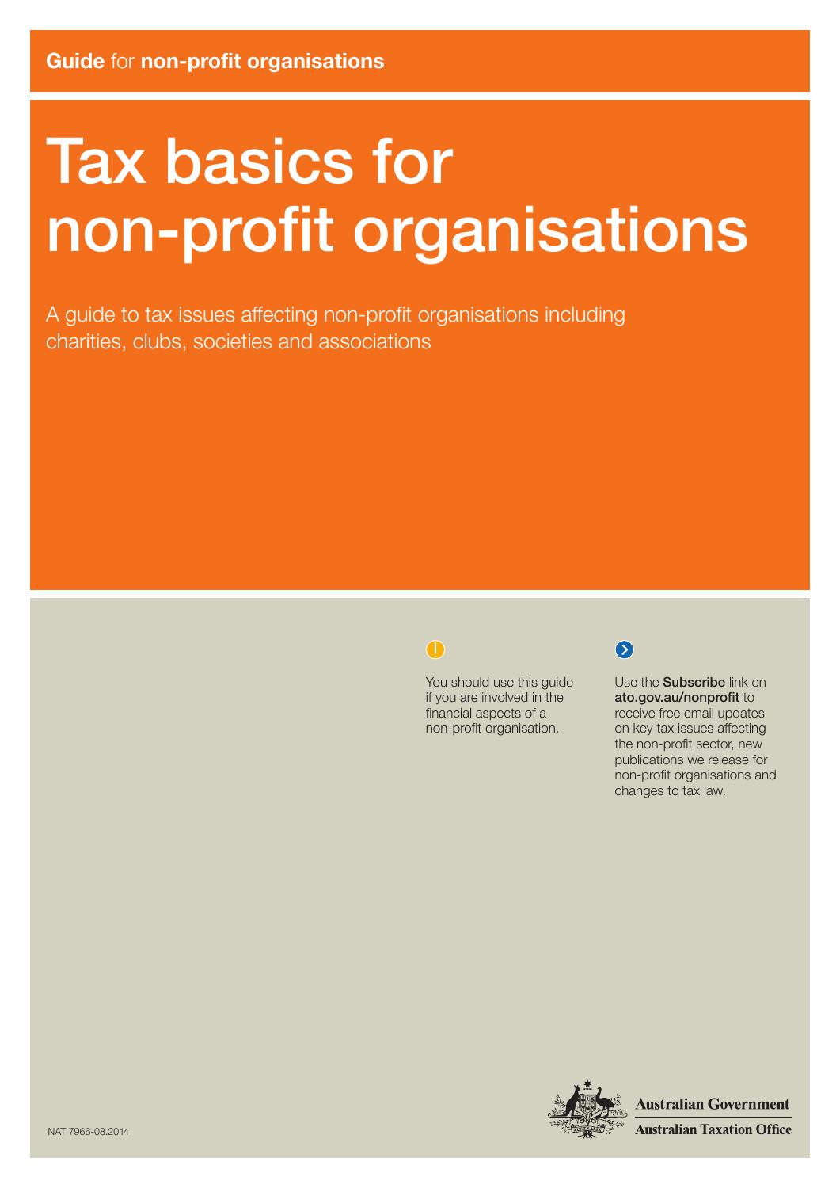**Guide** for **non-profit organisations**

# Tax basics for non-profit organisations

A guide to tax issues affecting non-profit organisations including charities, clubs, societies and associations

You should use this guide if you are involved in the financial aspects of a non-profit organisation.

Use the **Subscribe** link on **ato.gov.au/nonprofit** to receive free email updates on key tax issues affecting the non-profit sector, new publications we release for non-profit organisations and changes to tax law.

Australian Government
Australian Taxation Office

NAT 7966-08.2014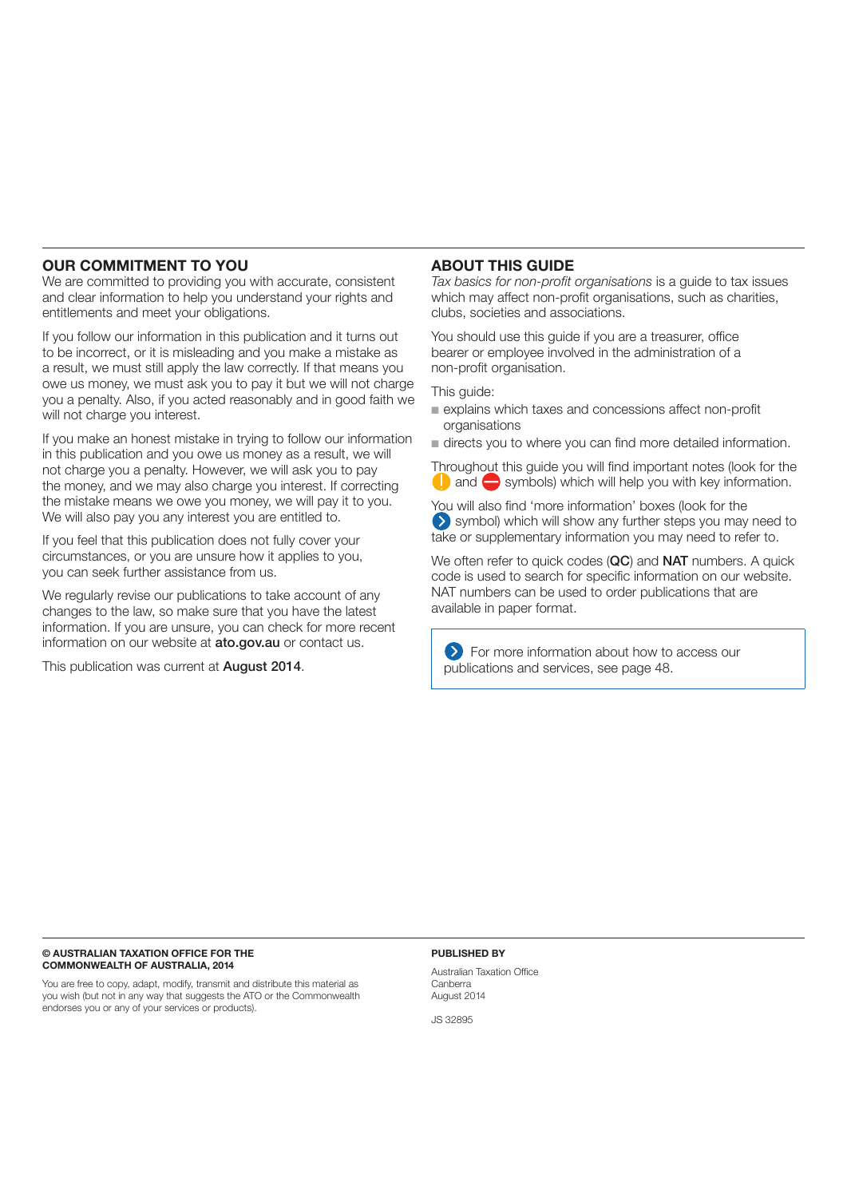## OUR COMMITMENT TO YOU

We are committed to providing you with accurate, consistent and clear information to help you understand your rights and entitlements and meet your obligations.

If you follow our information in this publication and it turns out to be incorrect, or it is misleading and you make a mistake as a result, we must still apply the law correctly. If that means you owe us money, we must ask you to pay it but we will not charge you a penalty. Also, if you acted reasonably and in good faith we will not charge you interest.

If you make an honest mistake in trying to follow our information in this publication and you owe us money as a result, we will not charge you a penalty. However, we will ask you to pay the money, and we may also charge you interest. If correcting the mistake means we owe you money, we will pay it to you. We will also pay you any interest you are entitled to.

If you feel that this publication does not fully cover your circumstances, or you are unsure how it applies to you, you can seek further assistance from us.

We regularly revise our publications to take account of any changes to the law, so make sure that you have the latest information. If you are unsure, you can check for more recent information on our website at **ato.gov.au** or contact us.

This publication was current at **August 2014**.

## ABOUT THIS GUIDE

*Tax basics for non-profit organisations* is a guide to tax issues which may affect non-profit organisations, such as charities, clubs, societies and associations.

You should use this guide if you are a treasurer, office bearer or employee involved in the administration of a non-profit organisation.

This guide:

- explains which taxes and concessions affect non-profit organisations
- directs you to where you can find more detailed information.

Throughout this guide you will find important notes (look for the ! and ⛔ symbols) which will help you with key information.

You will also find 'more information' boxes (look for the › symbol) which will show any further steps you may need to take or supplementary information you may need to refer to.

We often refer to quick codes (**QC**) and **NAT** numbers. A quick code is used to search for specific information on our website. NAT numbers can be used to order publications that are available in paper format.

> For more information about how to access our publications and services, see page 48.

**© AUSTRALIAN TAXATION OFFICE FOR THE COMMONWEALTH OF AUSTRALIA, 2014**

You are free to copy, adapt, modify, transmit and distribute this material as you wish (but not in any way that suggests the ATO or the Commonwealth endorses you or any of your services or products).

**PUBLISHED BY**

Australian Taxation Office
Canberra
August 2014

JS 32895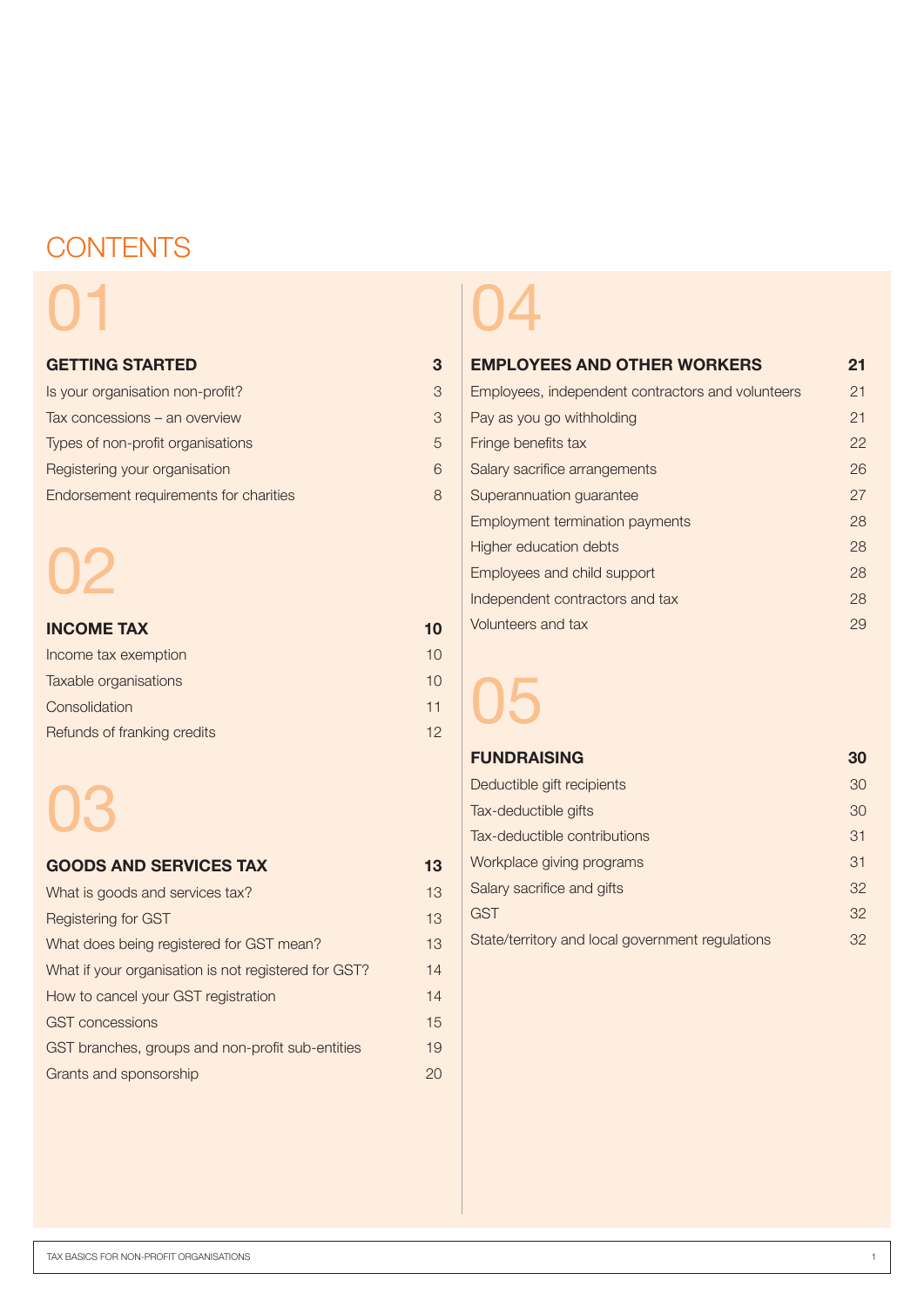# CONTENTS

## 01

| GETTING STARTED | 3 |
|---|---|
| Is your organisation non-profit? | 3 |
| Tax concessions – an overview | 3 |
| Types of non-profit organisations | 5 |
| Registering your organisation | 6 |
| Endorsement requirements for charities | 8 |

## 02

| INCOME TAX | 10 |
|---|---|
| Income tax exemption | 10 |
| Taxable organisations | 10 |
| Consolidation | 11 |
| Refunds of franking credits | 12 |

## 03

| GOODS AND SERVICES TAX | 13 |
|---|---|
| What is goods and services tax? | 13 |
| Registering for GST | 13 |
| What does being registered for GST mean? | 13 |
| What if your organisation is not registered for GST? | 14 |
| How to cancel your GST registration | 14 |
| GST concessions | 15 |
| GST branches, groups and non-profit sub-entities | 19 |
| Grants and sponsorship | 20 |

## 04

| EMPLOYEES AND OTHER WORKERS | 21 |
|---|---|
| Employees, independent contractors and volunteers | 21 |
| Pay as you go withholding | 21 |
| Fringe benefits tax | 22 |
| Salary sacrifice arrangements | 26 |
| Superannuation guarantee | 27 |
| Employment termination payments | 28 |
| Higher education debts | 28 |
| Employees and child support | 28 |
| Independent contractors and tax | 28 |
| Volunteers and tax | 29 |

## 05

| FUNDRAISING | 30 |
|---|---|
| Deductible gift recipients | 30 |
| Tax-deductible gifts | 30 |
| Tax-deductible contributions | 31 |
| Workplace giving programs | 31 |
| Salary sacrifice and gifts | 32 |
| GST | 32 |
| State/territory and local government regulations | 32 |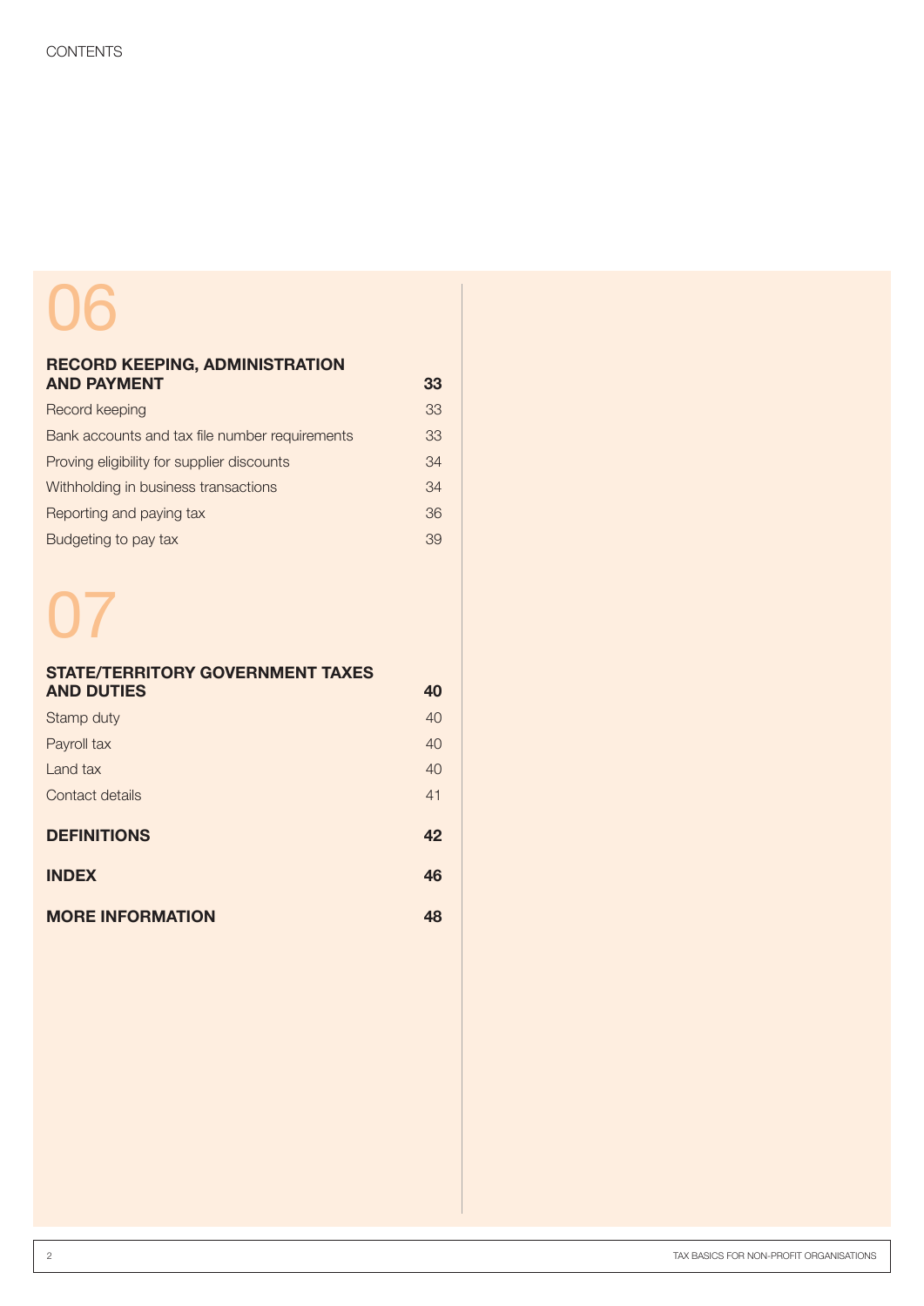CONTENTS

06

| RECORD KEEPING, ADMINISTRATION AND PAYMENT | 33 |
|---|---|
| Record keeping | 33 |
| Bank accounts and tax file number requirements | 33 |
| Proving eligibility for supplier discounts | 34 |
| Withholding in business transactions | 34 |
| Reporting and paying tax | 36 |
| Budgeting to pay tax | 39 |

07

| STATE/TERRITORY GOVERNMENT TAXES AND DUTIES | 40 |
|---|---|
| Stamp duty | 40 |
| Payroll tax | 40 |
| Land tax | 40 |
| Contact details | 41 |

| **DEFINITIONS** | **42** |
|---|---|
| **INDEX** | **46** |
| **MORE INFORMATION** | **48** |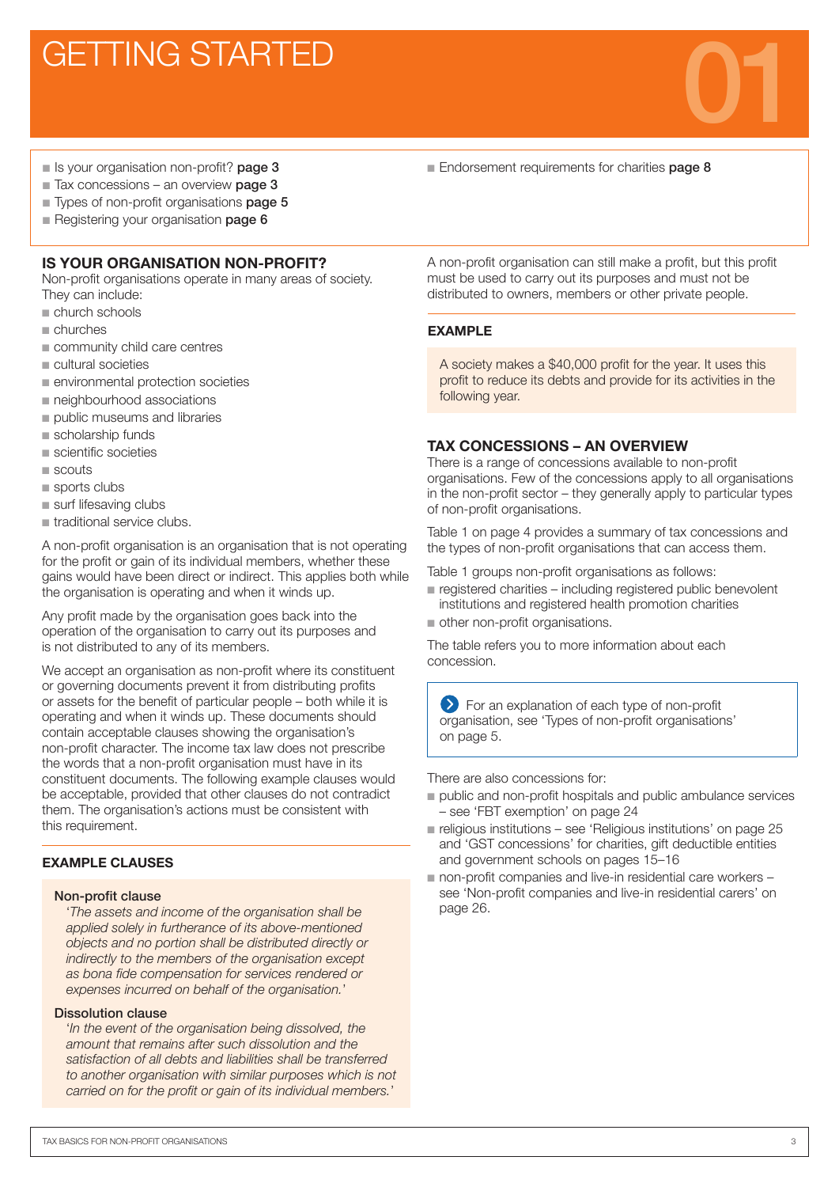# GETTING STARTED

01

- Is your organisation non-profit? **page 3**
- Tax concessions – an overview **page 3**
- Types of non-profit organisations **page 5**
- Registering your organisation **page 6**
- Endorsement requirements for charities **page 8**

## IS YOUR ORGANISATION NON-PROFIT?

Non-profit organisations operate in many areas of society. They can include:

- church schools
- churches
- community child care centres
- cultural societies
- environmental protection societies
- neighbourhood associations
- public museums and libraries
- scholarship funds
- scientific societies
- scouts
- sports clubs
- surf lifesaving clubs
- traditional service clubs.

A non-profit organisation is an organisation that is not operating for the profit or gain of its individual members, whether these gains would have been direct or indirect. This applies both while it is operating and when it winds up.

Any profit made by the organisation goes back into the operation of the organisation to carry out its purposes and is not distributed to any of its members.

We accept an organisation as non-profit where its constituent or governing documents prevent it from distributing profits or assets for the benefit of particular people – both while it is operating and when it winds up. These documents should contain acceptable clauses showing the organisation's non-profit character. The income tax law does not prescribe the words that a non-profit organisation must have in its constituent documents. The following example clauses would be acceptable, provided that other clauses do not contradict them. The organisation's actions must be consistent with this requirement.

### EXAMPLE CLAUSES

**Non-profit clause**

*'The assets and income of the organisation shall be applied solely in furtherance of its above-mentioned objects and no portion shall be distributed directly or indirectly to the members of the organisation except as bona fide compensation for services rendered or expenses incurred on behalf of the organisation.'*

**Dissolution clause**

*'In the event of the organisation being dissolved, the amount that remains after such dissolution and the satisfaction of all debts and liabilities shall be transferred to another organisation with similar purposes which is not carried on for the profit or gain of its individual members.'*

A non-profit organisation can still make a profit, but this profit must be used to carry out its purposes and must not be distributed to owners, members or other private people.

### EXAMPLE

A society makes a $40,000 profit for the year. It uses this profit to reduce its debts and provide for its activities in the following year.

## TAX CONCESSIONS – AN OVERVIEW

There is a range of concessions available to non-profit organisations. Few of the concessions apply to all organisations in the non-profit sector – they generally apply to particular types of non-profit organisations.

Table 1 on page 4 provides a summary of tax concessions and the types of non-profit organisations that can access them.

Table 1 groups non-profit organisations as follows:

- registered charities – including registered public benevolent institutions and registered health promotion charities
- other non-profit organisations.

The table refers you to more information about each concession.

For an explanation of each type of non-profit organisation, see 'Types of non-profit organisations' on page 5.

There are also concessions for:

- public and non-profit hospitals and public ambulance services – see 'FBT exemption' on page 24
- religious institutions – see 'Religious institutions' on page 25 and 'GST concessions' for charities, gift deductible entities and government schools on pages 15–16
- non-profit companies and live-in residential care workers – see 'Non-profit companies and live-in residential carers' on page 26.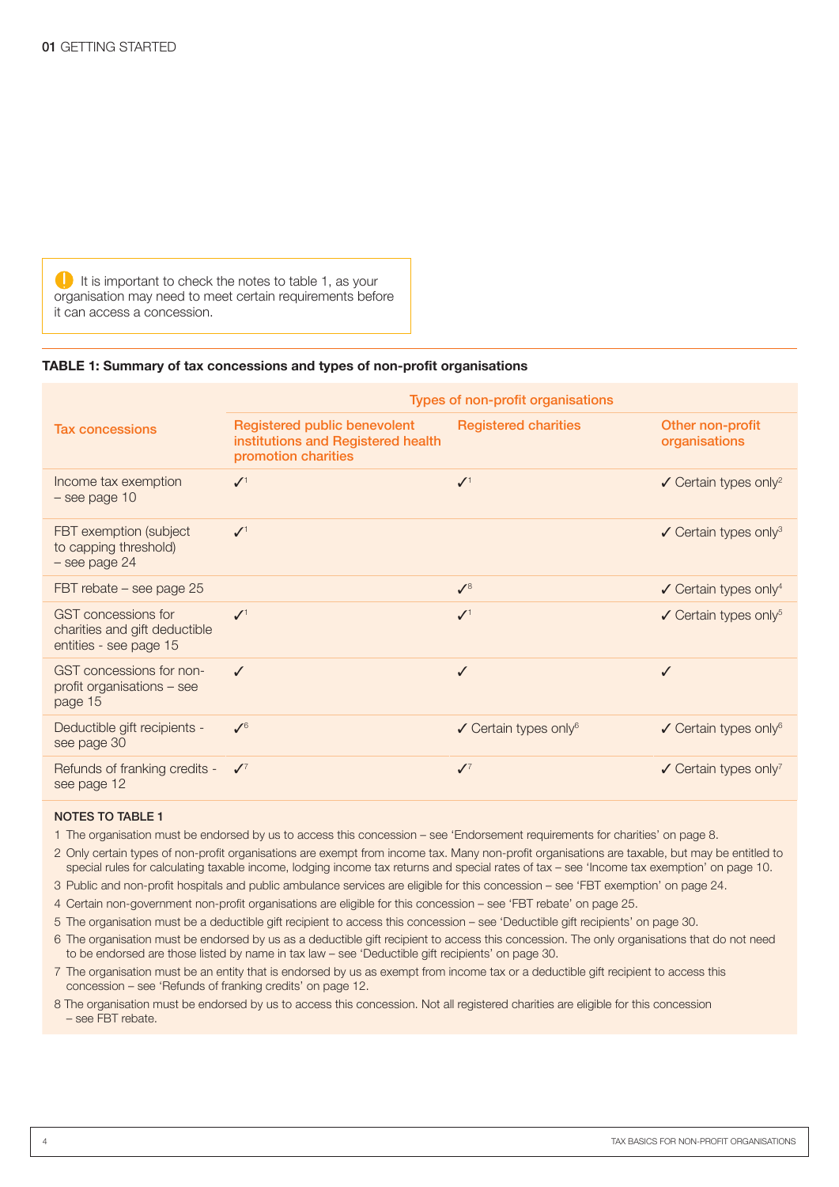> It is important to check the notes to table 1, as your organisation may need to meet certain requirements before it can access a concession.

**TABLE 1: Summary of tax concessions and types of non-profit organisations**

| Tax concessions | Types of non-profit organisations | | |
|---|---|---|---|
| | Registered public benevolent institutions and Registered health promotion charities | Registered charities | Other non-profit organisations |
| Income tax exemption – see page 10 | ✓[1] | ✓[1] | ✓ Certain types only[2] |
| FBT exemption (subject to capping threshold) – see page 24 | ✓[1] | | ✓ Certain types only[3] |
| FBT rebate – see page 25 | | ✓[8] | ✓ Certain types only[4] |
| GST concessions for charities and gift deductible entities - see page 15 | ✓[1] | ✓[1] | ✓ Certain types only[5] |
| GST concessions for non-profit organisations – see page 15 | ✓ | ✓ | ✓ |
| Deductible gift recipients - see page 30 | ✓[6] | ✓ Certain types only[6] | ✓ Certain types only[6] |
| Refunds of franking credits - see page 12 | ✓[7] | ✓[7] | ✓ Certain types only[7] |

**NOTES TO TABLE 1**

1. The organisation must be endorsed by us to access this concession – see 'Endorsement requirements for charities' on page 8.
2. Only certain types of non-profit organisations are exempt from income tax. Many non-profit organisations are taxable, but may be entitled to special rules for calculating taxable income, lodging income tax returns and special rates of tax – see 'Income tax exemption' on page 10.
3. Public and non-profit hospitals and public ambulance services are eligible for this concession – see 'FBT exemption' on page 24.
4. Certain non-government non-profit organisations are eligible for this concession – see 'FBT rebate' on page 25.
5. The organisation must be a deductible gift recipient to access this concession – see 'Deductible gift recipients' on page 30.
6. The organisation must be endorsed by us as a deductible gift recipient to access this concession. The only organisations that do not need to be endorsed are those listed by name in tax law – see 'Deductible gift recipients' on page 30.
7. The organisation must be an entity that is endorsed by us as exempt from income tax or a deductible gift recipient to access this concession – see 'Refunds of franking credits' on page 12.
8. The organisation must be endorsed by us to access this concession. Not all registered charities are eligible for this concession – see FBT rebate.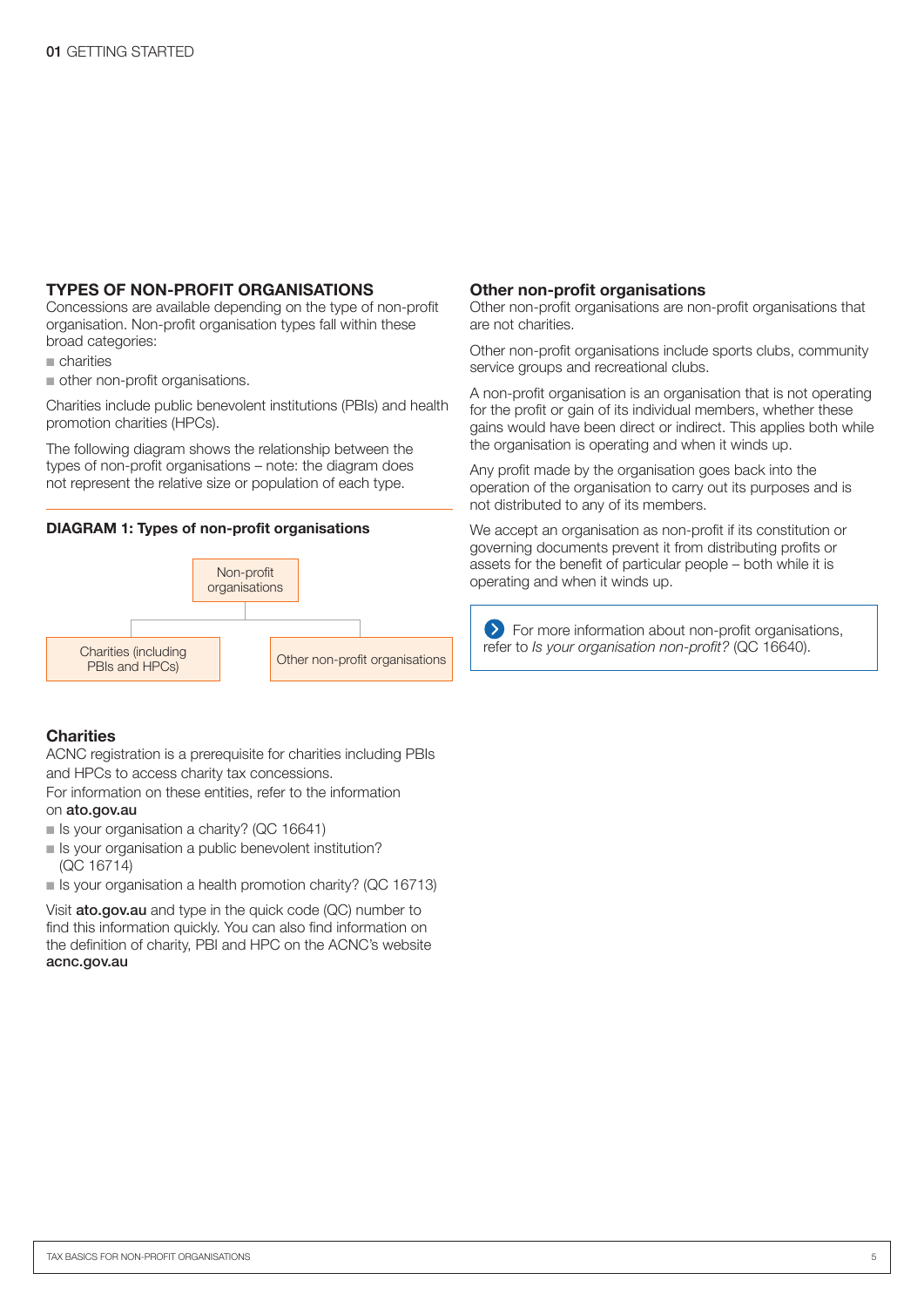## TYPES OF NON-PROFIT ORGANISATIONS

Concessions are available depending on the type of non-profit organisation. Non-profit organisation types fall within these broad categories:

- charities
- other non-profit organisations.

Charities include public benevolent institutions (PBIs) and health promotion charities (HPCs).

The following diagram shows the relationship between the types of non-profit organisations – note: the diagram does not represent the relative size or population of each type.

**DIAGRAM 1: Types of non-profit organisations**

Non-profit organisations

Charities (including PBIs and HPCs)

Other non-profit organisations

### Charities

ACNC registration is a prerequisite for charities including PBIs and HPCs to access charity tax concessions.
For information on these entities, refer to the information on **ato.gov.au**

- Is your organisation a charity? (QC 16641)
- Is your organisation a public benevolent institution? (QC 16714)
- Is your organisation a health promotion charity? (QC 16713)

Visit **ato.gov.au** and type in the quick code (QC) number to find this information quickly. You can also find information on the definition of charity, PBI and HPC on the ACNC's website **acnc.gov.au**

### Other non-profit organisations

Other non-profit organisations are non-profit organisations that are not charities.

Other non-profit organisations include sports clubs, community service groups and recreational clubs.

A non-profit organisation is an organisation that is not operating for the profit or gain of its individual members, whether these gains would have been direct or indirect. This applies both while the organisation is operating and when it winds up.

Any profit made by the organisation goes back into the operation of the organisation to carry out its purposes and is not distributed to any of its members.

We accept an organisation as non-profit if its constitution or governing documents prevent it from distributing profits or assets for the benefit of particular people – both while it is operating and when it winds up.

> For more information about non-profit organisations, refer to *Is your organisation non-profit?* (QC 16640).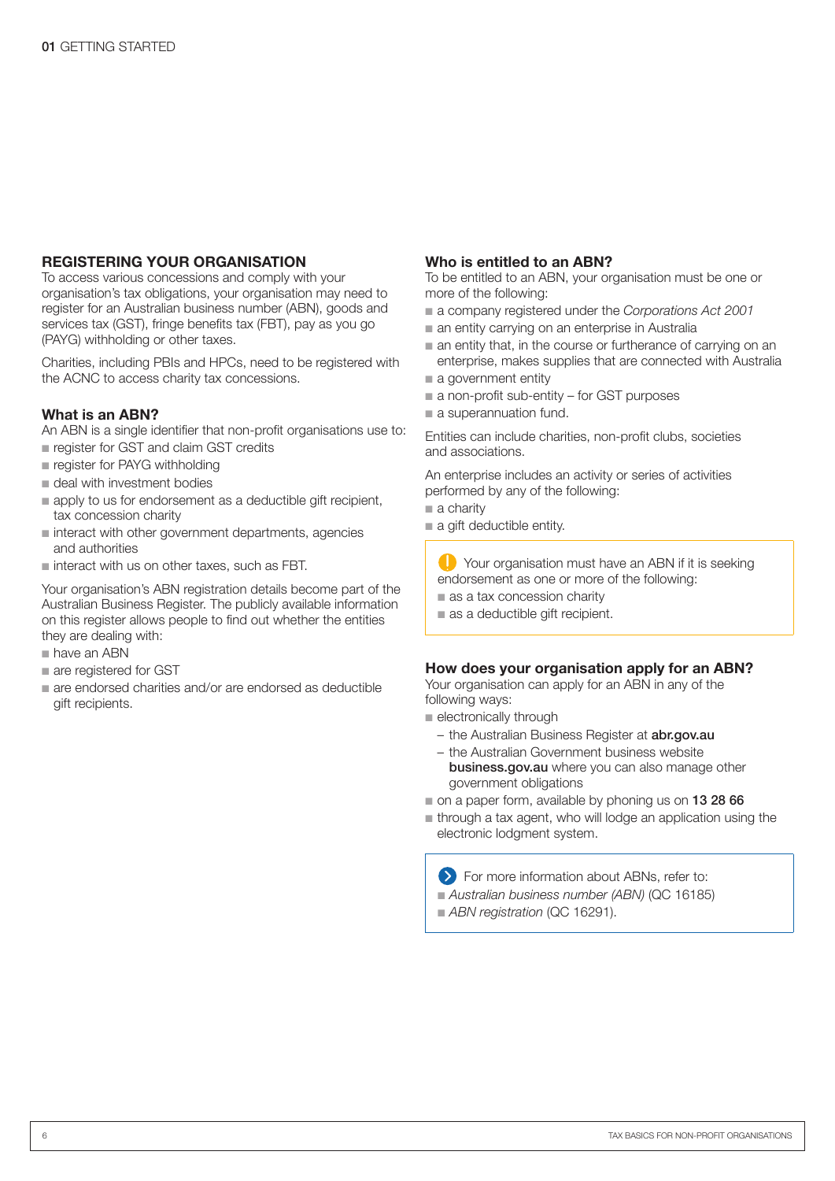## REGISTERING YOUR ORGANISATION

To access various concessions and comply with your organisation's tax obligations, your organisation may need to register for an Australian business number (ABN), goods and services tax (GST), fringe benefits tax (FBT), pay as you go (PAYG) withholding or other taxes.

Charities, including PBIs and HPCs, need to be registered with the ACNC to access charity tax concessions.

### What is an ABN?

An ABN is a single identifier that non-profit organisations use to:

- register for GST and claim GST credits
- register for PAYG withholding
- deal with investment bodies
- apply to us for endorsement as a deductible gift recipient, tax concession charity
- interact with other government departments, agencies and authorities
- interact with us on other taxes, such as FBT.

Your organisation's ABN registration details become part of the Australian Business Register. The publicly available information on this register allows people to find out whether the entities they are dealing with:

- have an ABN
- are registered for GST
- are endorsed charities and/or are endorsed as deductible gift recipients.

### Who is entitled to an ABN?

To be entitled to an ABN, your organisation must be one or more of the following:

- a company registered under the *Corporations Act 2001*
- an entity carrying on an enterprise in Australia
- an entity that, in the course or furtherance of carrying on an enterprise, makes supplies that are connected with Australia
- a government entity
- a non-profit sub-entity – for GST purposes
- a superannuation fund.

Entities can include charities, non-profit clubs, societies and associations.

An enterprise includes an activity or series of activities performed by any of the following:

- a charity
- a gift deductible entity.

> Your organisation must have an ABN if it is seeking endorsement as one or more of the following:
> - as a tax concession charity
> - as a deductible gift recipient.

### How does your organisation apply for an ABN?

Your organisation can apply for an ABN in any of the following ways:

- electronically through
  - the Australian Business Register at **abr.gov.au**
  - the Australian Government business website **business.gov.au** where you can also manage other government obligations
- on a paper form, available by phoning us on **13 28 66**
- through a tax agent, who will lodge an application using the electronic lodgment system.

> For more information about ABNs, refer to:
> - *Australian business number (ABN)* (QC 16185)
> - *ABN registration* (QC 16291).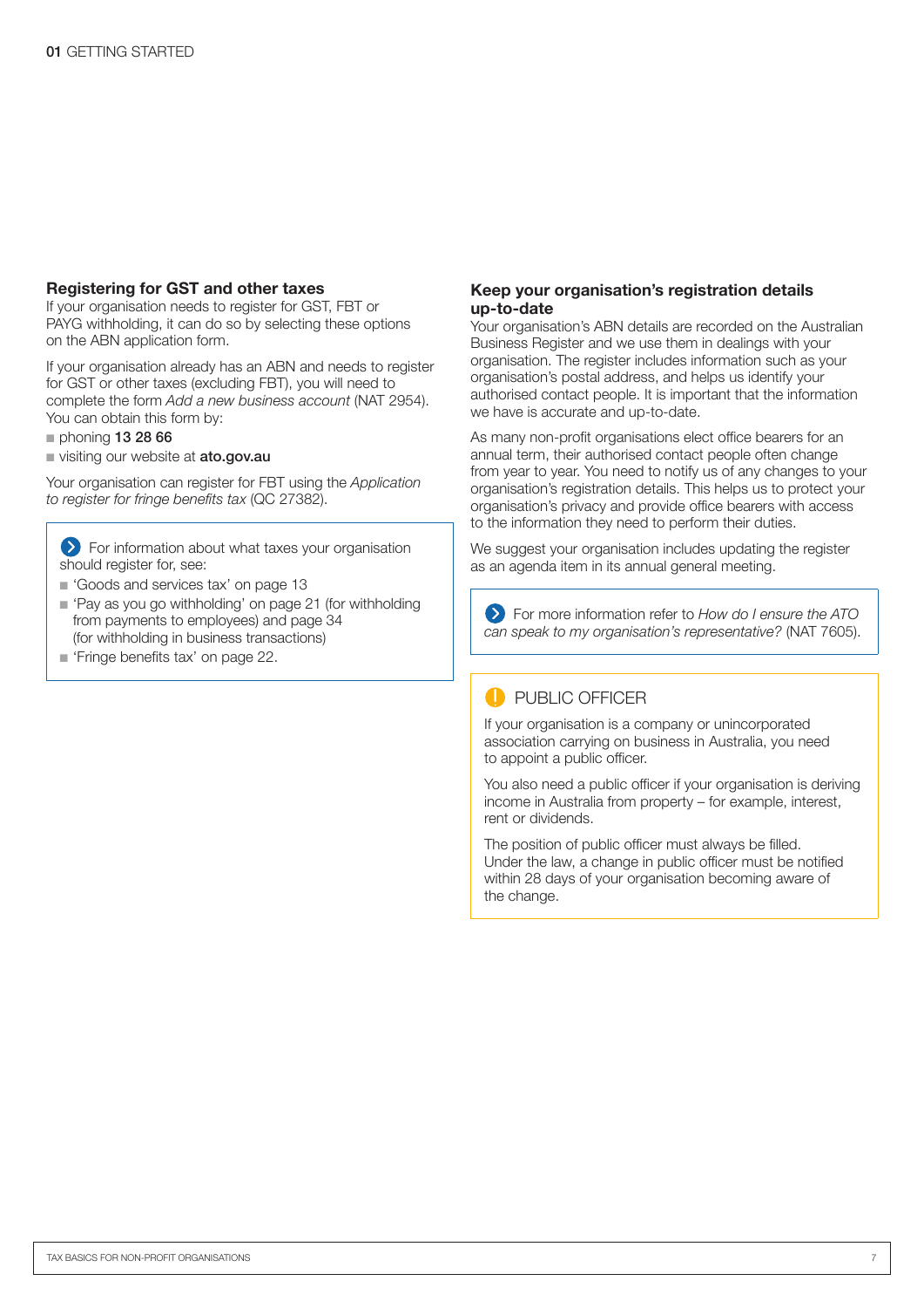### Registering for GST and other taxes

If your organisation needs to register for GST, FBT or PAYG withholding, it can do so by selecting these options on the ABN application form.

If your organisation already has an ABN and needs to register for GST or other taxes (excluding FBT), you will need to complete the form *Add a new business account* (NAT 2954). You can obtain this form by:

- phoning **13 28 66**
- visiting our website at **ato.gov.au**

Your organisation can register for FBT using the *Application to register for fringe benefits tax* (QC 27382).

> For information about what taxes your organisation should register for, see:
>
> - 'Goods and services tax' on page 13
> - 'Pay as you go withholding' on page 21 (for withholding from payments to employees) and page 34 (for withholding in business transactions)
> - 'Fringe benefits tax' on page 22.

### Keep your organisation's registration details up-to-date

Your organisation's ABN details are recorded on the Australian Business Register and we use them in dealings with your organisation. The register includes information such as your organisation's postal address, and helps us identify your authorised contact people. It is important that the information we have is accurate and up-to-date.

As many non-profit organisations elect office bearers for an annual term, their authorised contact people often change from year to year. You need to notify us of any changes to your organisation's registration details. This helps us to protect your organisation's privacy and provide office bearers with access to the information they need to perform their duties.

We suggest your organisation includes updating the register as an agenda item in its annual general meeting.

> For more information refer to *How do I ensure the ATO can speak to my organisation's representative?* (NAT 7605).

> **PUBLIC OFFICER**
>
> If your organisation is a company or unincorporated association carrying on business in Australia, you need to appoint a public officer.
>
> You also need a public officer if your organisation is deriving income in Australia from property – for example, interest, rent or dividends.
>
> The position of public officer must always be filled. Under the law, a change in public officer must be notified within 28 days of your organisation becoming aware of the change.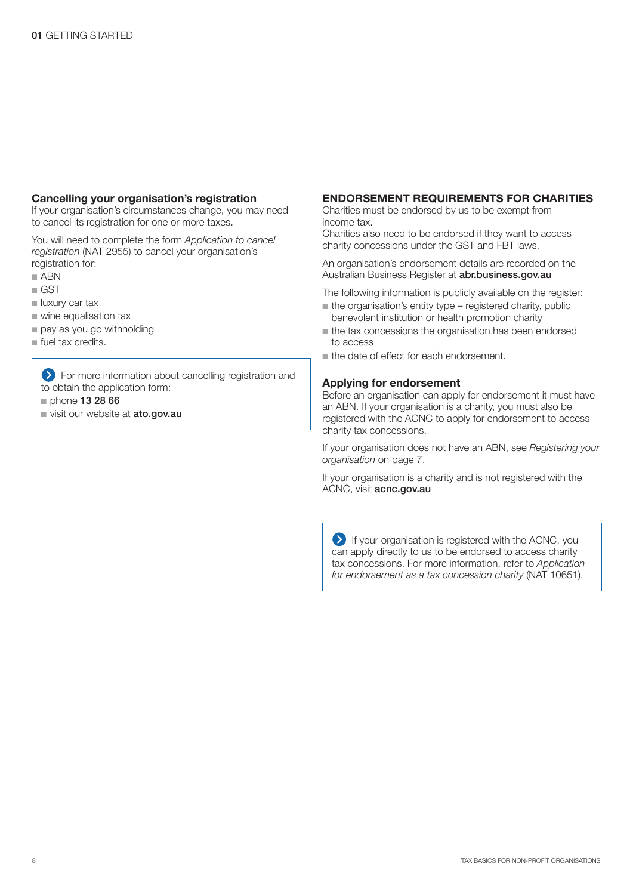### Cancelling your organisation's registration

If your organisation's circumstances change, you may need to cancel its registration for one or more taxes.

You will need to complete the form *Application to cancel registration* (NAT 2955) to cancel your organisation's registration for:

- ABN
- GST
- luxury car tax
- wine equalisation tax
- pay as you go withholding
- fuel tax credits.

> For more information about cancelling registration and to obtain the application form:
> - phone **13 28 66**
> - visit our website at **ato.gov.au**

## ENDORSEMENT REQUIREMENTS FOR CHARITIES

Charities must be endorsed by us to be exempt from income tax.
Charities also need to be endorsed if they want to access charity concessions under the GST and FBT laws.

An organisation's endorsement details are recorded on the Australian Business Register at **abr.business.gov.au**

The following information is publicly available on the register:

- the organisation's entity type – registered charity, public benevolent institution or health promotion charity
- the tax concessions the organisation has been endorsed to access
- the date of effect for each endorsement.

### Applying for endorsement

Before an organisation can apply for endorsement it must have an ABN. If your organisation is a charity, you must also be registered with the ACNC to apply for endorsement to access charity tax concessions.

If your organisation does not have an ABN, see *Registering your organisation* on page 7.

If your organisation is a charity and is not registered with the ACNC, visit **acnc.gov.au**

> If your organisation is registered with the ACNC, you can apply directly to us to be endorsed to access charity tax concessions. For more information, refer to *Application for endorsement as a tax concession charity* (NAT 10651).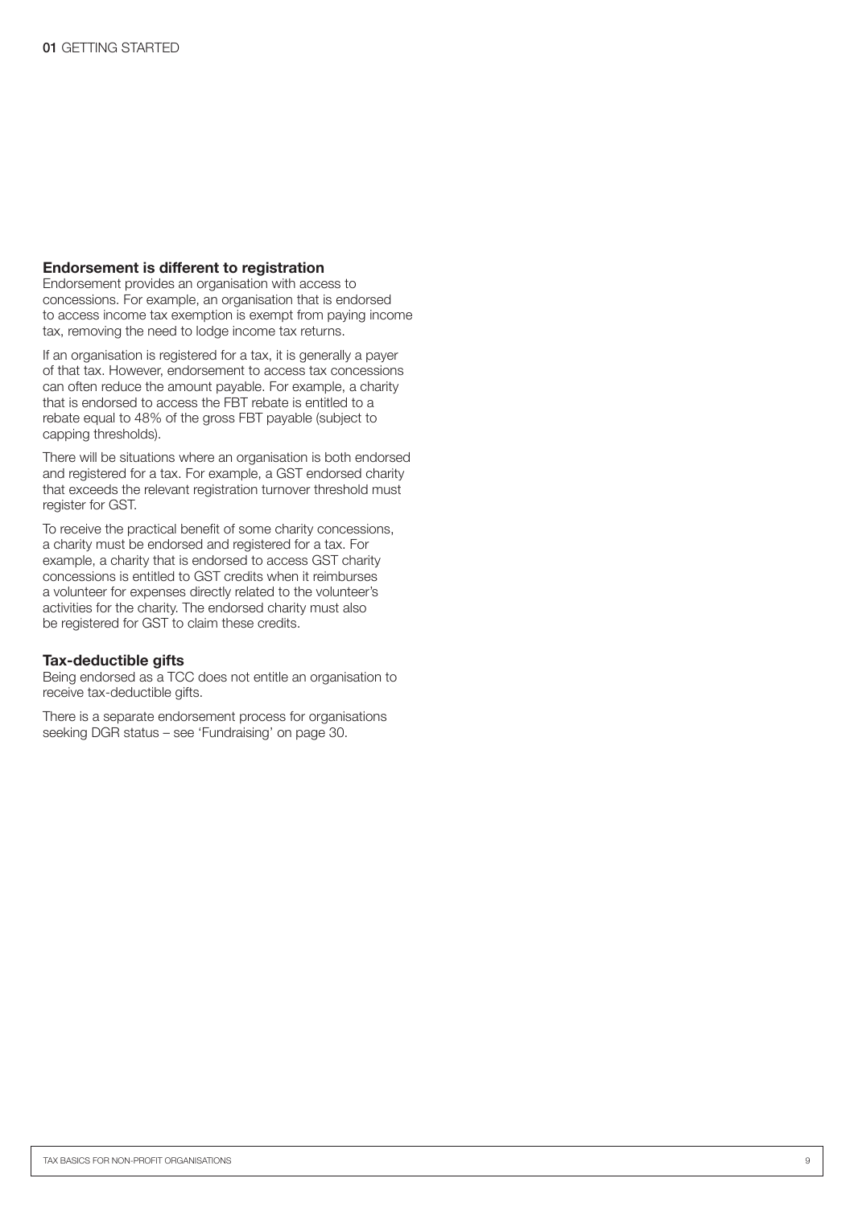## Endorsement is different to registration

Endorsement provides an organisation with access to concessions. For example, an organisation that is endorsed to access income tax exemption is exempt from paying income tax, removing the need to lodge income tax returns.

If an organisation is registered for a tax, it is generally a payer of that tax. However, endorsement to access tax concessions can often reduce the amount payable. For example, a charity that is endorsed to access the FBT rebate is entitled to a rebate equal to 48% of the gross FBT payable (subject to capping thresholds).

There will be situations where an organisation is both endorsed and registered for a tax. For example, a GST endorsed charity that exceeds the relevant registration turnover threshold must register for GST.

To receive the practical benefit of some charity concessions, a charity must be endorsed and registered for a tax. For example, a charity that is endorsed to access GST charity concessions is entitled to GST credits when it reimburses a volunteer for expenses directly related to the volunteer's activities for the charity. The endorsed charity must also be registered for GST to claim these credits.

## Tax-deductible gifts

Being endorsed as a TCC does not entitle an organisation to receive tax-deductible gifts.

There is a separate endorsement process for organisations seeking DGR status – see 'Fundraising' on page 30.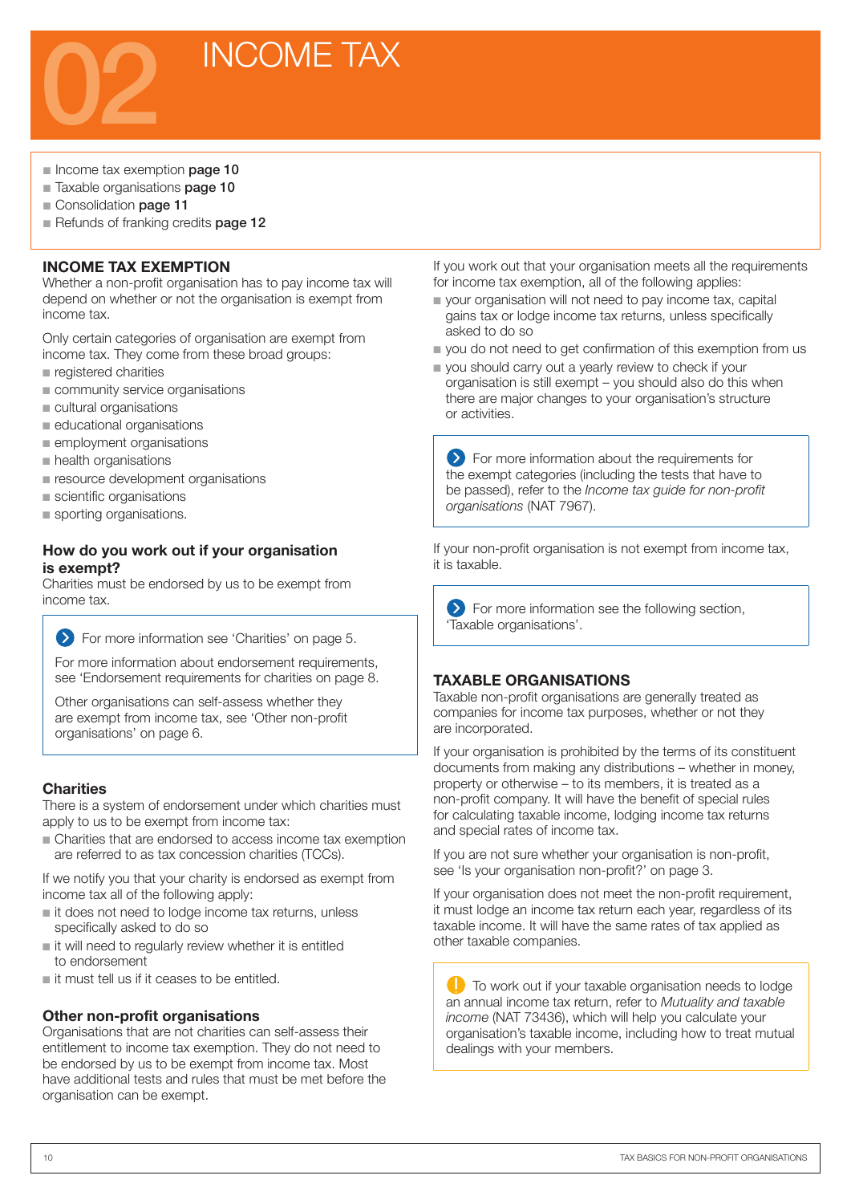# 02 INCOME TAX

- Income tax exemption **page 10**
- Taxable organisations **page 10**
- Consolidation **page 11**
- Refunds of franking credits **page 12**

## INCOME TAX EXEMPTION

Whether a non-profit organisation has to pay income tax will depend on whether or not the organisation is exempt from income tax.

Only certain categories of organisation are exempt from income tax. They come from these broad groups:

- registered charities
- community service organisations
- cultural organisations
- educational organisations
- employment organisations
- health organisations
- resource development organisations
- scientific organisations
- sporting organisations.

### How do you work out if your organisation is exempt?

Charities must be endorsed by us to be exempt from income tax.

> For more information see 'Charities' on page 5.
>
> For more information about endorsement requirements, see 'Endorsement requirements for charities on page 8.
>
> Other organisations can self-assess whether they are exempt from income tax, see 'Other non-profit organisations' on page 6.

### Charities

There is a system of endorsement under which charities must apply to us to be exempt from income tax:

- Charities that are endorsed to access income tax exemption are referred to as tax concession charities (TCCs).

If we notify you that your charity is endorsed as exempt from income tax all of the following apply:

- it does not need to lodge income tax returns, unless specifically asked to do so
- it will need to regularly review whether it is entitled to endorsement
- it must tell us if it ceases to be entitled.

### Other non-profit organisations

Organisations that are not charities can self-assess their entitlement to income tax exemption. They do not need to be endorsed by us to be exempt from income tax. Most have additional tests and rules that must be met before the organisation can be exempt.

If you work out that your organisation meets all the requirements for income tax exemption, all of the following applies:

- your organisation will not need to pay income tax, capital gains tax or lodge income tax returns, unless specifically asked to do so
- you do not need to get confirmation of this exemption from us
- you should carry out a yearly review to check if your organisation is still exempt – you should also do this when there are major changes to your organisation's structure or activities.

> For more information about the requirements for the exempt categories (including the tests that have to be passed), refer to the *Income tax guide for non-profit organisations* (NAT 7967).

If your non-profit organisation is not exempt from income tax, it is taxable.

> For more information see the following section, 'Taxable organisations'.

## TAXABLE ORGANISATIONS

Taxable non-profit organisations are generally treated as companies for income tax purposes, whether or not they are incorporated.

If your organisation is prohibited by the terms of its constituent documents from making any distributions – whether in money, property or otherwise – to its members, it is treated as a non-profit company. It will have the benefit of special rules for calculating taxable income, lodging income tax returns and special rates of income tax.

If you are not sure whether your organisation is non-profit, see 'Is your organisation non-profit?' on page 3.

If your organisation does not meet the non-profit requirement, it must lodge an income tax return each year, regardless of its taxable income. It will have the same rates of tax applied as other taxable companies.

> To work out if your taxable organisation needs to lodge an annual income tax return, refer to *Mutuality and taxable income* (NAT 73436), which will help you calculate your organisation's taxable income, including how to treat mutual dealings with your members.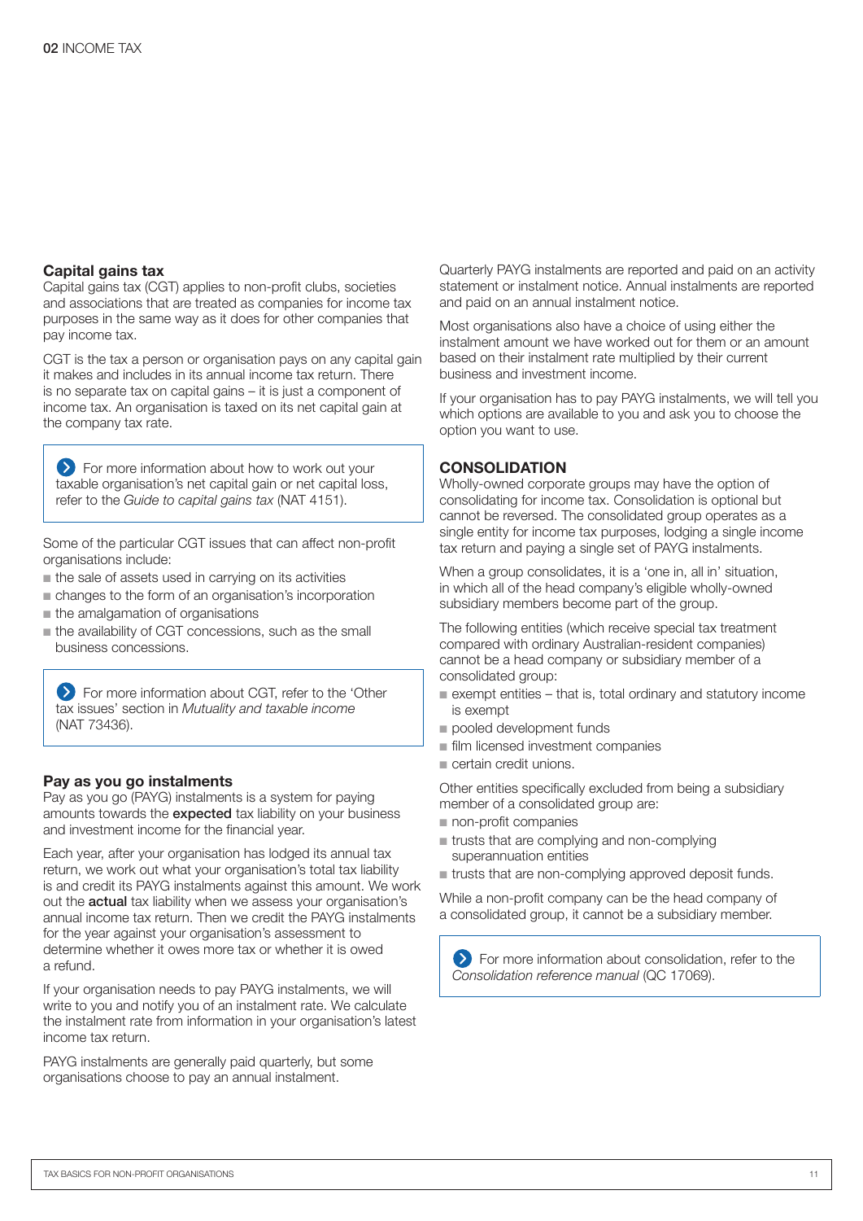### Capital gains tax

Capital gains tax (CGT) applies to non-profit clubs, societies and associations that are treated as companies for income tax purposes in the same way as it does for other companies that pay income tax.

CGT is the tax a person or organisation pays on any capital gain it makes and includes in its annual income tax return. There is no separate tax on capital gains – it is just a component of income tax. An organisation is taxed on its net capital gain at the company tax rate.

> For more information about how to work out your taxable organisation's net capital gain or net capital loss, refer to the *Guide to capital gains tax* (NAT 4151).

Some of the particular CGT issues that can affect non-profit organisations include:

- the sale of assets used in carrying on its activities
- changes to the form of an organisation's incorporation
- the amalgamation of organisations
- the availability of CGT concessions, such as the small business concessions.

> For more information about CGT, refer to the 'Other tax issues' section in *Mutuality and taxable income* (NAT 73436).

### Pay as you go instalments

Pay as you go (PAYG) instalments is a system for paying amounts towards the **expected** tax liability on your business and investment income for the financial year.

Each year, after your organisation has lodged its annual tax return, we work out what your organisation's total tax liability is and credit its PAYG instalments against this amount. We work out the **actual** tax liability when we assess your organisation's annual income tax return. Then we credit the PAYG instalments for the year against your organisation's assessment to determine whether it owes more tax or whether it is owed a refund.

If your organisation needs to pay PAYG instalments, we will write to you and notify you of an instalment rate. We calculate the instalment rate from information in your organisation's latest income tax return.

PAYG instalments are generally paid quarterly, but some organisations choose to pay an annual instalment.

Quarterly PAYG instalments are reported and paid on an activity statement or instalment notice. Annual instalments are reported and paid on an annual instalment notice.

Most organisations also have a choice of using either the instalment amount we have worked out for them or an amount based on their instalment rate multiplied by their current business and investment income.

If your organisation has to pay PAYG instalments, we will tell you which options are available to you and ask you to choose the option you want to use.

### CONSOLIDATION

Wholly-owned corporate groups may have the option of consolidating for income tax. Consolidation is optional but cannot be reversed. The consolidated group operates as a single entity for income tax purposes, lodging a single income tax return and paying a single set of PAYG instalments.

When a group consolidates, it is a 'one in, all in' situation, in which all of the head company's eligible wholly-owned subsidiary members become part of the group.

The following entities (which receive special tax treatment compared with ordinary Australian-resident companies) cannot be a head company or subsidiary member of a consolidated group:

- exempt entities – that is, total ordinary and statutory income is exempt
- pooled development funds
- film licensed investment companies
- certain credit unions.

Other entities specifically excluded from being a subsidiary member of a consolidated group are:

- non-profit companies
- trusts that are complying and non-complying superannuation entities
- trusts that are non-complying approved deposit funds.

While a non-profit company can be the head company of a consolidated group, it cannot be a subsidiary member.

> For more information about consolidation, refer to the *Consolidation reference manual* (QC 17069).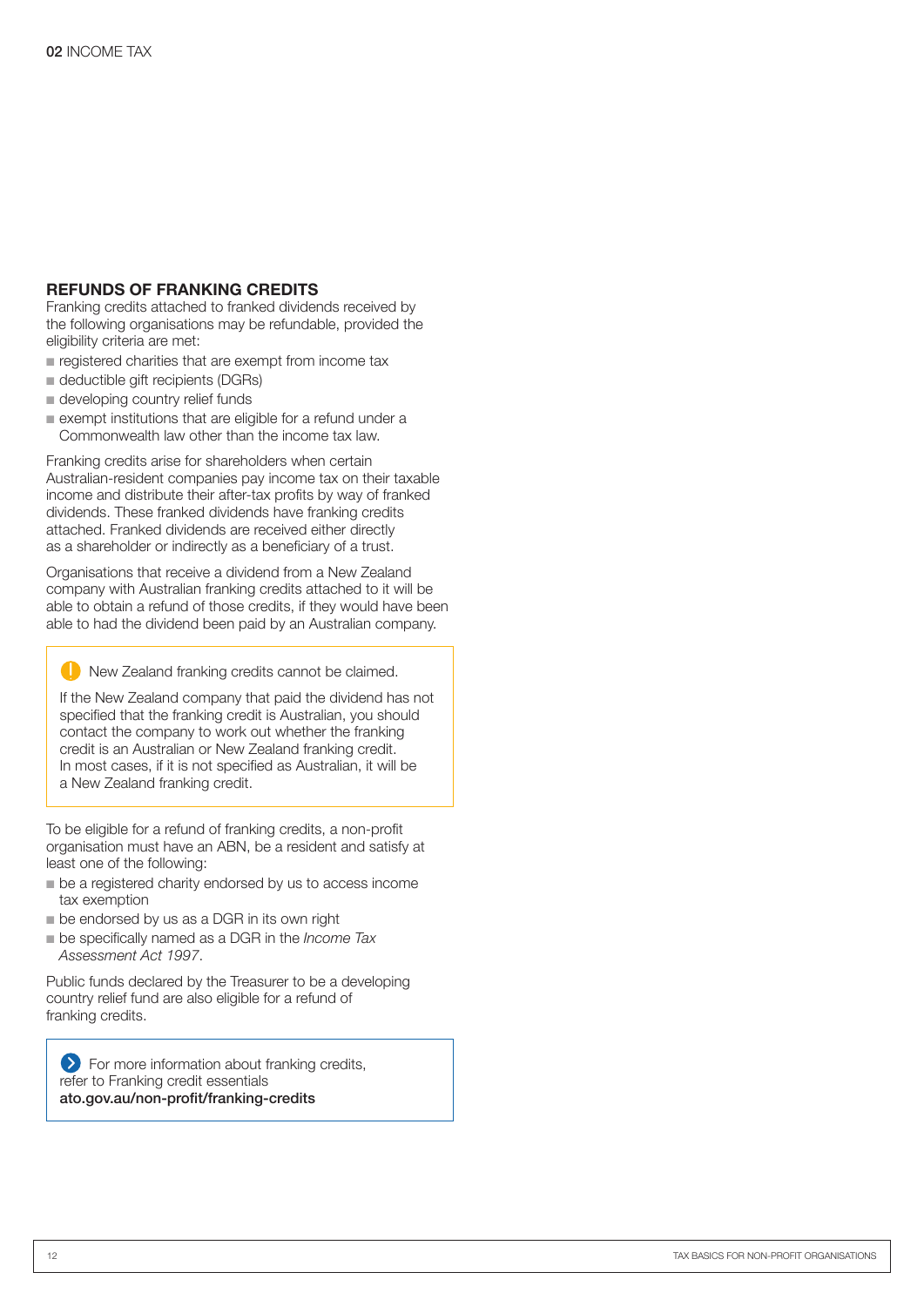## REFUNDS OF FRANKING CREDITS

Franking credits attached to franked dividends received by the following organisations may be refundable, provided the eligibility criteria are met:

- registered charities that are exempt from income tax
- deductible gift recipients (DGRs)
- developing country relief funds
- exempt institutions that are eligible for a refund under a Commonwealth law other than the income tax law.

Franking credits arise for shareholders when certain Australian-resident companies pay income tax on their taxable income and distribute their after-tax profits by way of franked dividends. These franked dividends have franking credits attached. Franked dividends are received either directly as a shareholder or indirectly as a beneficiary of a trust.

Organisations that receive a dividend from a New Zealand company with Australian franking credits attached to it will be able to obtain a refund of those credits, if they would have been able to had the dividend been paid by an Australian company.

> New Zealand franking credits cannot be claimed.
>
> If the New Zealand company that paid the dividend has not specified that the franking credit is Australian, you should contact the company to work out whether the franking credit is an Australian or New Zealand franking credit. In most cases, if it is not specified as Australian, it will be a New Zealand franking credit.

To be eligible for a refund of franking credits, a non-profit organisation must have an ABN, be a resident and satisfy at least one of the following:

- be a registered charity endorsed by us to access income tax exemption
- be endorsed by us as a DGR in its own right
- be specifically named as a DGR in the *Income Tax Assessment Act 1997*.

Public funds declared by the Treasurer to be a developing country relief fund are also eligible for a refund of franking credits.

> For more information about franking credits, refer to Franking credit essentials
> **ato.gov.au/non-profit/franking-credits**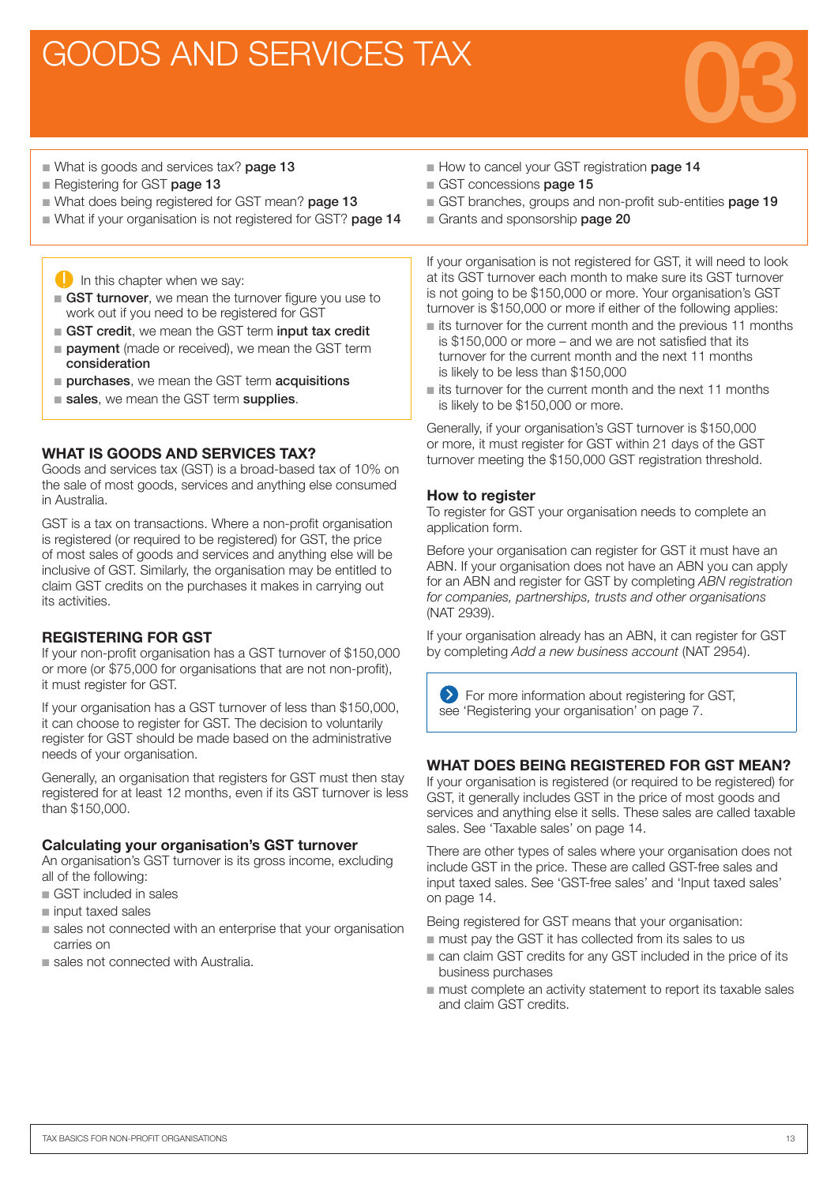# GOODS AND SERVICES TAX

03

- What is goods and services tax? **page 13**
- Registering for GST **page 13**
- What does being registered for GST mean? **page 13**
- What if your organisation is not registered for GST? **page 14**
- How to cancel your GST registration **page 14**
- GST concessions **page 15**
- GST branches, groups and non-profit sub-entities **page 19**
- Grants and sponsorship **page 20**

In this chapter when we say:

- **GST turnover**, we mean the turnover figure you use to work out if you need to be registered for GST
- **GST credit**, we mean the GST term **input tax credit**
- **payment** (made or received), we mean the GST term **consideration**
- **purchases**, we mean the GST term **acquisitions**
- **sales**, we mean the GST term **supplies**.

## WHAT IS GOODS AND SERVICES TAX?

Goods and services tax (GST) is a broad-based tax of 10% on the sale of most goods, services and anything else consumed in Australia.

GST is a tax on transactions. Where a non-profit organisation is registered (or required to be registered) for GST, the price of most sales of goods and services and anything else will be inclusive of GST. Similarly, the organisation may be entitled to claim GST credits on the purchases it makes in carrying out its activities.

## REGISTERING FOR GST

If your non-profit organisation has a GST turnover of $150,000 or more (or $75,000 for organisations that are not non-profit), it must register for GST.

If your organisation has a GST turnover of less than $150,000, it can choose to register for GST. The decision to voluntarily register for GST should be made based on the administrative needs of your organisation.

Generally, an organisation that registers for GST must then stay registered for at least 12 months, even if its GST turnover is less than $150,000.

### Calculating your organisation's GST turnover

An organisation's GST turnover is its gross income, excluding all of the following:

- GST included in sales
- input taxed sales
- sales not connected with an enterprise that your organisation carries on
- sales not connected with Australia.

If your organisation is not registered for GST, it will need to look at its GST turnover each month to make sure its GST turnover is not going to be $150,000 or more. Your organisation's GST turnover is $150,000 or more if either of the following applies:

- its turnover for the current month and the previous 11 months is $150,000 or more – and we are not satisfied that its turnover for the current month and the next 11 months is likely to be less than $150,000
- its turnover for the current month and the next 11 months is likely to be $150,000 or more.

Generally, if your organisation's GST turnover is $150,000 or more, it must register for GST within 21 days of the GST turnover meeting the $150,000 GST registration threshold.

### How to register

To register for GST your organisation needs to complete an application form.

Before your organisation can register for GST it must have an ABN. If your organisation does not have an ABN you can apply for an ABN and register for GST by completing *ABN registration for companies, partnerships, trusts and other organisations* (NAT 2939).

If your organisation already has an ABN, it can register for GST by completing *Add a new business account* (NAT 2954).

For more information about registering for GST, see 'Registering your organisation' on page 7.

## WHAT DOES BEING REGISTERED FOR GST MEAN?

If your organisation is registered (or required to be registered) for GST, it generally includes GST in the price of most goods and services and anything else it sells. These sales are called taxable sales. See 'Taxable sales' on page 14.

There are other types of sales where your organisation does not include GST in the price. These are called GST-free sales and input taxed sales. See 'GST-free sales' and 'Input taxed sales' on page 14.

Being registered for GST means that your organisation:

- must pay the GST it has collected from its sales to us
- can claim GST credits for any GST included in the price of its business purchases
- must complete an activity statement to report its taxable sales and claim GST credits.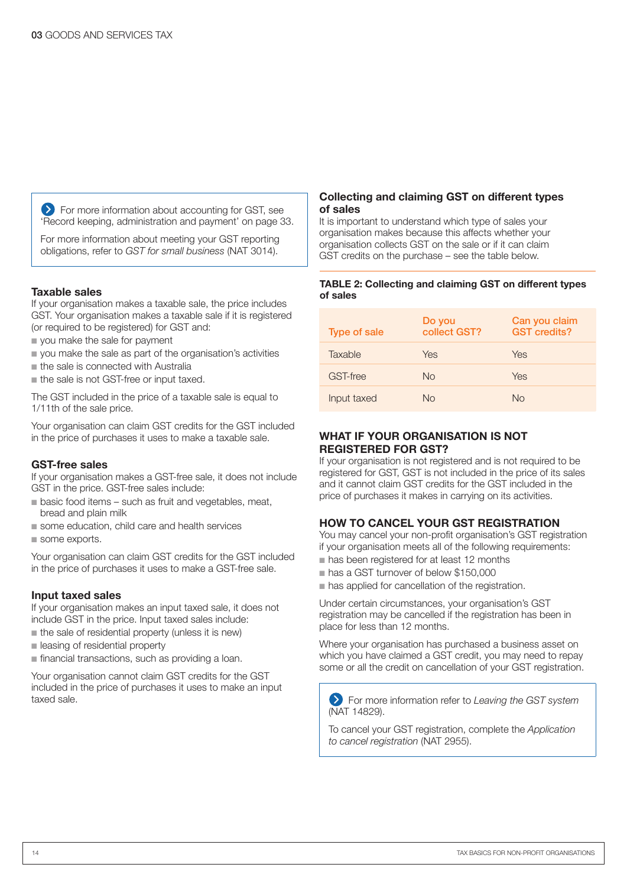For more information about accounting for GST, see 'Record keeping, administration and payment' on page 33.

For more information about meeting your GST reporting obligations, refer to *GST for small business* (NAT 3014).

### Taxable sales

If your organisation makes a taxable sale, the price includes GST. Your organisation makes a taxable sale if it is registered (or required to be registered) for GST and:

- you make the sale for payment
- you make the sale as part of the organisation's activities
- the sale is connected with Australia
- the sale is not GST-free or input taxed.

The GST included in the price of a taxable sale is equal to 1/11th of the sale price.

Your organisation can claim GST credits for the GST included in the price of purchases it uses to make a taxable sale.

### GST-free sales

If your organisation makes a GST-free sale, it does not include GST in the price. GST-free sales include:

- basic food items – such as fruit and vegetables, meat, bread and plain milk
- some education, child care and health services
- some exports.

Your organisation can claim GST credits for the GST included in the price of purchases it uses to make a GST-free sale.

### Input taxed sales

If your organisation makes an input taxed sale, it does not include GST in the price. Input taxed sales include:

- the sale of residential property (unless it is new)
- leasing of residential property
- financial transactions, such as providing a loan.

Your organisation cannot claim GST credits for the GST included in the price of purchases it uses to make an input taxed sale.

### Collecting and claiming GST on different types of sales

It is important to understand which type of sales your organisation makes because this affects whether your organisation collects GST on the sale or if it can claim GST credits on the purchase – see the table below.

**TABLE 2: Collecting and claiming GST on different types of sales**

| Type of sale | Do you collect GST? | Can you claim GST credits? |
|---|---|---|
| Taxable | Yes | Yes |
| GST-free | No | Yes |
| Input taxed | No | No |

## WHAT IF YOUR ORGANISATION IS NOT REGISTERED FOR GST?

If your organisation is not registered and is not required to be registered for GST, GST is not included in the price of its sales and it cannot claim GST credits for the GST included in the price of purchases it makes in carrying on its activities.

## HOW TO CANCEL YOUR GST REGISTRATION

You may cancel your non-profit organisation's GST registration if your organisation meets all of the following requirements:

- has been registered for at least 12 months
- has a GST turnover of below $150,000
- has applied for cancellation of the registration.

Under certain circumstances, your organisation's GST registration may be cancelled if the registration has been in place for less than 12 months.

Where your organisation has purchased a business asset on which you have claimed a GST credit, you may need to repay some or all the credit on cancellation of your GST registration.

For more information refer to *Leaving the GST system* (NAT 14829).

To cancel your GST registration, complete the *Application to cancel registration* (NAT 2955).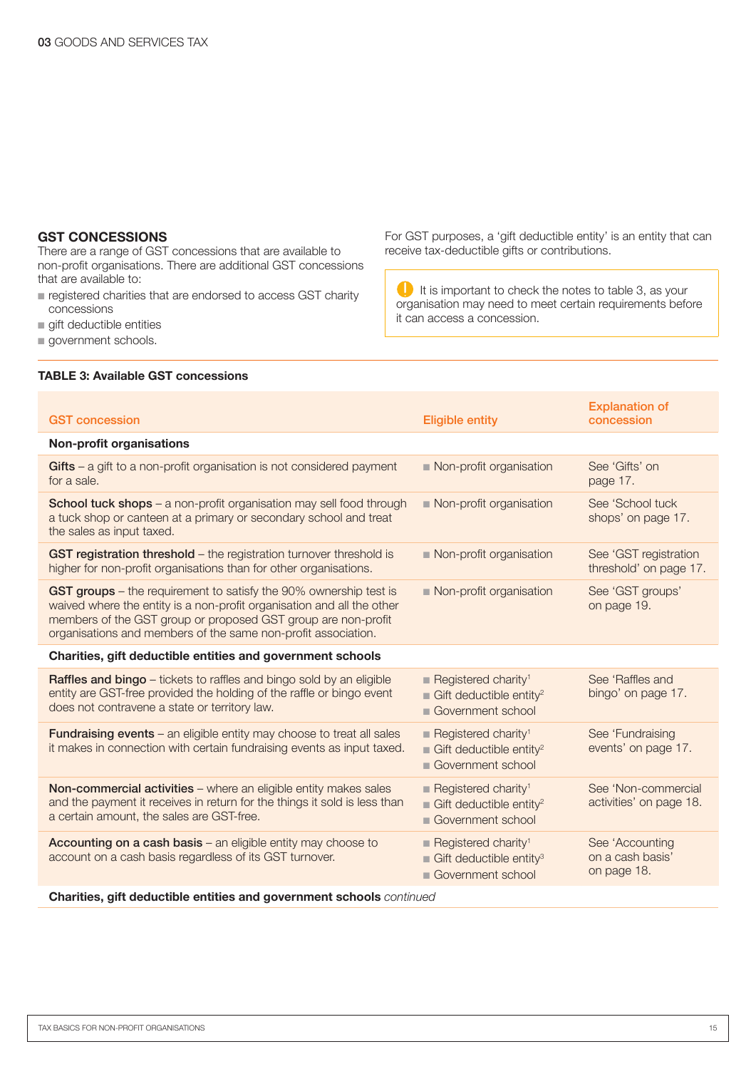## GST CONCESSIONS

There are a range of GST concessions that are available to non-profit organisations. There are additional GST concessions that are available to:

- registered charities that are endorsed to access GST charity concessions
- gift deductible entities
- government schools.

For GST purposes, a 'gift deductible entity' is an entity that can receive tax-deductible gifts or contributions.

> It is important to check the notes to table 3, as your organisation may need to meet certain requirements before it can access a concession.

**TABLE 3: Available GST concessions**

| GST concession | Eligible entity | Explanation of concession |
|---|---|---|
| **Non-profit organisations** | | |
| **Gifts** – a gift to a non-profit organisation is not considered payment for a sale. | Non-profit organisation | See 'Gifts' on page 17. |
| **School tuck shops** – a non-profit organisation may sell food through a tuck shop or canteen at a primary or secondary school and treat the sales as input taxed. | Non-profit organisation | See 'School tuck shops' on page 17. |
| **GST registration threshold** – the registration turnover threshold is higher for non-profit organisations than for other organisations. | Non-profit organisation | See 'GST registration threshold' on page 17. |
| **GST groups** – the requirement to satisfy the 90% ownership test is waived where the entity is a non-profit organisation and all the other members of the GST group or proposed GST group are non-profit organisations and members of the same non-profit association. | Non-profit organisation | See 'GST groups' on page 19. |
| **Charities, gift deductible entities and government schools** | | |
| **Raffles and bingo** – tickets to raffles and bingo sold by an eligible entity are GST-free provided the holding of the raffle or bingo event does not contravene a state or territory law. | Registered charity[1]<br>Gift deductible entity[2]<br>Government school | See 'Raffles and bingo' on page 17. |
| **Fundraising events** – an eligible entity may choose to treat all sales it makes in connection with certain fundraising events as input taxed. | Registered charity[1]<br>Gift deductible entity[2]<br>Government school | See 'Fundraising events' on page 17. |
| **Non-commercial activities** – where an eligible entity makes sales and the payment it receives in return for the things it sold is less than a certain amount, the sales are GST-free. | Registered charity[1]<br>Gift deductible entity[2]<br>Government school | See 'Non-commercial activities' on page 18. |
| **Accounting on a cash basis** – an eligible entity may choose to account on a cash basis regardless of its GST turnover. | Registered charity[1]<br>Gift deductible entity[3]<br>Government school | See 'Accounting on a cash basis' on page 18. |

**Charities, gift deductible entities and government schools** *continued*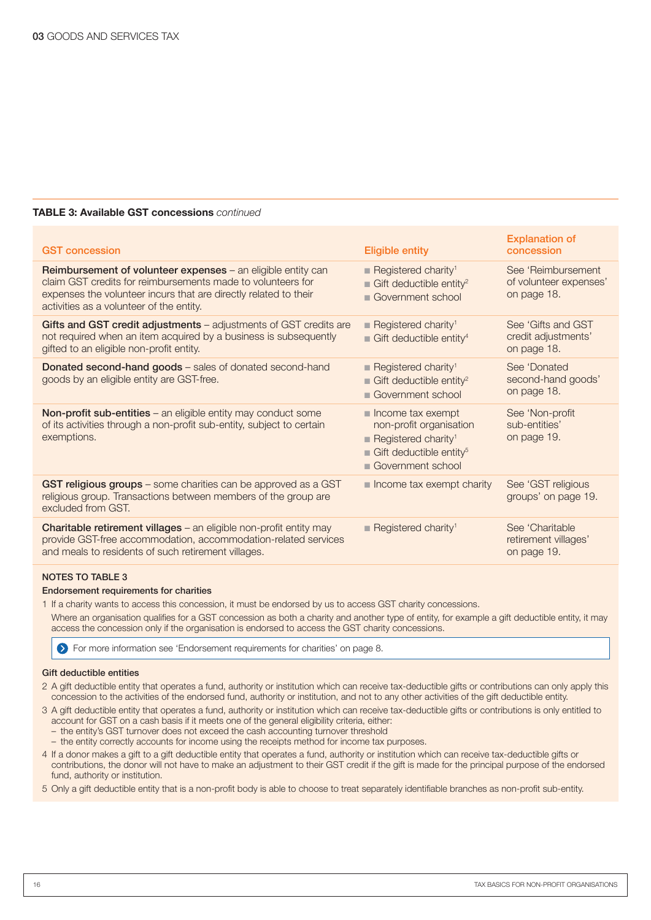**TABLE 3: Available GST concessions** *continued*

| GST concession | Eligible entity | Explanation of concession |
|---|---|---|
| **Reimbursement of volunteer expenses** – an eligible entity can claim GST credits for reimbursements made to volunteers for expenses the volunteer incurs that are directly related to their activities as a volunteer of the entity. | ■ Registered charity[1] ■ Gift deductible entity[2] ■ Government school | See 'Reimbursement of volunteer expenses' on page 18. |
| **Gifts and GST credit adjustments** – adjustments of GST credits are not required when an item acquired by a business is subsequently gifted to an eligible non-profit entity. | ■ Registered charity[1] ■ Gift deductible entity[4] | See 'Gifts and GST credit adjustments' on page 18. |
| **Donated second-hand goods** – sales of donated second-hand goods by an eligible entity are GST-free. | ■ Registered charity[1] ■ Gift deductible entity[2] ■ Government school | See 'Donated second-hand goods' on page 18. |
| **Non-profit sub-entities** – an eligible entity may conduct some of its activities through a non-profit sub-entity, subject to certain exemptions. | ■ Income tax exempt non-profit organisation ■ Registered charity[1] ■ Gift deductible entity[5] ■ Government school | See 'Non-profit sub-entities' on page 19. |
| **GST religious groups** – some charities can be approved as a GST religious group. Transactions between members of the group are excluded from GST. | ■ Income tax exempt charity | See 'GST religious groups' on page 19. |
| **Charitable retirement villages** – an eligible non-profit entity may provide GST-free accommodation, accommodation-related services and meals to residents of such retirement villages. | ■ Registered charity[1] | See 'Charitable retirement villages' on page 19. |

**NOTES TO TABLE 3**

**Endorsement requirements for charities**

1 If a charity wants to access this concession, it must be endorsed by us to access GST charity concessions.

Where an organisation qualifies for a GST concession as both a charity and another type of entity, for example a gift deductible entity, it may access the concession only if the organisation is endorsed to access the GST charity concessions.

For more information see 'Endorsement requirements for charities' on page 8.

**Gift deductible entities**

2 A gift deductible entity that operates a fund, authority or institution which can receive tax-deductible gifts or contributions can only apply this concession to the activities of the endorsed fund, authority or institution, and not to any other activities of the gift deductible entity.

3 A gift deductible entity that operates a fund, authority or institution which can receive tax-deductible gifts or contributions is only entitled to account for GST on a cash basis if it meets one of the general eligibility criteria, either:
- the entity's GST turnover does not exceed the cash accounting turnover threshold
- the entity correctly accounts for income using the receipts method for income tax purposes.

4 If a donor makes a gift to a gift deductible entity that operates a fund, authority or institution which can receive tax-deductible gifts or contributions, the donor will not have to make an adjustment to their GST credit if the gift is made for the principal purpose of the endorsed fund, authority or institution.

5 Only a gift deductible entity that is a non-profit body is able to choose to treat separately identifiable branches as non-profit sub-entity.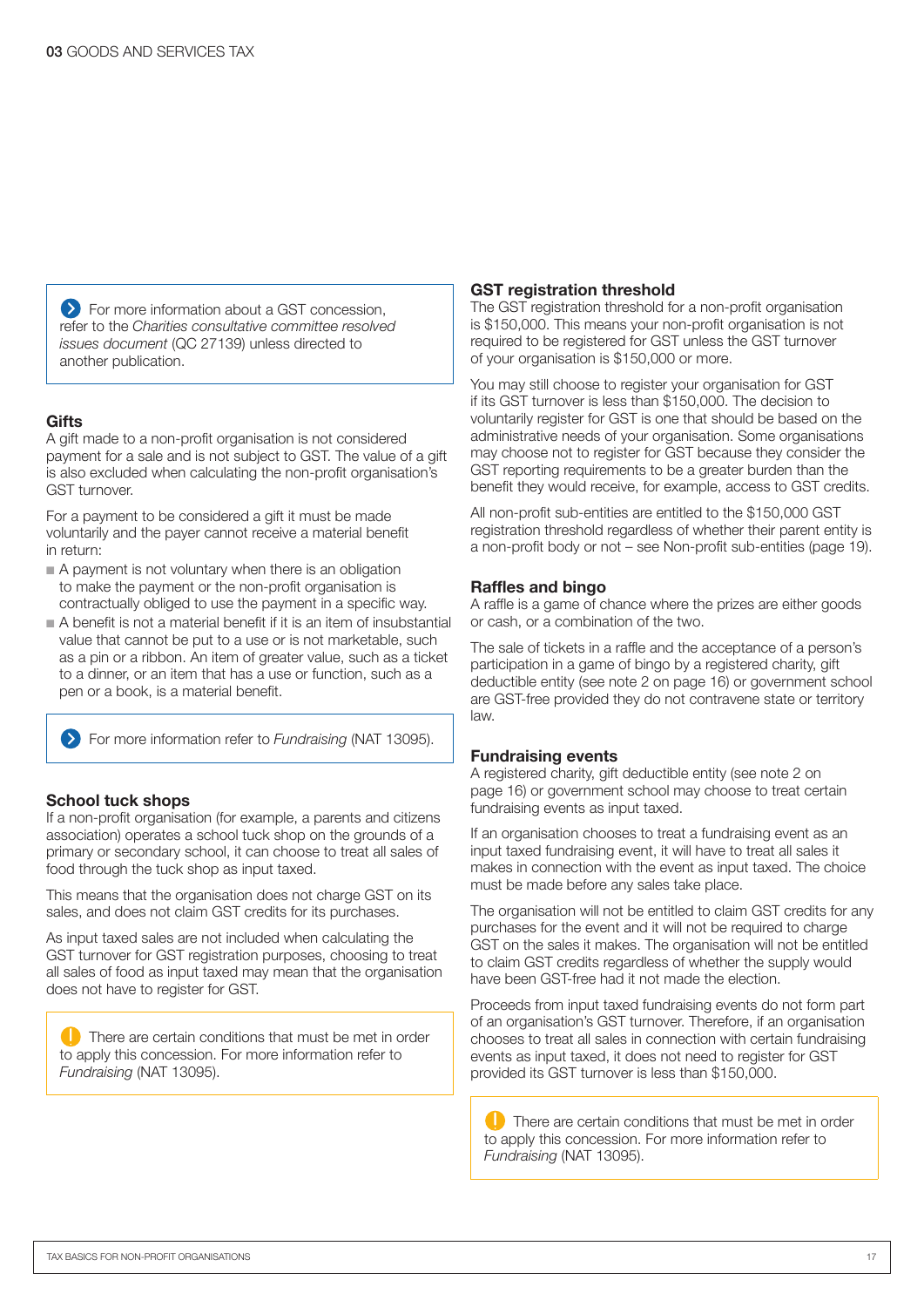For more information about a GST concession, refer to the *Charities consultative committee resolved issues document* (QC 27139) unless directed to another publication.

### Gifts

A gift made to a non-profit organisation is not considered payment for a sale and is not subject to GST. The value of a gift is also excluded when calculating the non-profit organisation's GST turnover.

For a payment to be considered a gift it must be made voluntarily and the payer cannot receive a material benefit in return:

- A payment is not voluntary when there is an obligation to make the payment or the non-profit organisation is contractually obliged to use the payment in a specific way.
- A benefit is not a material benefit if it is an item of insubstantial value that cannot be put to a use or is not marketable, such as a pin or a ribbon. An item of greater value, such as a ticket to a dinner, or an item that has a use or function, such as a pen or a book, is a material benefit.

For more information refer to *Fundraising* (NAT 13095).

### School tuck shops

If a non-profit organisation (for example, a parents and citizens association) operates a school tuck shop on the grounds of a primary or secondary school, it can choose to treat all sales of food through the tuck shop as input taxed.

This means that the organisation does not charge GST on its sales, and does not claim GST credits for its purchases.

As input taxed sales are not included when calculating the GST turnover for GST registration purposes, choosing to treat all sales of food as input taxed may mean that the organisation does not have to register for GST.

There are certain conditions that must be met in order to apply this concession. For more information refer to *Fundraising* (NAT 13095).

### GST registration threshold

The GST registration threshold for a non-profit organisation is $150,000. This means your non-profit organisation is not required to be registered for GST unless the GST turnover of your organisation is $150,000 or more.

You may still choose to register your organisation for GST if its GST turnover is less than $150,000. The decision to voluntarily register for GST is one that should be based on the administrative needs of your organisation. Some organisations may choose not to register for GST because they consider the GST reporting requirements to be a greater burden than the benefit they would receive, for example, access to GST credits.

All non-profit sub-entities are entitled to the $150,000 GST registration threshold regardless of whether their parent entity is a non-profit body or not – see Non-profit sub-entities (page 19).

### Raffles and bingo

A raffle is a game of chance where the prizes are either goods or cash, or a combination of the two.

The sale of tickets in a raffle and the acceptance of a person's participation in a game of bingo by a registered charity, gift deductible entity (see note 2 on page 16) or government school are GST-free provided they do not contravene state or territory law.

### Fundraising events

A registered charity, gift deductible entity (see note 2 on page 16) or government school may choose to treat certain fundraising events as input taxed.

If an organisation chooses to treat a fundraising event as an input taxed fundraising event, it will have to treat all sales it makes in connection with the event as input taxed. The choice must be made before any sales take place.

The organisation will not be entitled to claim GST credits for any purchases for the event and it will not be required to charge GST on the sales it makes. The organisation will not be entitled to claim GST credits regardless of whether the supply would have been GST-free had it not made the election.

Proceeds from input taxed fundraising events do not form part of an organisation's GST turnover. Therefore, if an organisation chooses to treat all sales in connection with certain fundraising events as input taxed, it does not need to register for GST provided its GST turnover is less than $150,000.

There are certain conditions that must be met in order to apply this concession. For more information refer to *Fundraising* (NAT 13095).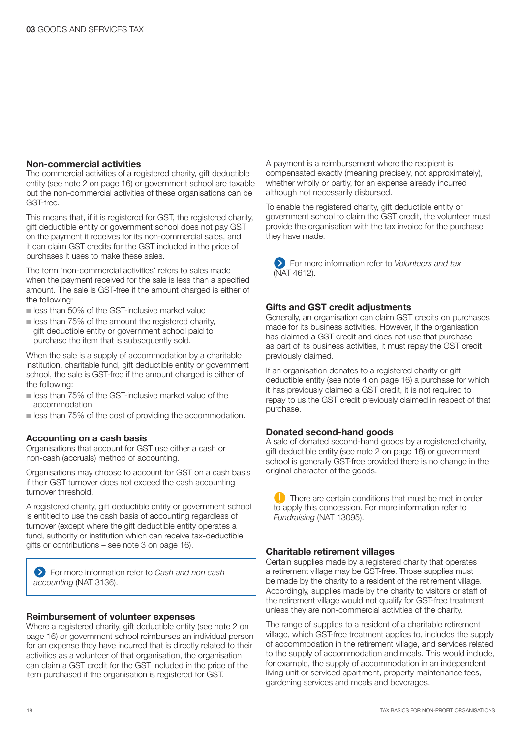## Non-commercial activities

The commercial activities of a registered charity, gift deductible entity (see note 2 on page 16) or government school are taxable but the non-commercial activities of these organisations can be GST-free.

This means that, if it is registered for GST, the registered charity, gift deductible entity or government school does not pay GST on the payment it receives for its non-commercial sales, and it can claim GST credits for the GST included in the price of purchases it uses to make these sales.

The term 'non-commercial activities' refers to sales made when the payment received for the sale is less than a specified amount. The sale is GST-free if the amount charged is either of the following:

- less than 50% of the GST-inclusive market value
- less than 75% of the amount the registered charity, gift deductible entity or government school paid to purchase the item that is subsequently sold.

When the sale is a supply of accommodation by a charitable institution, charitable fund, gift deductible entity or government school, the sale is GST-free if the amount charged is either of the following:

- less than 75% of the GST-inclusive market value of the accommodation
- less than 75% of the cost of providing the accommodation.

## Accounting on a cash basis

Organisations that account for GST use either a cash or non-cash (accruals) method of accounting.

Organisations may choose to account for GST on a cash basis if their GST turnover does not exceed the cash accounting turnover threshold.

A registered charity, gift deductible entity or government school is entitled to use the cash basis of accounting regardless of turnover (except where the gift deductible entity operates a fund, authority or institution which can receive tax-deductible gifts or contributions – see note 3 on page 16).

> For more information refer to *Cash and non cash accounting* (NAT 3136).

## Reimbursement of volunteer expenses

Where a registered charity, gift deductible entity (see note 2 on page 16) or government school reimburses an individual person for an expense they have incurred that is directly related to their activities as a volunteer of that organisation, the organisation can claim a GST credit for the GST included in the price of the item purchased if the organisation is registered for GST.

A payment is a reimbursement where the recipient is compensated exactly (meaning precisely, not approximately), whether wholly or partly, for an expense already incurred although not necessarily disbursed.

To enable the registered charity, gift deductible entity or government school to claim the GST credit, the volunteer must provide the organisation with the tax invoice for the purchase they have made.

> For more information refer to *Volunteers and tax* (NAT 4612).

## Gifts and GST credit adjustments

Generally, an organisation can claim GST credits on purchases made for its business activities. However, if the organisation has claimed a GST credit and does not use that purchase as part of its business activities, it must repay the GST credit previously claimed.

If an organisation donates to a registered charity or gift deductible entity (see note 4 on page 16) a purchase for which it has previously claimed a GST credit, it is not required to repay to us the GST credit previously claimed in respect of that purchase.

## Donated second-hand goods

A sale of donated second-hand goods by a registered charity, gift deductible entity (see note 2 on page 16) or government school is generally GST-free provided there is no change in the original character of the goods.

> There are certain conditions that must be met in order to apply this concession. For more information refer to *Fundraising* (NAT 13095).

## Charitable retirement villages

Certain supplies made by a registered charity that operates a retirement village may be GST-free. Those supplies must be made by the charity to a resident of the retirement village. Accordingly, supplies made by the charity to visitors or staff of the retirement village would not qualify for GST-free treatment unless they are non-commercial activities of the charity.

The range of supplies to a resident of a charitable retirement village, which GST-free treatment applies to, includes the supply of accommodation in the retirement village, and services related to the supply of accommodation and meals. This would include, for example, the supply of accommodation in an independent living unit or serviced apartment, property maintenance fees, gardening services and meals and beverages.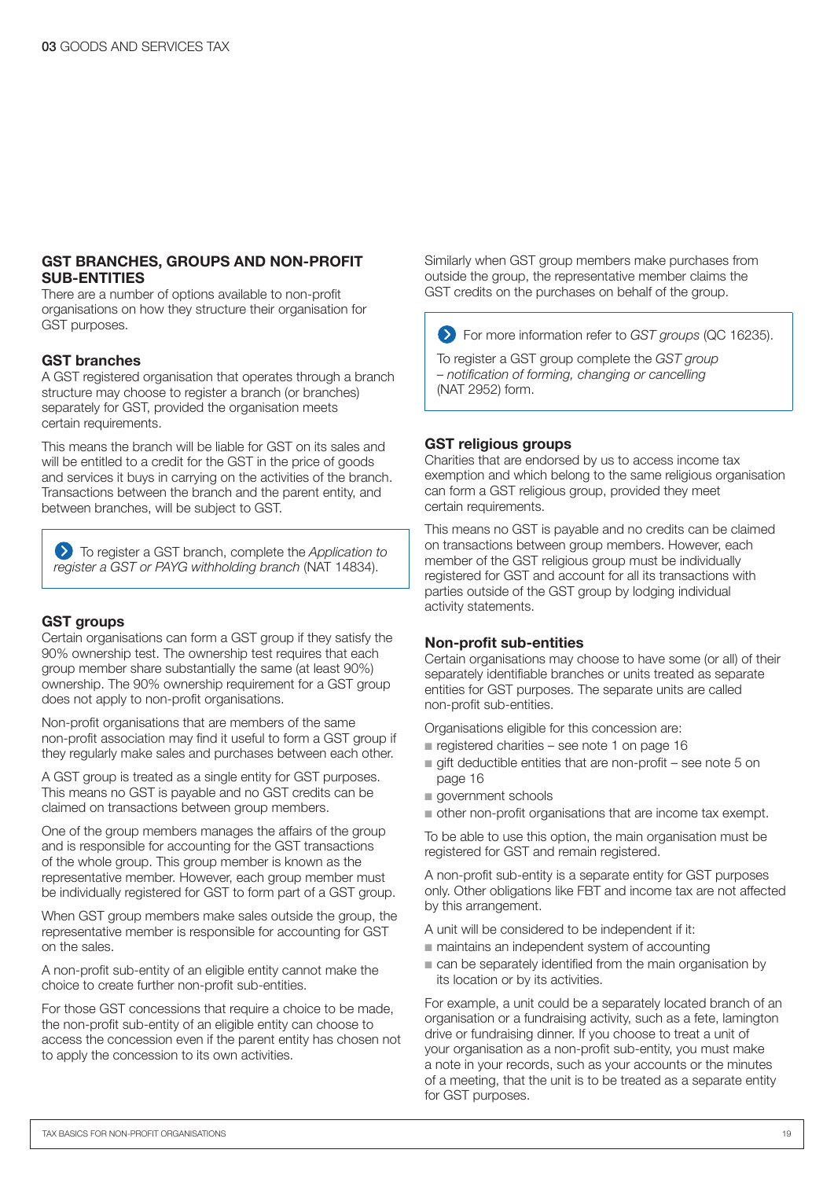## GST BRANCHES, GROUPS AND NON-PROFIT SUB-ENTITIES

There are a number of options available to non-profit organisations on how they structure their organisation for GST purposes.

### GST branches

A GST registered organisation that operates through a branch structure may choose to register a branch (or branches) separately for GST, provided the organisation meets certain requirements.

This means the branch will be liable for GST on its sales and will be entitled to a credit for the GST in the price of goods and services it buys in carrying on the activities of the branch. Transactions between the branch and the parent entity, and between branches, will be subject to GST.

> To register a GST branch, complete the *Application to register a GST or PAYG withholding branch* (NAT 14834).

### GST groups

Certain organisations can form a GST group if they satisfy the 90% ownership test. The ownership test requires that each group member share substantially the same (at least 90%) ownership. The 90% ownership requirement for a GST group does not apply to non-profit organisations.

Non-profit organisations that are members of the same non-profit association may find it useful to form a GST group if they regularly make sales and purchases between each other.

A GST group is treated as a single entity for GST purposes. This means no GST is payable and no GST credits can be claimed on transactions between group members.

One of the group members manages the affairs of the group and is responsible for accounting for the GST transactions of the whole group. This group member is known as the representative member. However, each group member must be individually registered for GST to form part of a GST group.

When GST group members make sales outside the group, the representative member is responsible for accounting for GST on the sales.

A non-profit sub-entity of an eligible entity cannot make the choice to create further non-profit sub-entities.

For those GST concessions that require a choice to be made, the non-profit sub-entity of an eligible entity can choose to access the concession even if the parent entity has chosen not to apply the concession to its own activities.

Similarly when GST group members make purchases from outside the group, the representative member claims the GST credits on the purchases on behalf of the group.

> For more information refer to *GST groups* (QC 16235).
>
> To register a GST group complete the *GST group – notification of forming, changing or cancelling* (NAT 2952) form.

### GST religious groups

Charities that are endorsed by us to access income tax exemption and which belong to the same religious organisation can form a GST religious group, provided they meet certain requirements.

This means no GST is payable and no credits can be claimed on transactions between group members. However, each member of the GST religious group must be individually registered for GST and account for all its transactions with parties outside of the GST group by lodging individual activity statements.

### Non-profit sub-entities

Certain organisations may choose to have some (or all) of their separately identifiable branches or units treated as separate entities for GST purposes. The separate units are called non-profit sub-entities.

Organisations eligible for this concession are:

- registered charities – see note 1 on page 16
- gift deductible entities that are non-profit – see note 5 on page 16
- government schools
- other non-profit organisations that are income tax exempt.

To be able to use this option, the main organisation must be registered for GST and remain registered.

A non-profit sub-entity is a separate entity for GST purposes only. Other obligations like FBT and income tax are not affected by this arrangement.

A unit will be considered to be independent if it:

- maintains an independent system of accounting
- can be separately identified from the main organisation by its location or by its activities.

For example, a unit could be a separately located branch of an organisation or a fundraising activity, such as a fete, lamington drive or fundraising dinner. If you choose to treat a unit of your organisation as a non-profit sub-entity, you must make a note in your records, such as your accounts or the minutes of a meeting, that the unit is to be treated as a separate entity for GST purposes.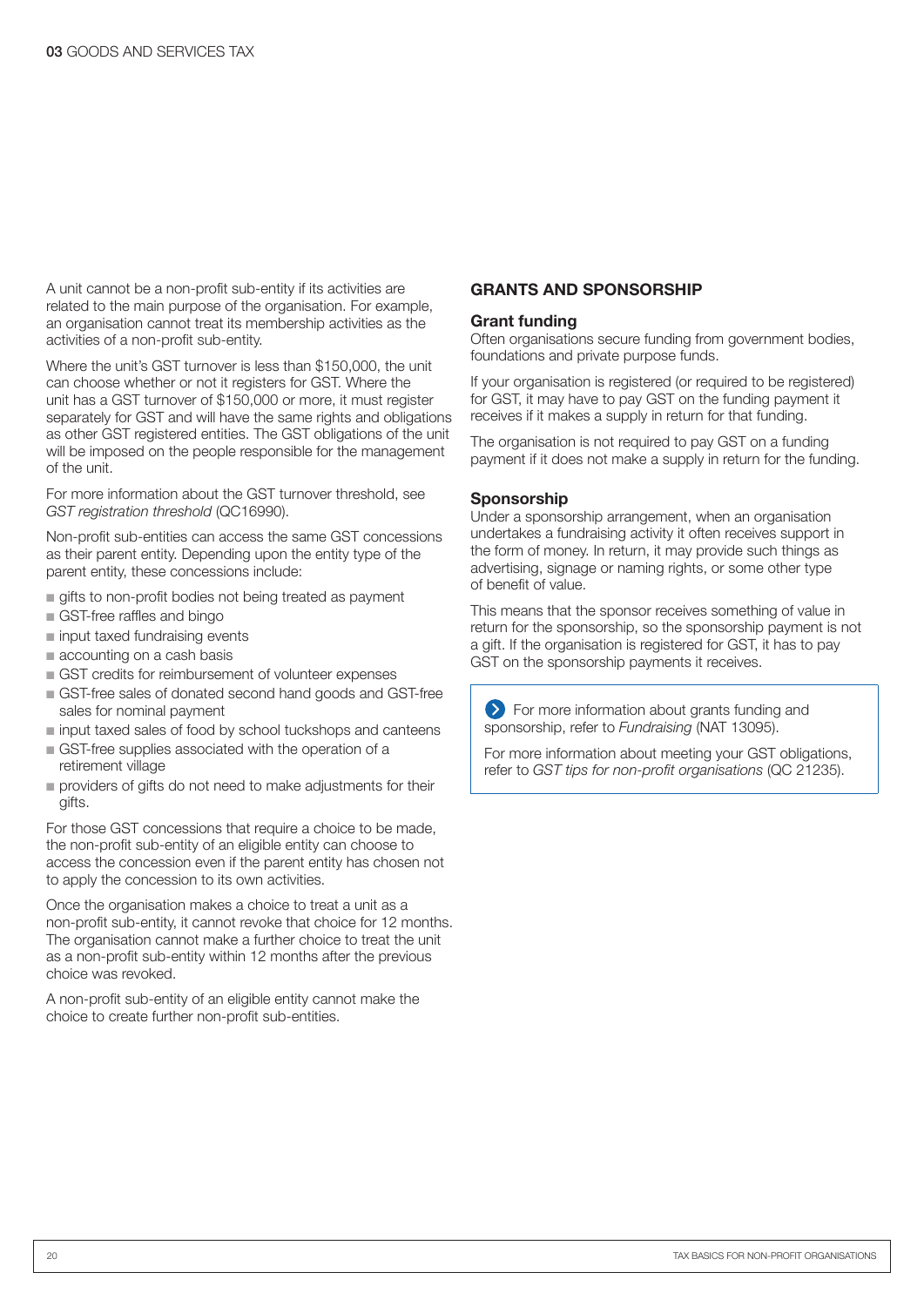A unit cannot be a non-profit sub-entity if its activities are related to the main purpose of the organisation. For example, an organisation cannot treat its membership activities as the activities of a non-profit sub-entity.

Where the unit's GST turnover is less than $150,000, the unit can choose whether or not it registers for GST. Where the unit has a GST turnover of $150,000 or more, it must register separately for GST and will have the same rights and obligations as other GST registered entities. The GST obligations of the unit will be imposed on the people responsible for the management of the unit.

For more information about the GST turnover threshold, see *GST registration threshold* (QC16990).

Non-profit sub-entities can access the same GST concessions as their parent entity. Depending upon the entity type of the parent entity, these concessions include:

- gifts to non-profit bodies not being treated as payment
- GST-free raffles and bingo
- input taxed fundraising events
- accounting on a cash basis
- GST credits for reimbursement of volunteer expenses
- GST-free sales of donated second hand goods and GST-free sales for nominal payment
- input taxed sales of food by school tuckshops and canteens
- GST-free supplies associated with the operation of a retirement village
- providers of gifts do not need to make adjustments for their gifts.

For those GST concessions that require a choice to be made, the non-profit sub-entity of an eligible entity can choose to access the concession even if the parent entity has chosen not to apply the concession to its own activities.

Once the organisation makes a choice to treat a unit as a non-profit sub-entity, it cannot revoke that choice for 12 months. The organisation cannot make a further choice to treat the unit as a non-profit sub-entity within 12 months after the previous choice was revoked.

A non-profit sub-entity of an eligible entity cannot make the choice to create further non-profit sub-entities.

## GRANTS AND SPONSORSHIP

### Grant funding

Often organisations secure funding from government bodies, foundations and private purpose funds.

If your organisation is registered (or required to be registered) for GST, it may have to pay GST on the funding payment it receives if it makes a supply in return for that funding.

The organisation is not required to pay GST on a funding payment if it does not make a supply in return for the funding.

### Sponsorship

Under a sponsorship arrangement, when an organisation undertakes a fundraising activity it often receives support in the form of money. In return, it may provide such things as advertising, signage or naming rights, or some other type of benefit of value.

This means that the sponsor receives something of value in return for the sponsorship, so the sponsorship payment is not a gift. If the organisation is registered for GST, it has to pay GST on the sponsorship payments it receives.

> For more information about grants funding and sponsorship, refer to *Fundraising* (NAT 13095).
>
> For more information about meeting your GST obligations, refer to *GST tips for non-profit organisations* (QC 21235).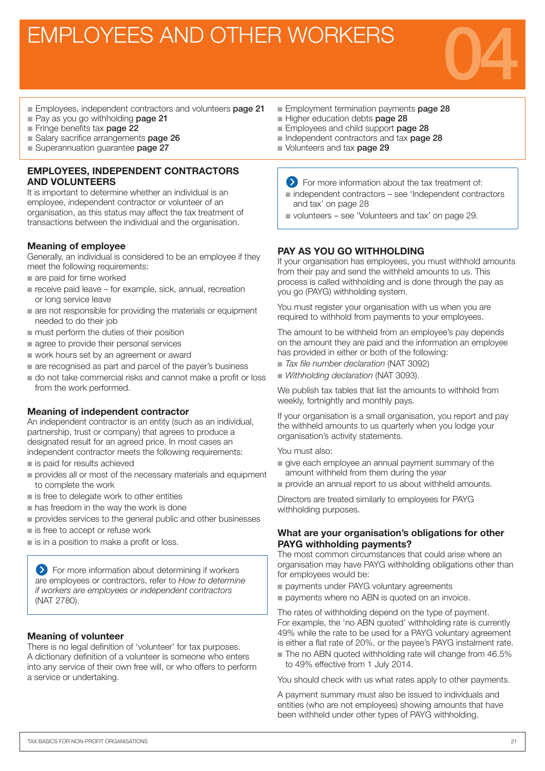# EMPLOYEES AND OTHER WORKERS

04

- Employees, independent contractors and volunteers **page 21**
- Pay as you go withholding **page 21**
- Fringe benefits tax **page 22**
- Salary sacrifice arrangements **page 26**
- Superannuation guarantee **page 27**
- Employment termination payments **page 28**
- Higher education debts **page 28**
- Employees and child support **page 28**
- Independent contractors and tax **page 28**
- Volunteers and tax **page 29**

## EMPLOYEES, INDEPENDENT CONTRACTORS AND VOLUNTEERS

It is important to determine whether an individual is an employee, independent contractor or volunteer of an organisation, as this status may affect the tax treatment of transactions between the individual and the organisation.

> For more information about the tax treatment of:
> - independent contractors – see 'Independent contractors and tax' on page 28
> - volunteers – see 'Volunteers and tax' on page 29.

### Meaning of employee

Generally, an individual is considered to be an employee if they meet the following requirements:

- are paid for time worked
- receive paid leave – for example, sick, annual, recreation or long service leave
- are not responsible for providing the materials or equipment needed to do their job
- must perform the duties of their position
- agree to provide their personal services
- work hours set by an agreement or award
- are recognised as part and parcel of the payer's business
- do not take commercial risks and cannot make a profit or loss from the work performed.

### Meaning of independent contractor

An independent contractor is an entity (such as an individual, partnership, trust or company) that agrees to produce a designated result for an agreed price. In most cases an independent contractor meets the following requirements:

- is paid for results achieved
- provides all or most of the necessary materials and equipment to complete the work
- is free to delegate work to other entities
- has freedom in the way the work is done
- provides services to the general public and other businesses
- is free to accept or refuse work
- is in a position to make a profit or loss.

> For more information about determining if workers are employees or contractors, refer to *How to determine if workers are employees or independent contractors* (NAT 2780).

### Meaning of volunteer

There is no legal definition of 'volunteer' for tax purposes. A dictionary definition of a volunteer is someone who enters into any service of their own free will, or who offers to perform a service or undertaking.

## PAY AS YOU GO WITHHOLDING

If your organisation has employees, you must withhold amounts from their pay and send the withheld amounts to us. This process is called withholding and is done through the pay as you go (PAYG) withholding system.

You must register your organisation with us when you are required to withhold from payments to your employees.

The amount to be withheld from an employee's pay depends on the amount they are paid and the information an employee has provided in either or both of the following:

- *Tax file number declaration* (NAT 3092)
- *Withholding declaration* (NAT 3093).

We publish tax tables that list the amounts to withhold from weekly, fortnightly and monthly pays.

If your organisation is a small organisation, you report and pay the withheld amounts to us quarterly when you lodge your organisation's activity statements.

You must also:

- give each employee an annual payment summary of the amount withheld from them during the year
- provide an annual report to us about withheld amounts.

Directors are treated similarly to employees for PAYG withholding purposes.

### What are your organisation's obligations for other PAYG withholding payments?

The most common circumstances that could arise where an organisation may have PAYG withholding obligations other than for employees would be:

- payments under PAYG voluntary agreements
- payments where no ABN is quoted on an invoice.

The rates of withholding depend on the type of payment. For example, the 'no ABN quoted' withholding rate is currently 49% while the rate to be used for a PAYG voluntary agreement is either a flat rate of 20%, or the payee's PAYG instalment rate.

- The no ABN quoted withholding rate will change from 46.5% to 49% effective from 1 July 2014.

You should check with us what rates apply to other payments.

A payment summary must also be issued to individuals and entities (who are not employees) showing amounts that have been withheld under other types of PAYG withholding.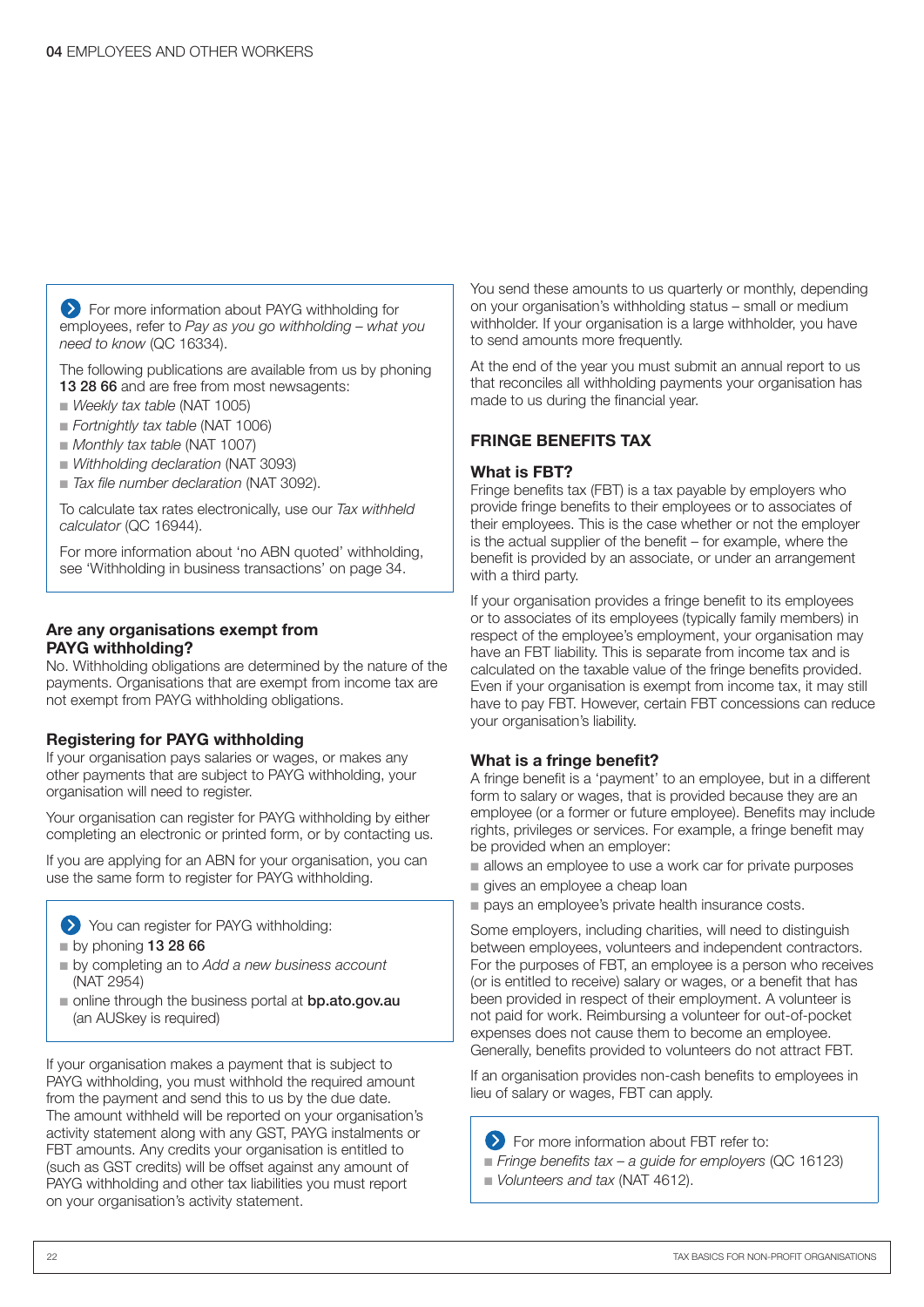For more information about PAYG withholding for employees, refer to *Pay as you go withholding – what you need to know* (QC 16334).

The following publications are available from us by phoning **13 28 66** and are free from most newsagents:

- *Weekly tax table* (NAT 1005)
- *Fortnightly tax table* (NAT 1006)
- *Monthly tax table* (NAT 1007)
- *Withholding declaration* (NAT 3093)
- *Tax file number declaration* (NAT 3092).

To calculate tax rates electronically, use our *Tax withheld calculator* (QC 16944).

For more information about 'no ABN quoted' withholding, see 'Withholding in business transactions' on page 34.

### Are any organisations exempt from PAYG withholding?

No. Withholding obligations are determined by the nature of the payments. Organisations that are exempt from income tax are not exempt from PAYG withholding obligations.

### Registering for PAYG withholding

If your organisation pays salaries or wages, or makes any other payments that are subject to PAYG withholding, your organisation will need to register.

Your organisation can register for PAYG withholding by either completing an electronic or printed form, or by contacting us.

If you are applying for an ABN for your organisation, you can use the same form to register for PAYG withholding.

You can register for PAYG withholding:

- by phoning **13 28 66**
- by completing an to *Add a new business account* (NAT 2954)
- online through the business portal at **bp.ato.gov.au** (an AUSkey is required)

If your organisation makes a payment that is subject to PAYG withholding, you must withhold the required amount from the payment and send this to us by the due date. The amount withheld will be reported on your organisation's activity statement along with any GST, PAYG instalments or FBT amounts. Any credits your organisation is entitled to (such as GST credits) will be offset against any amount of PAYG withholding and other tax liabilities you must report on your organisation's activity statement.

You send these amounts to us quarterly or monthly, depending on your organisation's withholding status – small or medium withholder. If your organisation is a large withholder, you have to send amounts more frequently.

At the end of the year you must submit an annual report to us that reconciles all withholding payments your organisation has made to us during the financial year.

## FRINGE BENEFITS TAX

### What is FBT?

Fringe benefits tax (FBT) is a tax payable by employers who provide fringe benefits to their employees or to associates of their employees. This is the case whether or not the employer is the actual supplier of the benefit – for example, where the benefit is provided by an associate, or under an arrangement with a third party.

If your organisation provides a fringe benefit to its employees or to associates of its employees (typically family members) in respect of the employee's employment, your organisation may have an FBT liability. This is separate from income tax and is calculated on the taxable value of the fringe benefits provided. Even if your organisation is exempt from income tax, it may still have to pay FBT. However, certain FBT concessions can reduce your organisation's liability.

### What is a fringe benefit?

A fringe benefit is a 'payment' to an employee, but in a different form to salary or wages, that is provided because they are an employee (or a former or future employee). Benefits may include rights, privileges or services. For example, a fringe benefit may be provided when an employer:

- allows an employee to use a work car for private purposes
- gives an employee a cheap loan
- pays an employee's private health insurance costs.

Some employers, including charities, will need to distinguish between employees, volunteers and independent contractors. For the purposes of FBT, an employee is a person who receives (or is entitled to receive) salary or wages, or a benefit that has been provided in respect of their employment. A volunteer is not paid for work. Reimbursing a volunteer for out-of-pocket expenses does not cause them to become an employee. Generally, benefits provided to volunteers do not attract FBT.

If an organisation provides non-cash benefits to employees in lieu of salary or wages, FBT can apply.

For more information about FBT refer to:

- *Fringe benefits tax – a guide for employers* (QC 16123)
- *Volunteers and tax* (NAT 4612).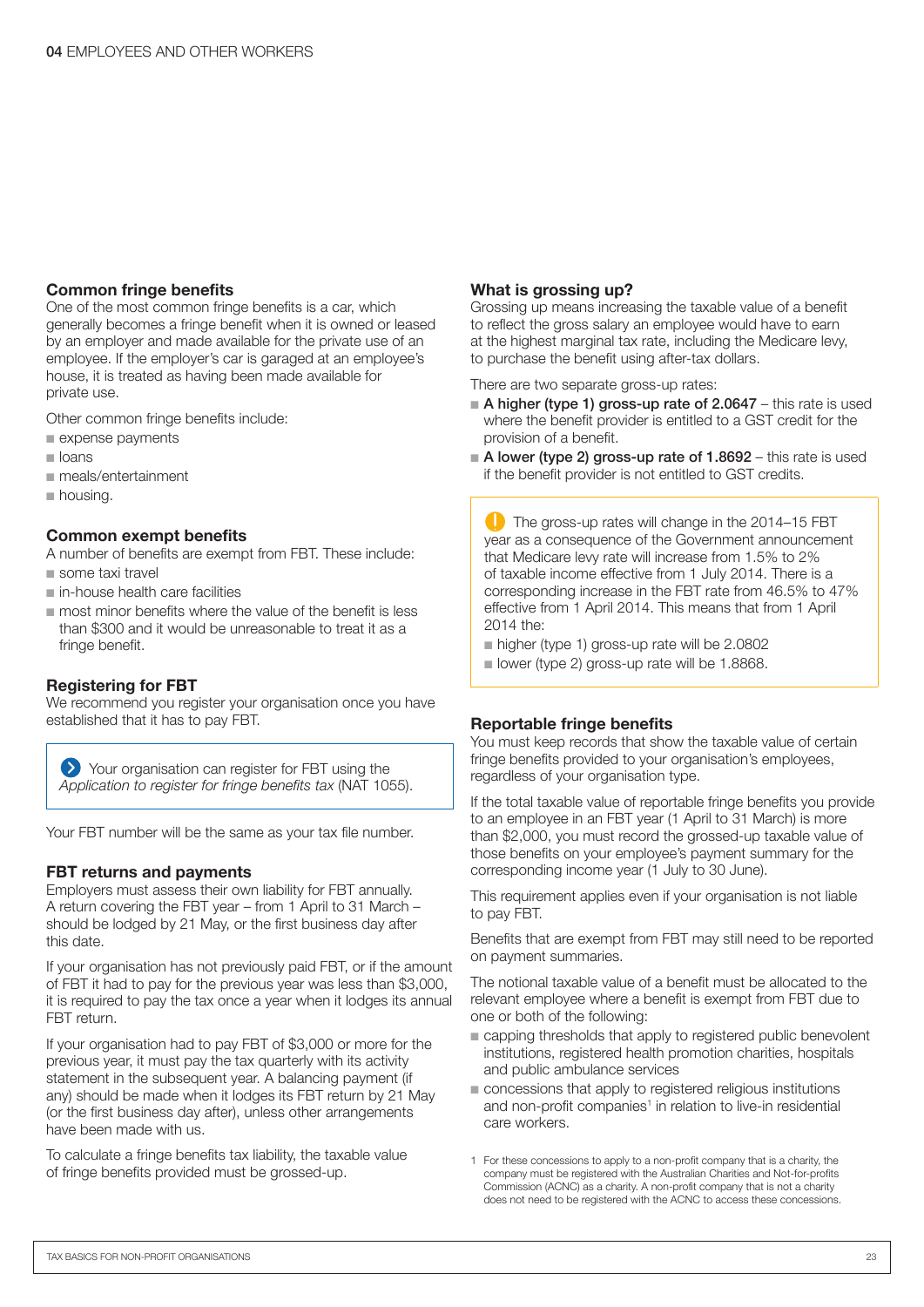### Common fringe benefits

One of the most common fringe benefits is a car, which generally becomes a fringe benefit when it is owned or leased by an employer and made available for the private use of an employee. If the employer's car is garaged at an employee's house, it is treated as having been made available for private use.

Other common fringe benefits include:

- expense payments
- loans
- meals/entertainment
- housing.

### Common exempt benefits

A number of benefits are exempt from FBT. These include:

- some taxi travel
- in-house health care facilities
- most minor benefits where the value of the benefit is less than $300 and it would be unreasonable to treat it as a fringe benefit.

### Registering for FBT

We recommend you register your organisation once you have established that it has to pay FBT.

> Your organisation can register for FBT using the *Application to register for fringe benefits tax* (NAT 1055).

Your FBT number will be the same as your tax file number.

### FBT returns and payments

Employers must assess their own liability for FBT annually. A return covering the FBT year – from 1 April to 31 March – should be lodged by 21 May, or the first business day after this date.

If your organisation has not previously paid FBT, or if the amount of FBT it had to pay for the previous year was less than $3,000, it is required to pay the tax once a year when it lodges its annual FBT return.

If your organisation had to pay FBT of $3,000 or more for the previous year, it must pay the tax quarterly with its activity statement in the subsequent year. A balancing payment (if any) should be made when it lodges its FBT return by 21 May (or the first business day after), unless other arrangements have been made with us.

To calculate a fringe benefits tax liability, the taxable value of fringe benefits provided must be grossed-up.

### What is grossing up?

Grossing up means increasing the taxable value of a benefit to reflect the gross salary an employee would have to earn at the highest marginal tax rate, including the Medicare levy, to purchase the benefit using after-tax dollars.

There are two separate gross-up rates:

- **A higher (type 1) gross-up rate of 2.0647** – this rate is used where the benefit provider is entitled to a GST credit for the provision of a benefit.
- **A lower (type 2) gross-up rate of 1.8692** – this rate is used if the benefit provider is not entitled to GST credits.

> The gross-up rates will change in the 2014–15 FBT year as a consequence of the Government announcement that Medicare levy rate will increase from 1.5% to 2% of taxable income effective from 1 July 2014. There is a corresponding increase in the FBT rate from 46.5% to 47% effective from 1 April 2014. This means that from 1 April 2014 the:
>
> - higher (type 1) gross-up rate will be 2.0802
> - lower (type 2) gross-up rate will be 1.8868.

### Reportable fringe benefits

You must keep records that show the taxable value of certain fringe benefits provided to your organisation's employees, regardless of your organisation type.

If the total taxable value of reportable fringe benefits you provide to an employee in an FBT year (1 April to 31 March) is more than $2,000, you must record the grossed-up taxable value of those benefits on your employee's payment summary for the corresponding income year (1 July to 30 June).

This requirement applies even if your organisation is not liable to pay FBT.

Benefits that are exempt from FBT may still need to be reported on payment summaries.

The notional taxable value of a benefit must be allocated to the relevant employee where a benefit is exempt from FBT due to one or both of the following:

- capping thresholds that apply to registered public benevolent institutions, registered health promotion charities, hospitals and public ambulance services
- concessions that apply to registered religious institutions and non-profit companies[1] in relation to live-in residential care workers.

1 For these concessions to apply to a non-profit company that is a charity, the company must be registered with the Australian Charities and Not-for-profits Commission (ACNC) as a charity. A non-profit company that is not a charity does not need to be registered with the ACNC to access these concessions.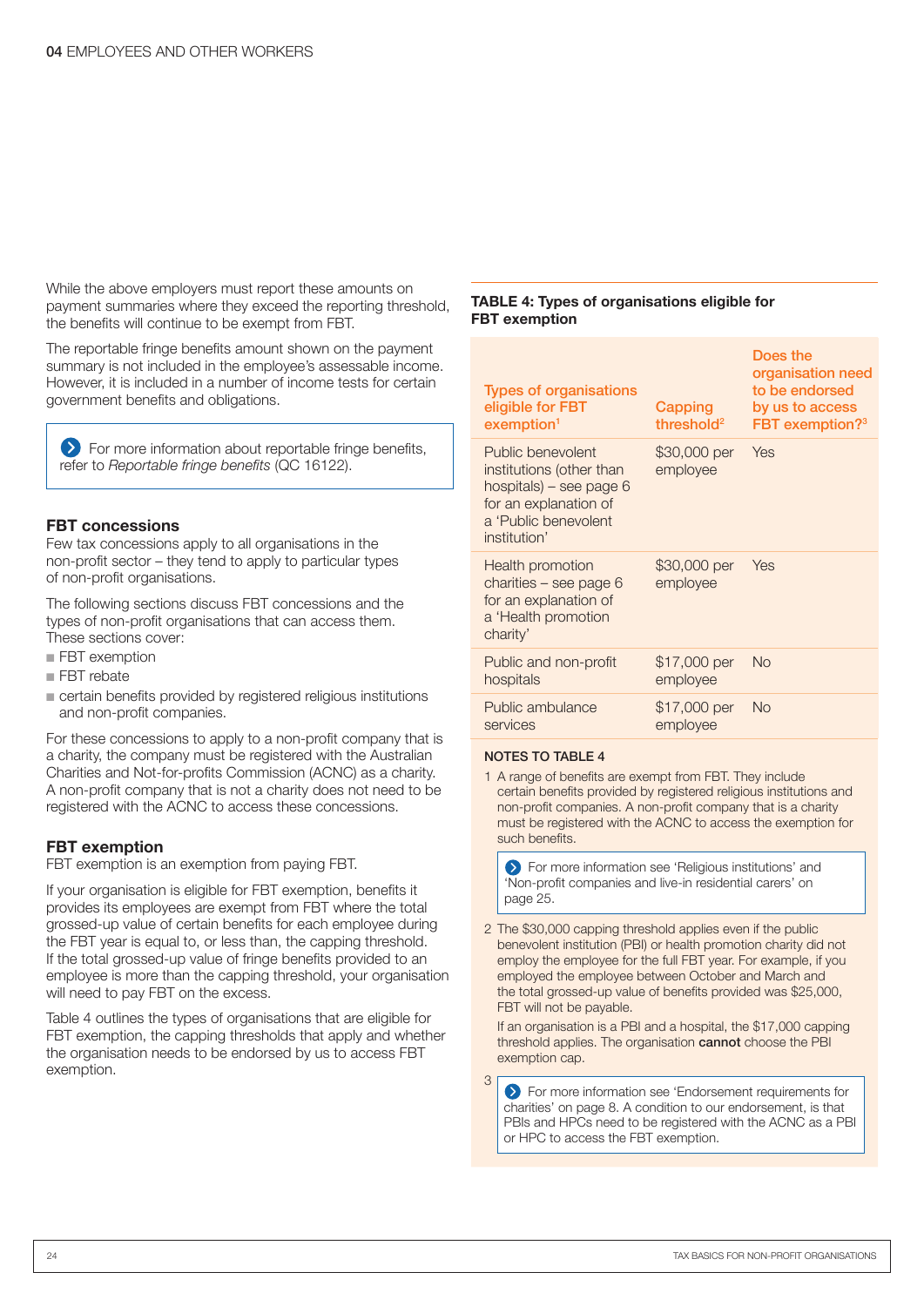While the above employers must report these amounts on payment summaries where they exceed the reporting threshold, the benefits will continue to be exempt from FBT.

The reportable fringe benefits amount shown on the payment summary is not included in the employee's assessable income. However, it is included in a number of income tests for certain government benefits and obligations.

> For more information about reportable fringe benefits, refer to *Reportable fringe benefits* (QC 16122).

### FBT concessions

Few tax concessions apply to all organisations in the non-profit sector – they tend to apply to particular types of non-profit organisations.

The following sections discuss FBT concessions and the types of non-profit organisations that can access them. These sections cover:

- FBT exemption
- FBT rebate
- certain benefits provided by registered religious institutions and non-profit companies.

For these concessions to apply to a non-profit company that is a charity, the company must be registered with the Australian Charities and Not-for-profits Commission (ACNC) as a charity. A non-profit company that is not a charity does not need to be registered with the ACNC to access these concessions.

### FBT exemption

FBT exemption is an exemption from paying FBT.

If your organisation is eligible for FBT exemption, benefits it provides its employees are exempt from FBT where the total grossed-up value of certain benefits for each employee during the FBT year is equal to, or less than, the capping threshold. If the total grossed-up value of fringe benefits provided to an employee is more than the capping threshold, your organisation will need to pay FBT on the excess.

Table 4 outlines the types of organisations that are eligible for FBT exemption, the capping thresholds that apply and whether the organisation needs to be endorsed by us to access FBT exemption.

**TABLE 4: Types of organisations eligible for FBT exemption**

| Types of organisations eligible for FBT exemption[1] | Capping threshold[2] | Does the organisation need to be endorsed by us to access FBT exemption?[3] |
|---|---|---|
| Public benevolent institutions (other than hospitals) – see page 6 for an explanation of a 'Public benevolent institution' | $30,000 per employee | Yes |
| Health promotion charities – see page 6 for an explanation of a 'Health promotion charity' | $30,000 per employee | Yes |
| Public and non-profit hospitals | $17,000 per employee | No |
| Public ambulance services | $17,000 per employee | No |

**NOTES TO TABLE 4**

1. A range of benefits are exempt from FBT. They include certain benefits provided by registered religious institutions and non-profit companies. A non-profit company that is a charity must be registered with the ACNC to access the exemption for such benefits.

   > For more information see 'Religious institutions' and 'Non-profit companies and live-in residential carers' on page 25.

2. The $30,000 capping threshold applies even if the public benevolent institution (PBI) or health promotion charity did not employ the employee for the full FBT year. For example, if you employed the employee between October and March and the total grossed-up value of benefits provided was $25,000, FBT will not be payable.

   If an organisation is a PBI and a hospital, the $17,000 capping threshold applies. The organisation **cannot** choose the PBI exemption cap.

3. > For more information see 'Endorsement requirements for charities' on page 8. A condition to our endorsement, is that PBIs and HPCs need to be registered with the ACNC as a PBI or HPC to access the FBT exemption.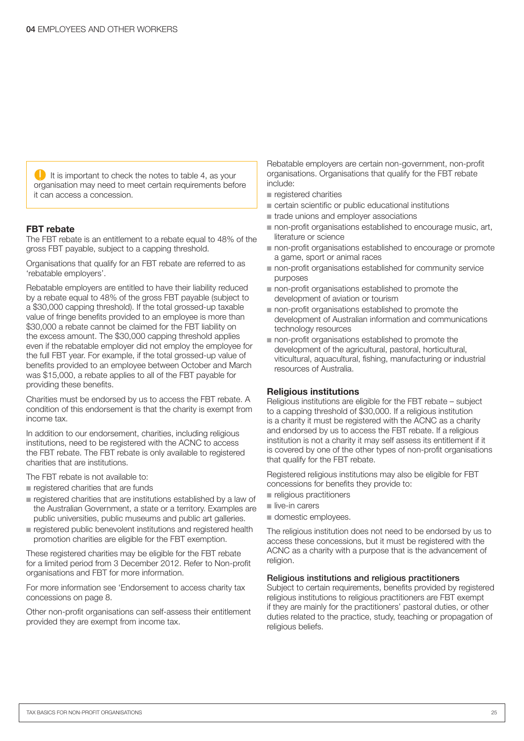It is important to check the notes to table 4, as your organisation may need to meet certain requirements before it can access a concession.

### FBT rebate

The FBT rebate is an entitlement to a rebate equal to 48% of the gross FBT payable, subject to a capping threshold.

Organisations that qualify for an FBT rebate are referred to as 'rebatable employers'.

Rebatable employers are entitled to have their liability reduced by a rebate equal to 48% of the gross FBT payable (subject to a $30,000 capping threshold). If the total grossed-up taxable value of fringe benefits provided to an employee is more than $30,000 a rebate cannot be claimed for the FBT liability on the excess amount. The $30,000 capping threshold applies even if the rebatable employer did not employ the employee for the full FBT year. For example, if the total grossed-up value of benefits provided to an employee between October and March was $15,000, a rebate applies to all of the FBT payable for providing these benefits.

Charities must be endorsed by us to access the FBT rebate. A condition of this endorsement is that the charity is exempt from income tax.

In addition to our endorsement, charities, including religious institutions, need to be registered with the ACNC to access the FBT rebate. The FBT rebate is only available to registered charities that are institutions.

The FBT rebate is not available to:

- registered charities that are funds
- registered charities that are institutions established by a law of the Australian Government, a state or a territory. Examples are public universities, public museums and public art galleries.
- registered public benevolent institutions and registered health promotion charities are eligible for the FBT exemption.

These registered charities may be eligible for the FBT rebate for a limited period from 3 December 2012. Refer to Non-profit organisations and FBT for more information.

For more information see 'Endorsement to access charity tax concessions on page 8.

Other non-profit organisations can self-assess their entitlement provided they are exempt from income tax.

Rebatable employers are certain non-government, non-profit organisations. Organisations that qualify for the FBT rebate include:

- registered charities
- certain scientific or public educational institutions
- trade unions and employer associations
- non-profit organisations established to encourage music, art, literature or science
- non-profit organisations established to encourage or promote a game, sport or animal races
- non-profit organisations established for community service purposes
- non-profit organisations established to promote the development of aviation or tourism
- non-profit organisations established to promote the development of Australian information and communications technology resources
- non-profit organisations established to promote the development of the agricultural, pastoral, horticultural, viticultural, aquacultural, fishing, manufacturing or industrial resources of Australia.

### Religious institutions

Religious institutions are eligible for the FBT rebate – subject to a capping threshold of $30,000. If a religious institution is a charity it must be registered with the ACNC as a charity and endorsed by us to access the FBT rebate. If a religious institution is not a charity it may self assess its entitlement if it is covered by one of the other types of non-profit organisations that qualify for the FBT rebate.

Registered religious institutions may also be eligible for FBT concessions for benefits they provide to:

- religious practitioners
- live-in carers
- domestic employees.

The religious institution does not need to be endorsed by us to access these concessions, but it must be registered with the ACNC as a charity with a purpose that is the advancement of religion.

#### Religious institutions and religious practitioners

Subject to certain requirements, benefits provided by registered religious institutions to religious practitioners are FBT exempt if they are mainly for the practitioners' pastoral duties, or other duties related to the practice, study, teaching or propagation of religious beliefs.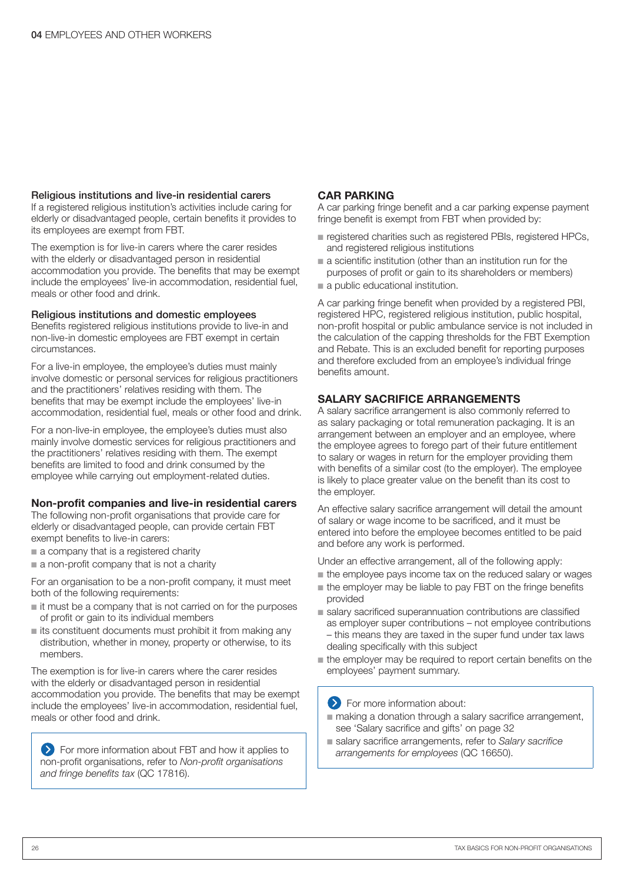#### Religious institutions and live-in residential carers

If a registered religious institution's activities include caring for elderly or disadvantaged people, certain benefits it provides to its employees are exempt from FBT.

The exemption is for live-in carers where the carer resides with the elderly or disadvantaged person in residential accommodation you provide. The benefits that may be exempt include the employees' live-in accommodation, residential fuel, meals or other food and drink.

#### Religious institutions and domestic employees

Benefits registered religious institutions provide to live-in and non-live-in domestic employees are FBT exempt in certain circumstances.

For a live-in employee, the employee's duties must mainly involve domestic or personal services for religious practitioners and the practitioners' relatives residing with them. The benefits that may be exempt include the employees' live-in accommodation, residential fuel, meals or other food and drink.

For a non-live-in employee, the employee's duties must also mainly involve domestic services for religious practitioners and the practitioners' relatives residing with them. The exempt benefits are limited to food and drink consumed by the employee while carrying out employment-related duties.

### Non-profit companies and live-in residential carers

The following non-profit organisations that provide care for elderly or disadvantaged people, can provide certain FBT exempt benefits to live-in carers:

- a company that is a registered charity
- a non-profit company that is not a charity

For an organisation to be a non-profit company, it must meet both of the following requirements:

- it must be a company that is not carried on for the purposes of profit or gain to its individual members
- its constituent documents must prohibit it from making any distribution, whether in money, property or otherwise, to its members.

The exemption is for live-in carers where the carer resides with the elderly or disadvantaged person in residential accommodation you provide. The benefits that may be exempt include the employees' live-in accommodation, residential fuel, meals or other food and drink.

> For more information about FBT and how it applies to non-profit organisations, refer to *Non-profit organisations and fringe benefits tax* (QC 17816).

## CAR PARKING

A car parking fringe benefit and a car parking expense payment fringe benefit is exempt from FBT when provided by:

- registered charities such as registered PBIs, registered HPCs, and registered religious institutions
- a scientific institution (other than an institution run for the purposes of profit or gain to its shareholders or members)
- a public educational institution.

A car parking fringe benefit when provided by a registered PBI, registered HPC, registered religious institution, public hospital, non-profit hospital or public ambulance service is not included in the calculation of the capping thresholds for the FBT Exemption and Rebate. This is an excluded benefit for reporting purposes and therefore excluded from an employee's individual fringe benefits amount.

## SALARY SACRIFICE ARRANGEMENTS

A salary sacrifice arrangement is also commonly referred to as salary packaging or total remuneration packaging. It is an arrangement between an employer and an employee, where the employee agrees to forego part of their future entitlement to salary or wages in return for the employer providing them with benefits of a similar cost (to the employer). The employee is likely to place greater value on the benefit than its cost to the employer.

An effective salary sacrifice arrangement will detail the amount of salary or wage income to be sacrificed, and it must be entered into before the employee becomes entitled to be paid and before any work is performed.

Under an effective arrangement, all of the following apply:

- the employee pays income tax on the reduced salary or wages
- the employer may be liable to pay FBT on the fringe benefits provided
- salary sacrificed superannuation contributions are classified as employer super contributions – not employee contributions – this means they are taxed in the super fund under tax laws dealing specifically with this subject
- the employer may be required to report certain benefits on the employees' payment summary.

> For more information about:
> - making a donation through a salary sacrifice arrangement, see 'Salary sacrifice and gifts' on page 32
> - salary sacrifice arrangements, refer to *Salary sacrifice arrangements for employees* (QC 16650).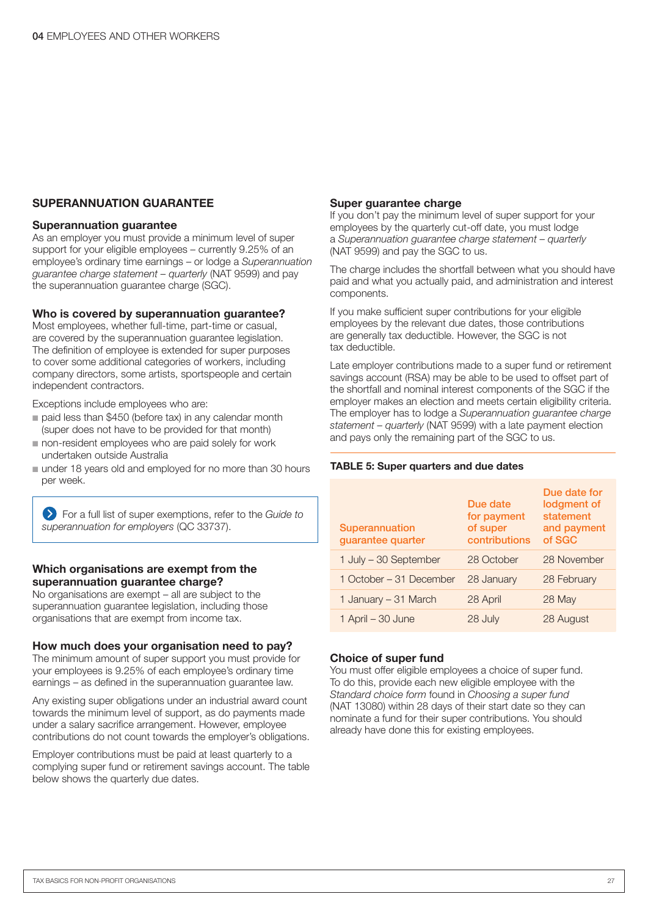## SUPERANNUATION GUARANTEE

### Superannuation guarantee

As an employer you must provide a minimum level of super support for your eligible employees – currently 9.25% of an employee's ordinary time earnings – or lodge a *Superannuation guarantee charge statement – quarterly* (NAT 9599) and pay the superannuation guarantee charge (SGC).

### Who is covered by superannuation guarantee?

Most employees, whether full-time, part-time or casual, are covered by the superannuation guarantee legislation. The definition of employee is extended for super purposes to cover some additional categories of workers, including company directors, some artists, sportspeople and certain independent contractors.

Exceptions include employees who are:

- paid less than $450 (before tax) in any calendar month (super does not have to be provided for that month)
- non-resident employees who are paid solely for work undertaken outside Australia
- under 18 years old and employed for no more than 30 hours per week.

For a full list of super exemptions, refer to the *Guide to superannuation for employers* (QC 33737).

### Which organisations are exempt from the superannuation guarantee charge?

No organisations are exempt – all are subject to the superannuation guarantee legislation, including those organisations that are exempt from income tax.

### How much does your organisation need to pay?

The minimum amount of super support you must provide for your employees is 9.25% of each employee's ordinary time earnings – as defined in the superannuation guarantee law.

Any existing super obligations under an industrial award count towards the minimum level of support, as do payments made under a salary sacrifice arrangement. However, employee contributions do not count towards the employer's obligations.

Employer contributions must be paid at least quarterly to a complying super fund or retirement savings account. The table below shows the quarterly due dates.

### Super guarantee charge

If you don't pay the minimum level of super support for your employees by the quarterly cut-off date, you must lodge a *Superannuation guarantee charge statement – quarterly* (NAT 9599) and pay the SGC to us.

The charge includes the shortfall between what you should have paid and what you actually paid, and administration and interest components.

If you make sufficient super contributions for your eligible employees by the relevant due dates, those contributions are generally tax deductible. However, the SGC is not tax deductible.

Late employer contributions made to a super fund or retirement savings account (RSA) may be able to be used to offset part of the shortfall and nominal interest components of the SGC if the employer makes an election and meets certain eligibility criteria. The employer has to lodge a *Superannuation guarantee charge statement – quarterly* (NAT 9599) with a late payment election and pays only the remaining part of the SGC to us.

**TABLE 5: Super quarters and due dates**

| Superannuation guarantee quarter | Due date for payment of super contributions | Due date for lodgment of statement and payment of SGC |
|---|---|---|
| 1 July – 30 September | 28 October | 28 November |
| 1 October – 31 December | 28 January | 28 February |
| 1 January – 31 March | 28 April | 28 May |
| 1 April – 30 June | 28 July | 28 August |

### Choice of super fund

You must offer eligible employees a choice of super fund. To do this, provide each new eligible employee with the *Standard choice form* found in *Choosing a super fund* (NAT 13080) within 28 days of their start date so they can nominate a fund for their super contributions. You should already have done this for existing employees.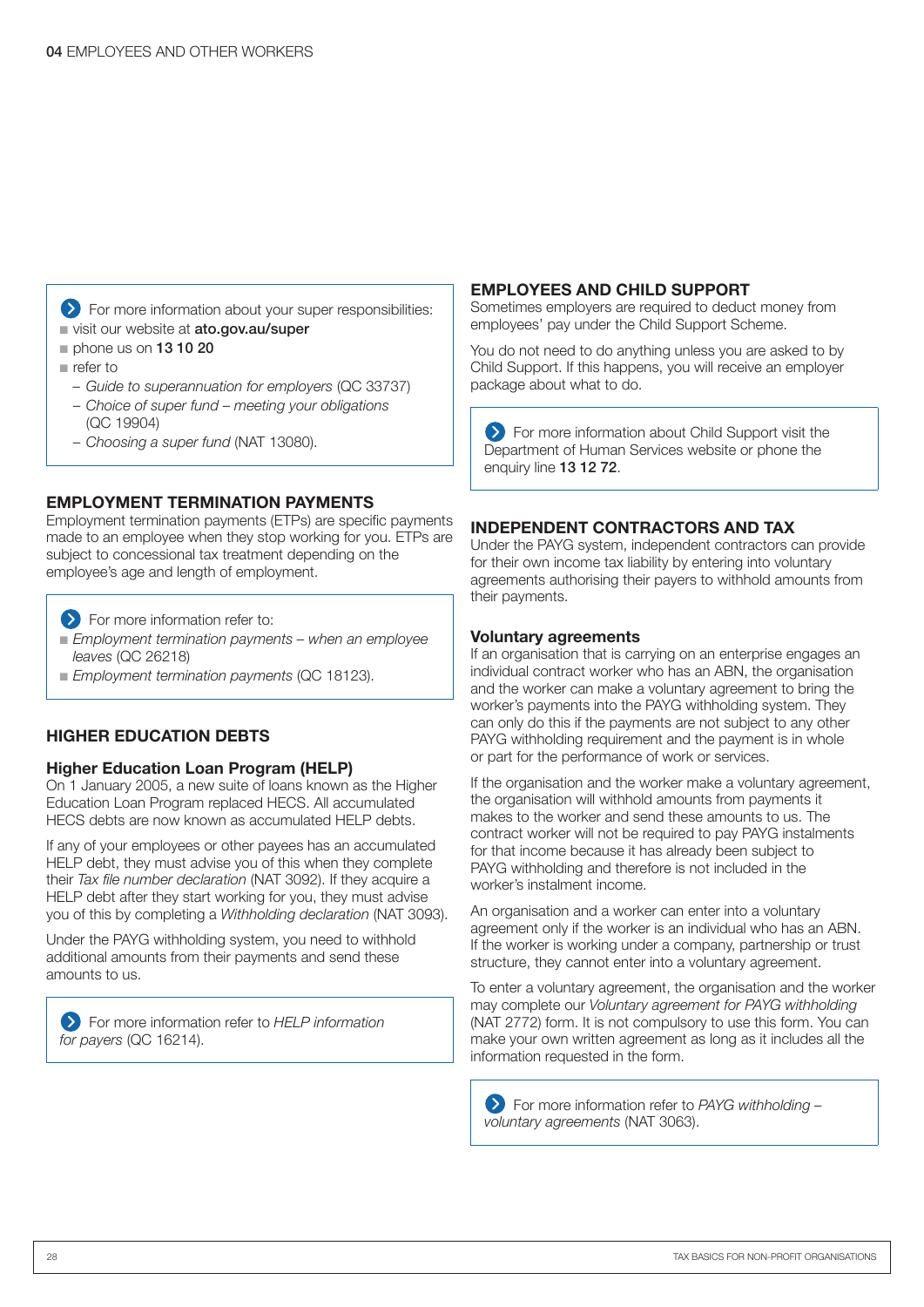For more information about your super responsibilities:

- visit our website at **ato.gov.au/super**
- phone us on **13 10 20**
- refer to
  - *Guide to superannuation for employers* (QC 33737)
  - *Choice of super fund – meeting your obligations* (QC 19904)
  - *Choosing a super fund* (NAT 13080).

## EMPLOYMENT TERMINATION PAYMENTS

Employment termination payments (ETPs) are specific payments made to an employee when they stop working for you. ETPs are subject to concessional tax treatment depending on the employee's age and length of employment.

For more information refer to:

- *Employment termination payments – when an employee leaves* (QC 26218)
- *Employment termination payments* (QC 18123).

## HIGHER EDUCATION DEBTS

### Higher Education Loan Program (HELP)

On 1 January 2005, a new suite of loans known as the Higher Education Loan Program replaced HECS. All accumulated HECS debts are now known as accumulated HELP debts.

If any of your employees or other payees has an accumulated HELP debt, they must advise you of this when they complete their *Tax file number declaration* (NAT 3092). If they acquire a HELP debt after they start working for you, they must advise you of this by completing a *Withholding declaration* (NAT 3093).

Under the PAYG withholding system, you need to withhold additional amounts from their payments and send these amounts to us.

For more information refer to *HELP information for payers* (QC 16214).

## EMPLOYEES AND CHILD SUPPORT

Sometimes employers are required to deduct money from employees' pay under the Child Support Scheme.

You do not need to do anything unless you are asked to by Child Support. If this happens, you will receive an employer package about what to do.

For more information about Child Support visit the Department of Human Services website or phone the enquiry line **13 12 72**.

## INDEPENDENT CONTRACTORS AND TAX

Under the PAYG system, independent contractors can provide for their own income tax liability by entering into voluntary agreements authorising their payers to withhold amounts from their payments.

### Voluntary agreements

If an organisation that is carrying on an enterprise engages an individual contract worker who has an ABN, the organisation and the worker can make a voluntary agreement to bring the worker's payments into the PAYG withholding system. They can only do this if the payments are not subject to any other PAYG withholding requirement and the payment is in whole or part for the performance of work or services.

If the organisation and the worker make a voluntary agreement, the organisation will withhold amounts from payments it makes to the worker and send these amounts to us. The contract worker will not be required to pay PAYG instalments for that income because it has already been subject to PAYG withholding and therefore is not included in the worker's instalment income.

An organisation and a worker can enter into a voluntary agreement only if the worker is an individual who has an ABN. If the worker is working under a company, partnership or trust structure, they cannot enter into a voluntary agreement.

To enter a voluntary agreement, the organisation and the worker may complete our *Voluntary agreement for PAYG withholding* (NAT 2772) form. It is not compulsory to use this form. You can make your own written agreement as long as it includes all the information requested in the form.

For more information refer to *PAYG withholding – voluntary agreements* (NAT 3063).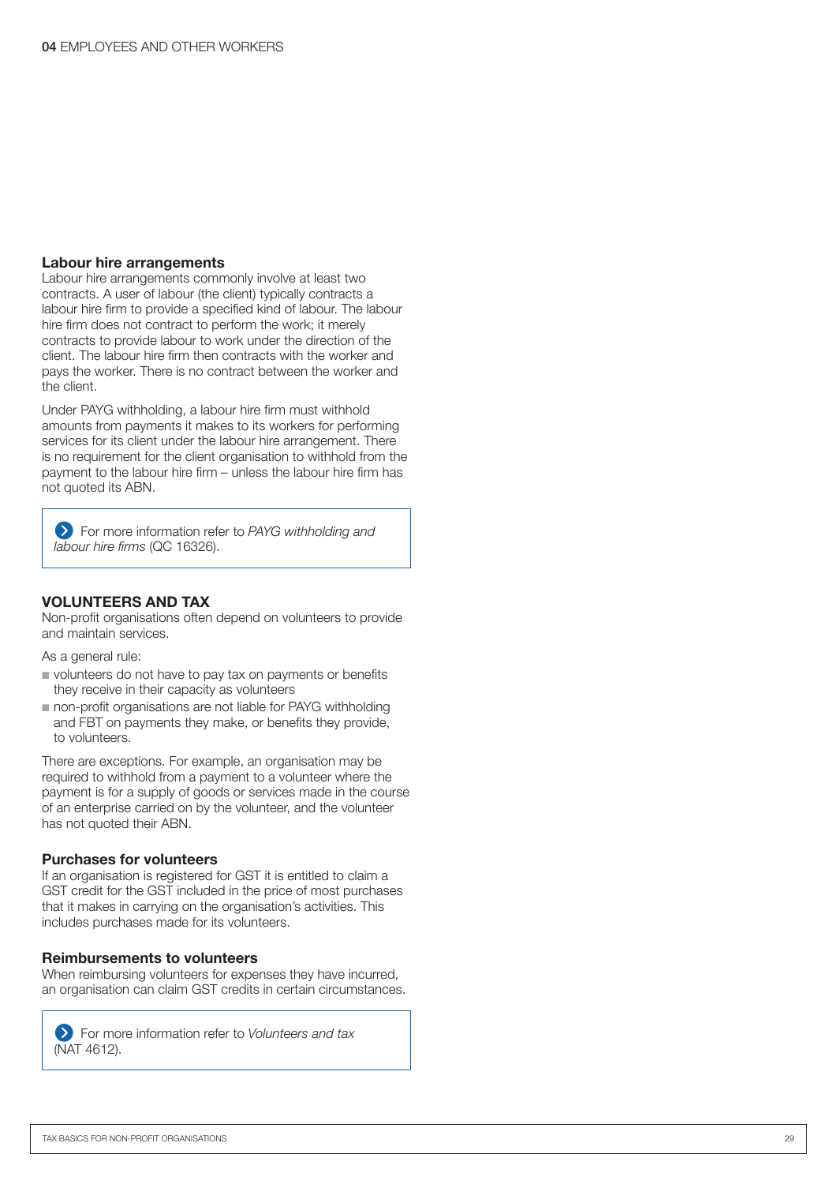### Labour hire arrangements

Labour hire arrangements commonly involve at least two contracts. A user of labour (the client) typically contracts a labour hire firm to provide a specified kind of labour. The labour hire firm does not contract to perform the work; it merely contracts to provide labour to work under the direction of the client. The labour hire firm then contracts with the worker and pays the worker. There is no contract between the worker and the client.

Under PAYG withholding, a labour hire firm must withhold amounts from payments it makes to its workers for performing services for its client under the labour hire arrangement. There is no requirement for the client organisation to withhold from the payment to the labour hire firm – unless the labour hire firm has not quoted its ABN.

> For more information refer to *PAYG withholding and labour hire firms* (QC 16326).

## VOLUNTEERS AND TAX

Non-profit organisations often depend on volunteers to provide and maintain services.

As a general rule:

- volunteers do not have to pay tax on payments or benefits they receive in their capacity as volunteers
- non-profit organisations are not liable for PAYG withholding and FBT on payments they make, or benefits they provide, to volunteers.

There are exceptions. For example, an organisation may be required to withhold from a payment to a volunteer where the payment is for a supply of goods or services made in the course of an enterprise carried on by the volunteer, and the volunteer has not quoted their ABN.

### Purchases for volunteers

If an organisation is registered for GST it is entitled to claim a GST credit for the GST included in the price of most purchases that it makes in carrying on the organisation's activities. This includes purchases made for its volunteers.

### Reimbursements to volunteers

When reimbursing volunteers for expenses they have incurred, an organisation can claim GST credits in certain circumstances.

> For more information refer to *Volunteers and tax* (NAT 4612).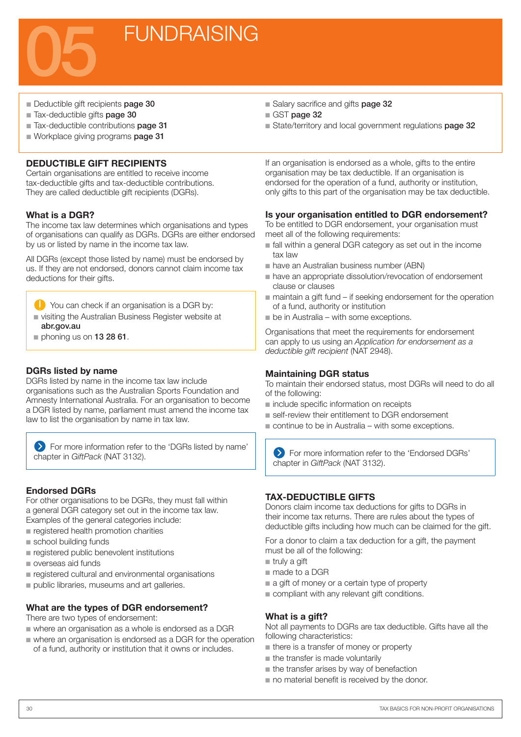# 05 FUNDRAISING

- Deductible gift recipients **page 30**
- Tax-deductible gifts **page 30**
- Tax-deductible contributions **page 31**
- Workplace giving programs **page 31**
- Salary sacrifice and gifts **page 32**
- GST **page 32**
- State/territory and local government regulations **page 32**

## DEDUCTIBLE GIFT RECIPIENTS

Certain organisations are entitled to receive income tax-deductible gifts and tax-deductible contributions. They are called deductible gift recipients (DGRs).

### What is a DGR?

The income tax law determines which organisations and types of organisations can qualify as DGRs. DGRs are either endorsed by us or listed by name in the income tax law.

All DGRs (except those listed by name) must be endorsed by us. If they are not endorsed, donors cannot claim income tax deductions for their gifts.

> You can check if an organisation is a DGR by:
> - visiting the Australian Business Register website at **abr.gov.au**
> - phoning us on **13 28 61**.

### DGRs listed by name

DGRs listed by name in the income tax law include organisations such as the Australian Sports Foundation and Amnesty International Australia. For an organisation to become a DGR listed by name, parliament must amend the income tax law to list the organisation by name in tax law.

> For more information refer to the 'DGRs listed by name' chapter in *GiftPack* (NAT 3132).

### Endorsed DGRs

For other organisations to be DGRs, they must fall within a general DGR category set out in the income tax law. Examples of the general categories include:

- registered health promotion charities
- school building funds
- registered public benevolent institutions
- overseas aid funds
- registered cultural and environmental organisations
- public libraries, museums and art galleries.

### What are the types of DGR endorsement?

There are two types of endorsement:

- where an organisation as a whole is endorsed as a DGR
- where an organisation is endorsed as a DGR for the operation of a fund, authority or institution that it owns or includes.

If an organisation is endorsed as a whole, gifts to the entire organisation may be tax deductible. If an organisation is endorsed for the operation of a fund, authority or institution, only gifts to this part of the organisation may be tax deductible.

### Is your organisation entitled to DGR endorsement?

To be entitled to DGR endorsement, your organisation must meet all of the following requirements:

- fall within a general DGR category as set out in the income tax law
- have an Australian business number (ABN)
- have an appropriate dissolution/revocation of endorsement clause or clauses
- maintain a gift fund – if seeking endorsement for the operation of a fund, authority or institution
- be in Australia – with some exceptions.

Organisations that meet the requirements for endorsement can apply to us using an *Application for endorsement as a deductible gift recipient* (NAT 2948).

### Maintaining DGR status

To maintain their endorsed status, most DGRs will need to do all of the following:

- include specific information on receipts
- self-review their entitlement to DGR endorsement
- continue to be in Australia – with some exceptions.

> For more information refer to the 'Endorsed DGRs' chapter in *GiftPack* (NAT 3132).

## TAX-DEDUCTIBLE GIFTS

Donors claim income tax deductions for gifts to DGRs in their income tax returns. There are rules about the types of deductible gifts including how much can be claimed for the gift.

For a donor to claim a tax deduction for a gift, the payment must be all of the following:

- truly a gift
- made to a DGR
- a gift of money or a certain type of property
- compliant with any relevant gift conditions.

### What is a gift?

Not all payments to DGRs are tax deductible. Gifts have all the following characteristics:

- there is a transfer of money or property
- the transfer is made voluntarily
- the transfer arises by way of benefaction
- no material benefit is received by the donor.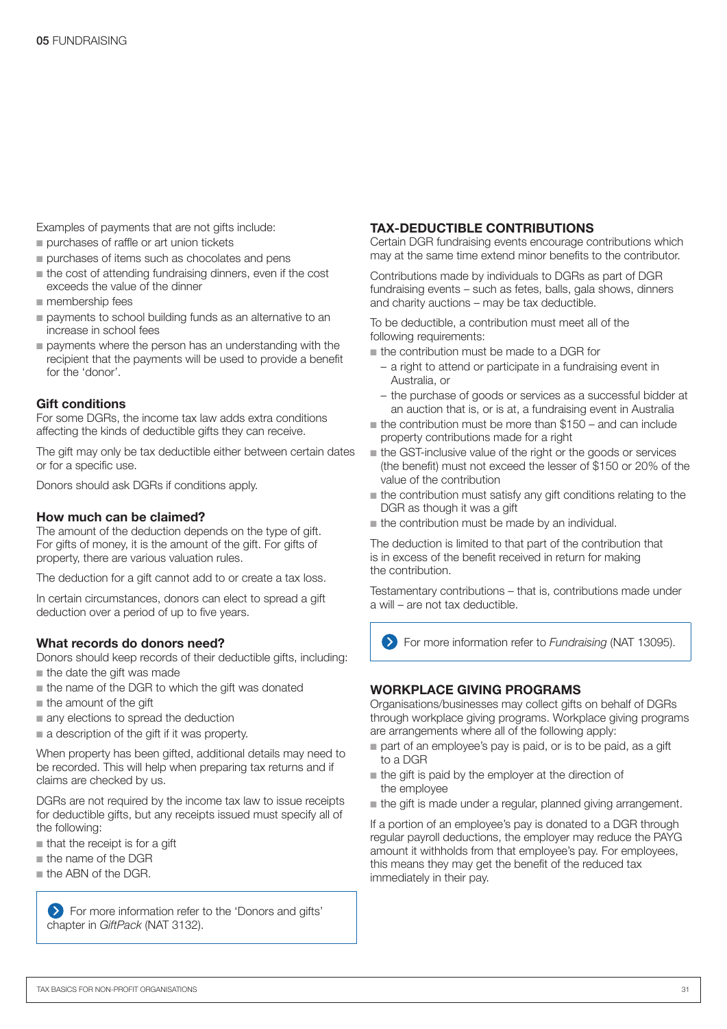Examples of payments that are not gifts include:

- purchases of raffle or art union tickets
- purchases of items such as chocolates and pens
- the cost of attending fundraising dinners, even if the cost exceeds the value of the dinner
- membership fees
- payments to school building funds as an alternative to an increase in school fees
- payments where the person has an understanding with the recipient that the payments will be used to provide a benefit for the 'donor'.

### Gift conditions

For some DGRs, the income tax law adds extra conditions affecting the kinds of deductible gifts they can receive.

The gift may only be tax deductible either between certain dates or for a specific use.

Donors should ask DGRs if conditions apply.

### How much can be claimed?

The amount of the deduction depends on the type of gift. For gifts of money, it is the amount of the gift. For gifts of property, there are various valuation rules.

The deduction for a gift cannot add to or create a tax loss.

In certain circumstances, donors can elect to spread a gift deduction over a period of up to five years.

### What records do donors need?

Donors should keep records of their deductible gifts, including:

- the date the gift was made
- the name of the DGR to which the gift was donated
- the amount of the gift
- any elections to spread the deduction
- a description of the gift if it was property.

When property has been gifted, additional details may need to be recorded. This will help when preparing tax returns and if claims are checked by us.

DGRs are not required by the income tax law to issue receipts for deductible gifts, but any receipts issued must specify all of the following:

- that the receipt is for a gift
- the name of the DGR
- the ABN of the DGR.

> For more information refer to the 'Donors and gifts' chapter in *GiftPack* (NAT 3132).

## TAX-DEDUCTIBLE CONTRIBUTIONS

Certain DGR fundraising events encourage contributions which may at the same time extend minor benefits to the contributor.

Contributions made by individuals to DGRs as part of DGR fundraising events – such as fetes, balls, gala shows, dinners and charity auctions – may be tax deductible.

To be deductible, a contribution must meet all of the following requirements:

- the contribution must be made to a DGR for
  - a right to attend or participate in a fundraising event in Australia, or
  - the purchase of goods or services as a successful bidder at an auction that is, or is at, a fundraising event in Australia
- the contribution must be more than $150 – and can include property contributions made for a right
- the GST-inclusive value of the right or the goods or services (the benefit) must not exceed the lesser of $150 or 20% of the value of the contribution
- the contribution must satisfy any gift conditions relating to the DGR as though it was a gift
- the contribution must be made by an individual.

The deduction is limited to that part of the contribution that is in excess of the benefit received in return for making the contribution.

Testamentary contributions – that is, contributions made under a will – are not tax deductible.

> For more information refer to *Fundraising* (NAT 13095).

## WORKPLACE GIVING PROGRAMS

Organisations/businesses may collect gifts on behalf of DGRs through workplace giving programs. Workplace giving programs are arrangements where all of the following apply:

- part of an employee's pay is paid, or is to be paid, as a gift to a DGR
- the gift is paid by the employer at the direction of the employee
- the gift is made under a regular, planned giving arrangement.

If a portion of an employee's pay is donated to a DGR through regular payroll deductions, the employer may reduce the PAYG amount it withholds from that employee's pay. For employees, this means they may get the benefit of the reduced tax immediately in their pay.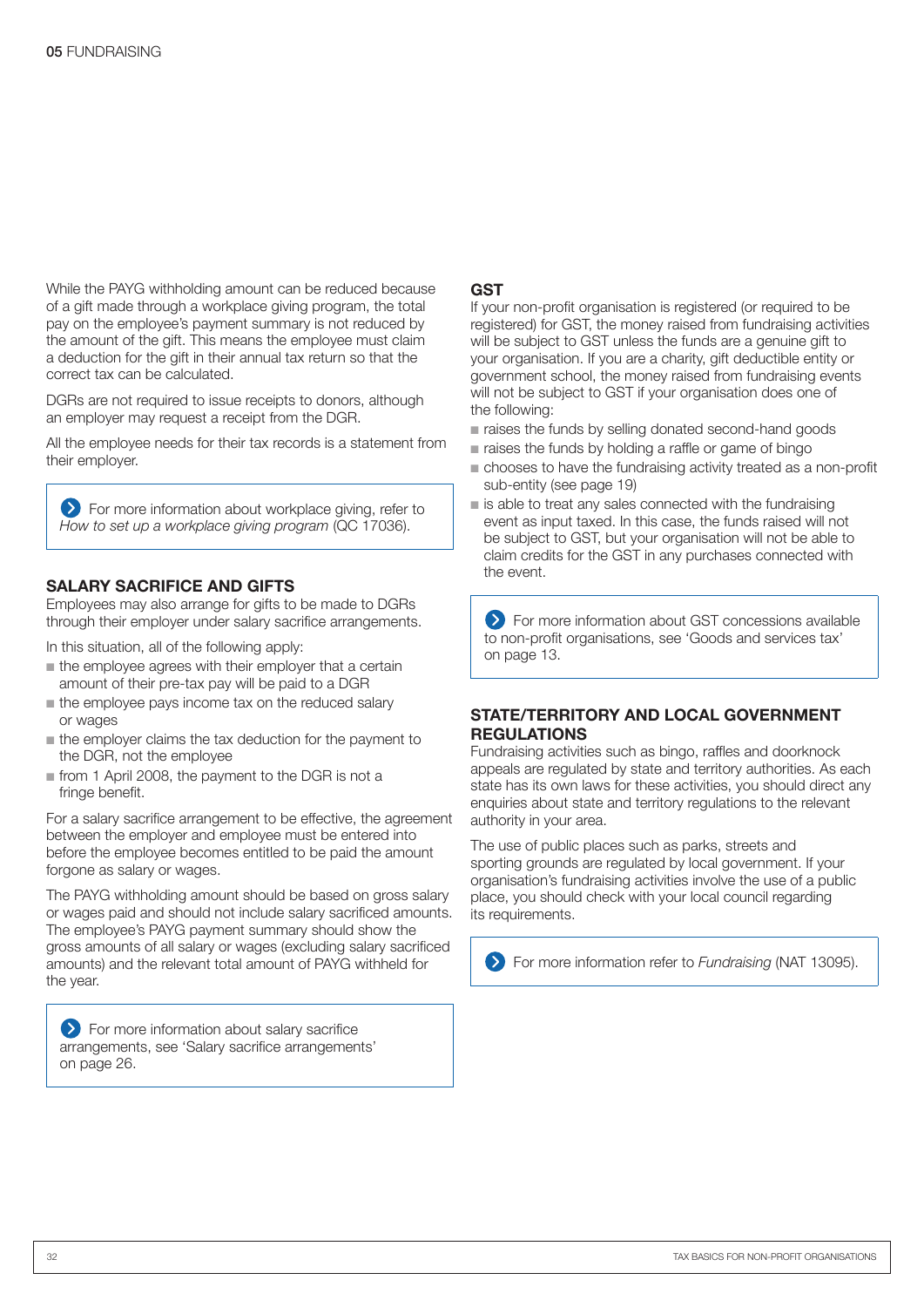While the PAYG withholding amount can be reduced because of a gift made through a workplace giving program, the total pay on the employee's payment summary is not reduced by the amount of the gift. This means the employee must claim a deduction for the gift in their annual tax return so that the correct tax can be calculated.

DGRs are not required to issue receipts to donors, although an employer may request a receipt from the DGR.

All the employee needs for their tax records is a statement from their employer.

> For more information about workplace giving, refer to *How to set up a workplace giving program* (QC 17036).

## SALARY SACRIFICE AND GIFTS

Employees may also arrange for gifts to be made to DGRs through their employer under salary sacrifice arrangements.

In this situation, all of the following apply:

- the employee agrees with their employer that a certain amount of their pre-tax pay will be paid to a DGR
- the employee pays income tax on the reduced salary or wages
- the employer claims the tax deduction for the payment to the DGR, not the employee
- from 1 April 2008, the payment to the DGR is not a fringe benefit.

For a salary sacrifice arrangement to be effective, the agreement between the employer and employee must be entered into before the employee becomes entitled to be paid the amount forgone as salary or wages.

The PAYG withholding amount should be based on gross salary or wages paid and should not include salary sacrificed amounts. The employee's PAYG payment summary should show the gross amounts of all salary or wages (excluding salary sacrificed amounts) and the relevant total amount of PAYG withheld for the year.

> For more information about salary sacrifice arrangements, see 'Salary sacrifice arrangements' on page 26.

## GST

If your non-profit organisation is registered (or required to be registered) for GST, the money raised from fundraising activities will be subject to GST unless the funds are a genuine gift to your organisation. If you are a charity, gift deductible entity or government school, the money raised from fundraising events will not be subject to GST if your organisation does one of the following:

- raises the funds by selling donated second-hand goods
- raises the funds by holding a raffle or game of bingo
- chooses to have the fundraising activity treated as a non-profit sub-entity (see page 19)
- is able to treat any sales connected with the fundraising event as input taxed. In this case, the funds raised will not be subject to GST, but your organisation will not be able to claim credits for the GST in any purchases connected with the event.

> For more information about GST concessions available to non-profit organisations, see 'Goods and services tax' on page 13.

## STATE/TERRITORY AND LOCAL GOVERNMENT REGULATIONS

Fundraising activities such as bingo, raffles and doorknock appeals are regulated by state and territory authorities. As each state has its own laws for these activities, you should direct any enquiries about state and territory regulations to the relevant authority in your area.

The use of public places such as parks, streets and sporting grounds are regulated by local government. If your organisation's fundraising activities involve the use of a public place, you should check with your local council regarding its requirements.

> For more information refer to *Fundraising* (NAT 13095).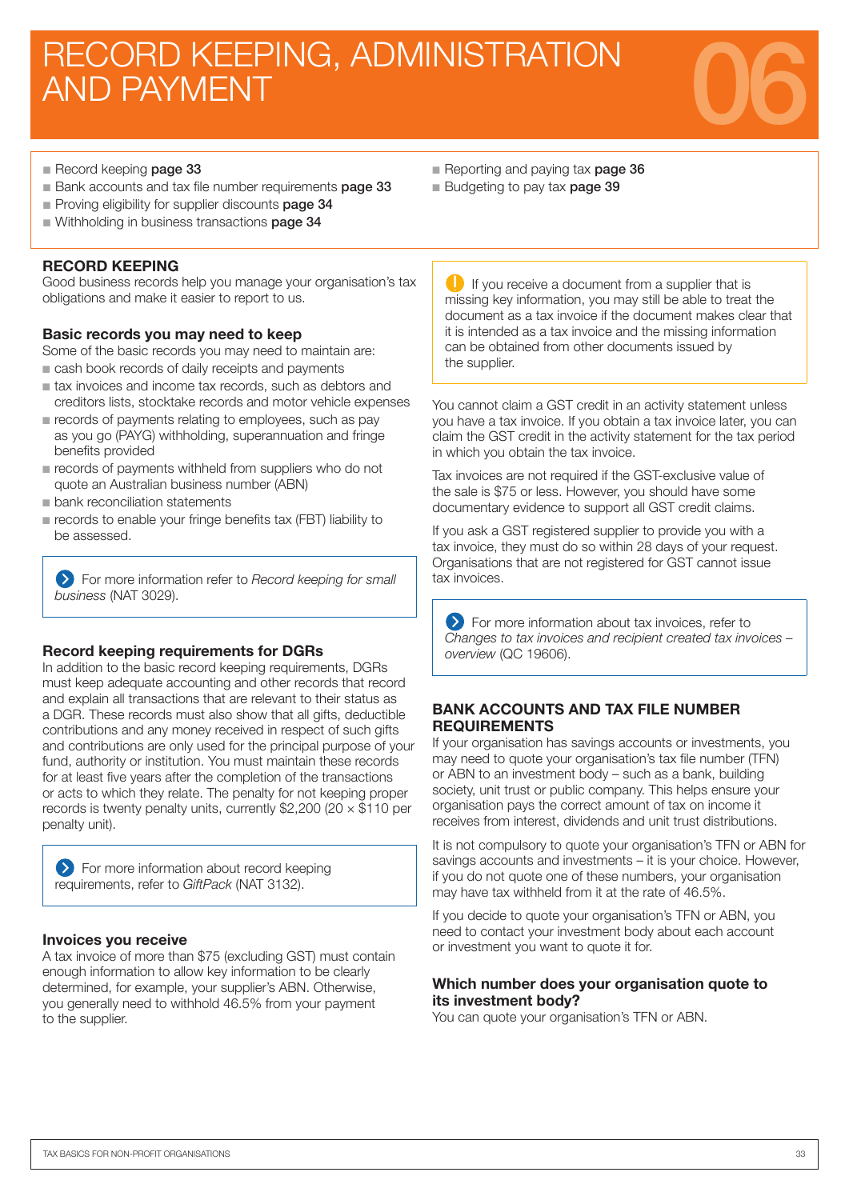# RECORD KEEPING, ADMINISTRATION AND PAYMENT

06

- Record keeping **page 33**
- Bank accounts and tax file number requirements **page 33**
- Proving eligibility for supplier discounts **page 34**
- Withholding in business transactions **page 34**
- Reporting and paying tax **page 36**
- Budgeting to pay tax **page 39**

## RECORD KEEPING

Good business records help you manage your organisation's tax obligations and make it easier to report to us.

### Basic records you may need to keep

Some of the basic records you may need to maintain are:

- cash book records of daily receipts and payments
- tax invoices and income tax records, such as debtors and creditors lists, stocktake records and motor vehicle expenses
- records of payments relating to employees, such as pay as you go (PAYG) withholding, superannuation and fringe benefits provided
- records of payments withheld from suppliers who do not quote an Australian business number (ABN)
- bank reconciliation statements
- records to enable your fringe benefits tax (FBT) liability to be assessed.

> For more information refer to *Record keeping for small business* (NAT 3029).

### Record keeping requirements for DGRs

In addition to the basic record keeping requirements, DGRs must keep adequate accounting and other records that record and explain all transactions that are relevant to their status as a DGR. These records must also show that all gifts, deductible contributions and any money received in respect of such gifts and contributions are only used for the principal purpose of your fund, authority or institution. You must maintain these records for at least five years after the completion of the transactions or acts to which they relate. The penalty for not keeping proper records is twenty penalty units, currently $2,200 (20 × $110 per penalty unit).

> For more information about record keeping requirements, refer to *GiftPack* (NAT 3132).

### Invoices you receive

A tax invoice of more than $75 (excluding GST) must contain enough information to allow key information to be clearly determined, for example, your supplier's ABN. Otherwise, you generally need to withhold 46.5% from your payment to the supplier.

> If you receive a document from a supplier that is missing key information, you may still be able to treat the document as a tax invoice if the document makes clear that it is intended as a tax invoice and the missing information can be obtained from other documents issued by the supplier.

You cannot claim a GST credit in an activity statement unless you have a tax invoice. If you obtain a tax invoice later, you can claim the GST credit in the activity statement for the tax period in which you obtain the tax invoice.

Tax invoices are not required if the GST-exclusive value of the sale is $75 or less. However, you should have some documentary evidence to support all GST credit claims.

If you ask a GST registered supplier to provide you with a tax invoice, they must do so within 28 days of your request. Organisations that are not registered for GST cannot issue tax invoices.

> For more information about tax invoices, refer to *Changes to tax invoices and recipient created tax invoices – overview* (QC 19606).

## BANK ACCOUNTS AND TAX FILE NUMBER REQUIREMENTS

If your organisation has savings accounts or investments, you may need to quote your organisation's tax file number (TFN) or ABN to an investment body – such as a bank, building society, unit trust or public company. This helps ensure your organisation pays the correct amount of tax on income it receives from interest, dividends and unit trust distributions.

It is not compulsory to quote your organisation's TFN or ABN for savings accounts and investments – it is your choice. However, if you do not quote one of these numbers, your organisation may have tax withheld from it at the rate of 46.5%.

If you decide to quote your organisation's TFN or ABN, you need to contact your investment body about each account or investment you want to quote it for.

### Which number does your organisation quote to its investment body?

You can quote your organisation's TFN or ABN.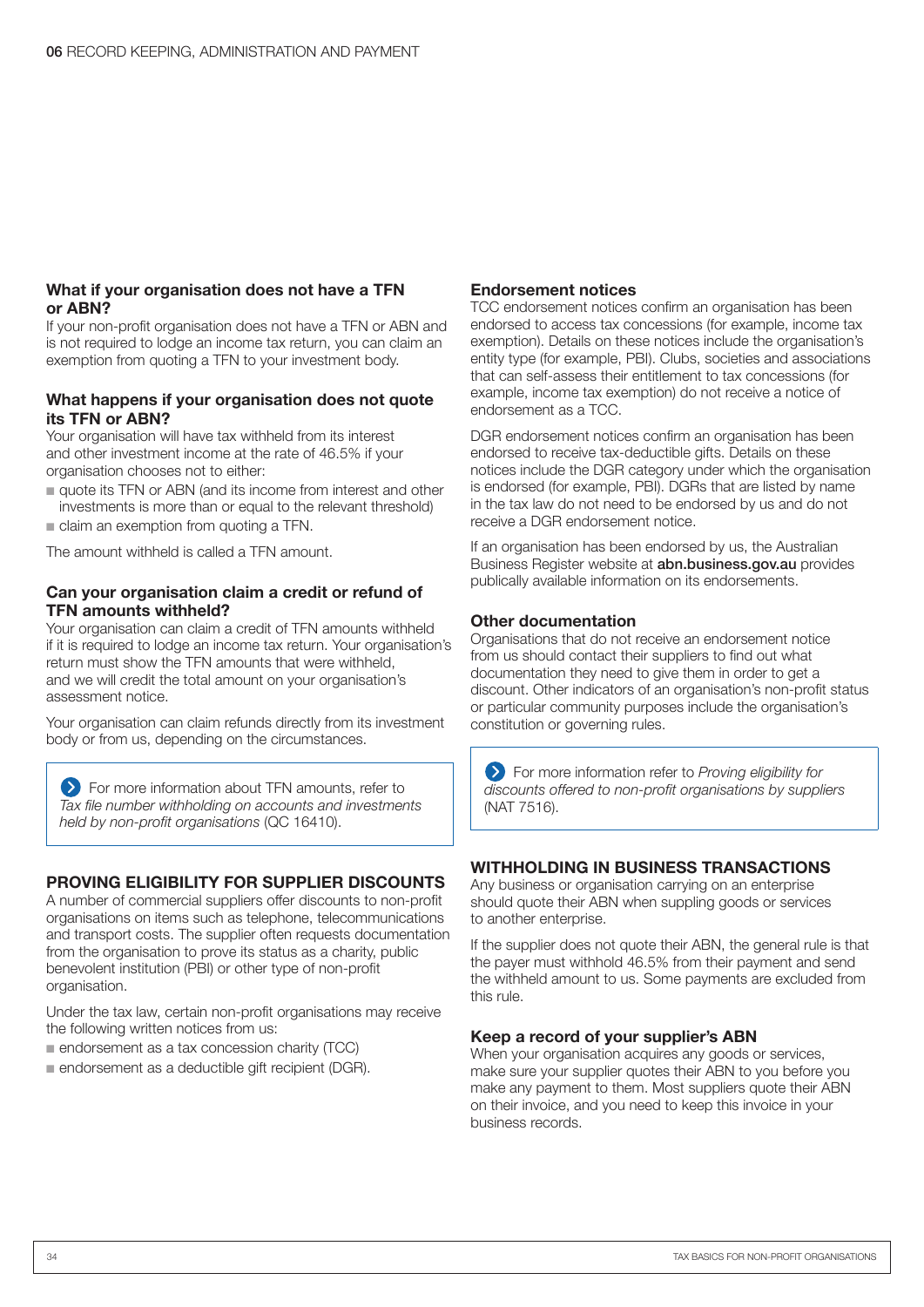### What if your organisation does not have a TFN or ABN?

If your non-profit organisation does not have a TFN or ABN and is not required to lodge an income tax return, you can claim an exemption from quoting a TFN to your investment body.

### What happens if your organisation does not quote its TFN or ABN?

Your organisation will have tax withheld from its interest and other investment income at the rate of 46.5% if your organisation chooses not to either:

- quote its TFN or ABN (and its income from interest and other investments is more than or equal to the relevant threshold)
- claim an exemption from quoting a TFN.

The amount withheld is called a TFN amount.

### Can your organisation claim a credit or refund of TFN amounts withheld?

Your organisation can claim a credit of TFN amounts withheld if it is required to lodge an income tax return. Your organisation's return must show the TFN amounts that were withheld, and we will credit the total amount on your organisation's assessment notice.

Your organisation can claim refunds directly from its investment body or from us, depending on the circumstances.

> For more information about TFN amounts, refer to *Tax file number withholding on accounts and investments held by non-profit organisations* (QC 16410).

## PROVING ELIGIBILITY FOR SUPPLIER DISCOUNTS

A number of commercial suppliers offer discounts to non-profit organisations on items such as telephone, telecommunications and transport costs. The supplier often requests documentation from the organisation to prove its status as a charity, public benevolent institution (PBI) or other type of non-profit organisation.

Under the tax law, certain non-profit organisations may receive the following written notices from us:

- endorsement as a tax concession charity (TCC)
- endorsement as a deductible gift recipient (DGR).

### Endorsement notices

TCC endorsement notices confirm an organisation has been endorsed to access tax concessions (for example, income tax exemption). Details on these notices include the organisation's entity type (for example, PBI). Clubs, societies and associations that can self-assess their entitlement to tax concessions (for example, income tax exemption) do not receive a notice of endorsement as a TCC.

DGR endorsement notices confirm an organisation has been endorsed to receive tax-deductible gifts. Details on these notices include the DGR category under which the organisation is endorsed (for example, PBI). DGRs that are listed by name in the tax law do not need to be endorsed by us and do not receive a DGR endorsement notice.

If an organisation has been endorsed by us, the Australian Business Register website at **abn.business.gov.au** provides publically available information on its endorsements.

### Other documentation

Organisations that do not receive an endorsement notice from us should contact their suppliers to find out what documentation they need to give them in order to get a discount. Other indicators of an organisation's non-profit status or particular community purposes include the organisation's constitution or governing rules.

> For more information refer to *Proving eligibility for discounts offered to non-profit organisations by suppliers* (NAT 7516).

## WITHHOLDING IN BUSINESS TRANSACTIONS

Any business or organisation carrying on an enterprise should quote their ABN when suppling goods or services to another enterprise.

If the supplier does not quote their ABN, the general rule is that the payer must withhold 46.5% from their payment and send the withheld amount to us. Some payments are excluded from this rule.

### Keep a record of your supplier's ABN

When your organisation acquires any goods or services, make sure your supplier quotes their ABN to you before you make any payment to them. Most suppliers quote their ABN on their invoice, and you need to keep this invoice in your business records.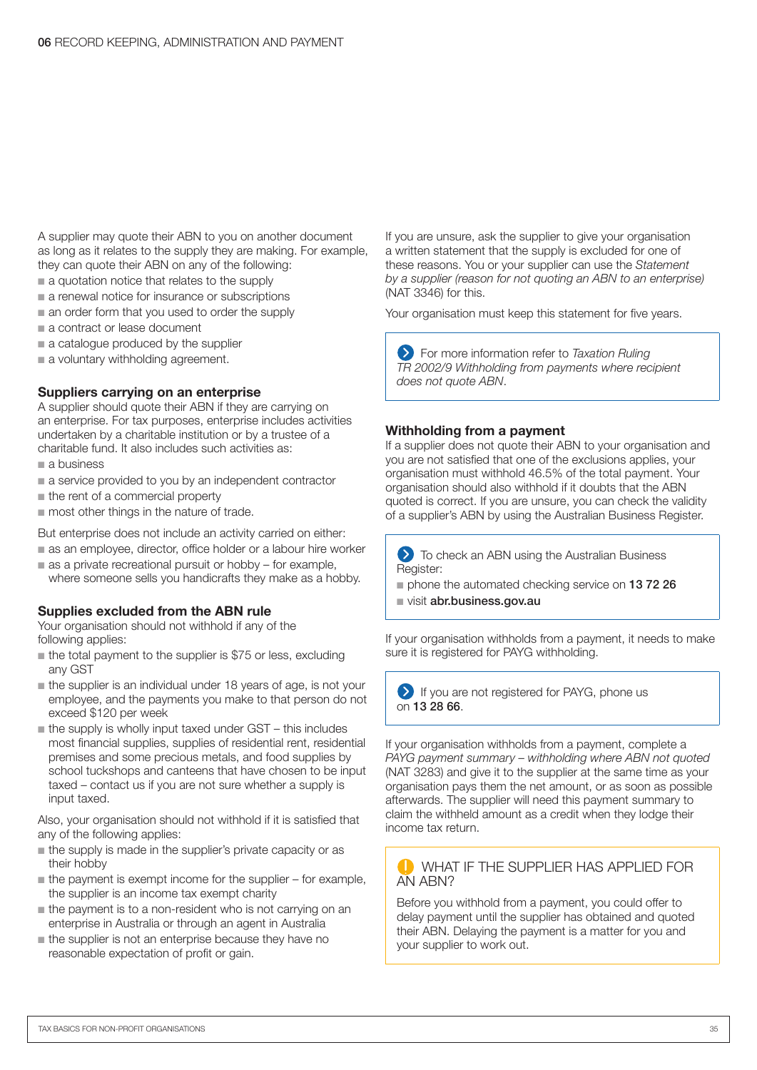A supplier may quote their ABN to you on another document as long as it relates to the supply they are making. For example, they can quote their ABN on any of the following:

- a quotation notice that relates to the supply
- a renewal notice for insurance or subscriptions
- an order form that you used to order the supply
- a contract or lease document
- a catalogue produced by the supplier
- a voluntary withholding agreement.

### Suppliers carrying on an enterprise

A supplier should quote their ABN if they are carrying on an enterprise. For tax purposes, enterprise includes activities undertaken by a charitable institution or by a trustee of a charitable fund. It also includes such activities as:

- a business
- a service provided to you by an independent contractor
- the rent of a commercial property
- most other things in the nature of trade.

But enterprise does not include an activity carried on either:

- as an employee, director, office holder or a labour hire worker
- as a private recreational pursuit or hobby – for example, where someone sells you handicrafts they make as a hobby.

### Supplies excluded from the ABN rule

Your organisation should not withhold if any of the following applies:

- the total payment to the supplier is $75 or less, excluding any GST
- the supplier is an individual under 18 years of age, is not your employee, and the payments you make to that person do not exceed $120 per week
- the supply is wholly input taxed under GST – this includes most financial supplies, supplies of residential rent, residential premises and some precious metals, and food supplies by school tuckshops and canteens that have chosen to be input taxed – contact us if you are not sure whether a supply is input taxed.

Also, your organisation should not withhold if it is satisfied that any of the following applies:

- the supply is made in the supplier's private capacity or as their hobby
- the payment is exempt income for the supplier – for example, the supplier is an income tax exempt charity
- the payment is to a non-resident who is not carrying on an enterprise in Australia or through an agent in Australia
- the supplier is not an enterprise because they have no reasonable expectation of profit or gain.

If you are unsure, ask the supplier to give your organisation a written statement that the supply is excluded for one of these reasons. You or your supplier can use the *Statement by a supplier (reason for not quoting an ABN to an enterprise)* (NAT 3346) for this.

Your organisation must keep this statement for five years.

> For more information refer to *Taxation Ruling TR 2002/9 Withholding from payments where recipient does not quote ABN*.

### Withholding from a payment

If a supplier does not quote their ABN to your organisation and you are not satisfied that one of the exclusions applies, your organisation must withhold 46.5% of the total payment. Your organisation should also withhold if it doubts that the ABN quoted is correct. If you are unsure, you can check the validity of a supplier's ABN by using the Australian Business Register.

> To check an ABN using the Australian Business Register:
>
> - phone the automated checking service on **13 72 26**
> - visit **abr.business.gov.au**

If your organisation withholds from a payment, it needs to make sure it is registered for PAYG withholding.

> If you are not registered for PAYG, phone us on **13 28 66**.

If your organisation withholds from a payment, complete a *PAYG payment summary – withholding where ABN not quoted* (NAT 3283) and give it to the supplier at the same time as your organisation pays them the net amount, or as soon as possible afterwards. The supplier will need this payment summary to claim the withheld amount as a credit when they lodge their income tax return.

> **WHAT IF THE SUPPLIER HAS APPLIED FOR AN ABN?**
>
> Before you withhold from a payment, you could offer to delay payment until the supplier has obtained and quoted their ABN. Delaying the payment is a matter for you and your supplier to work out.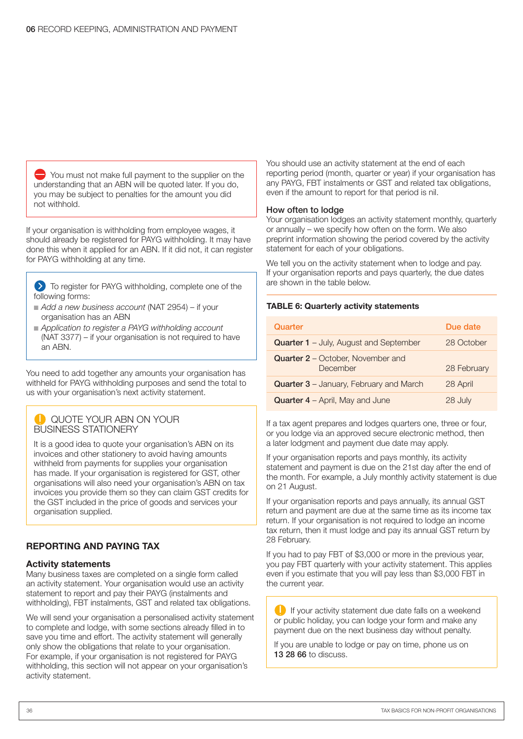You must not make full payment to the supplier on the understanding that an ABN will be quoted later. If you do, you may be subject to penalties for the amount you did not withhold.

If your organisation is withholding from employee wages, it should already be registered for PAYG withholding. It may have done this when it applied for an ABN. If it did not, it can register for PAYG withholding at any time.

To register for PAYG withholding, complete one of the following forms:

- *Add a new business account* (NAT 2954) – if your organisation has an ABN
- *Application to register a PAYG withholding account* (NAT 3377) – if your organisation is not required to have an ABN.

You need to add together any amounts your organisation has withheld for PAYG withholding purposes and send the total to us with your organisation's next activity statement.

### QUOTE YOUR ABN ON YOUR BUSINESS STATIONERY

It is a good idea to quote your organisation's ABN on its invoices and other stationery to avoid having amounts withheld from payments for supplies your organisation has made. If your organisation is registered for GST, other organisations will also need your organisation's ABN on tax invoices you provide them so they can claim GST credits for the GST included in the price of goods and services your organisation supplied.

## REPORTING AND PAYING TAX

### Activity statements

Many business taxes are completed on a single form called an activity statement. Your organisation would use an activity statement to report and pay their PAYG (instalments and withholding), FBT instalments, GST and related tax obligations.

We will send your organisation a personalised activity statement to complete and lodge, with some sections already filled in to save you time and effort. The activity statement will generally only show the obligations that relate to your organisation. For example, if your organisation is not registered for PAYG withholding, this section will not appear on your organisation's activity statement.

You should use an activity statement at the end of each reporting period (month, quarter or year) if your organisation has any PAYG, FBT instalments or GST and related tax obligations, even if the amount to report for that period is nil.

### How often to lodge

Your organisation lodges an activity statement monthly, quarterly or annually – we specify how often on the form. We also preprint information showing the period covered by the activity statement for each of your obligations.

We tell you on the activity statement when to lodge and pay. If your organisation reports and pays quarterly, the due dates are shown in the table below.

**TABLE 6: Quarterly activity statements**

| Quarter | Due date |
|---|---|
| **Quarter 1** – July, August and September | 28 October |
| **Quarter 2** – October, November and December | 28 February |
| **Quarter 3** – January, February and March | 28 April |
| **Quarter 4** – April, May and June | 28 July |

If a tax agent prepares and lodges quarters one, three or four, or you lodge via an approved secure electronic method, then a later lodgment and payment due date may apply.

If your organisation reports and pays monthly, its activity statement and payment is due on the 21st day after the end of the month. For example, a July monthly activity statement is due on 21 August.

If your organisation reports and pays annually, its annual GST return and payment are due at the same time as its income tax return. If your organisation is not required to lodge an income tax return, then it must lodge and pay its annual GST return by 28 February.

If you had to pay FBT of $3,000 or more in the previous year, you pay FBT quarterly with your activity statement. This applies even if you estimate that you will pay less than $3,000 FBT in the current year.

If your activity statement due date falls on a weekend or public holiday, you can lodge your form and make any payment due on the next business day without penalty.

If you are unable to lodge or pay on time, phone us on **13 28 66** to discuss.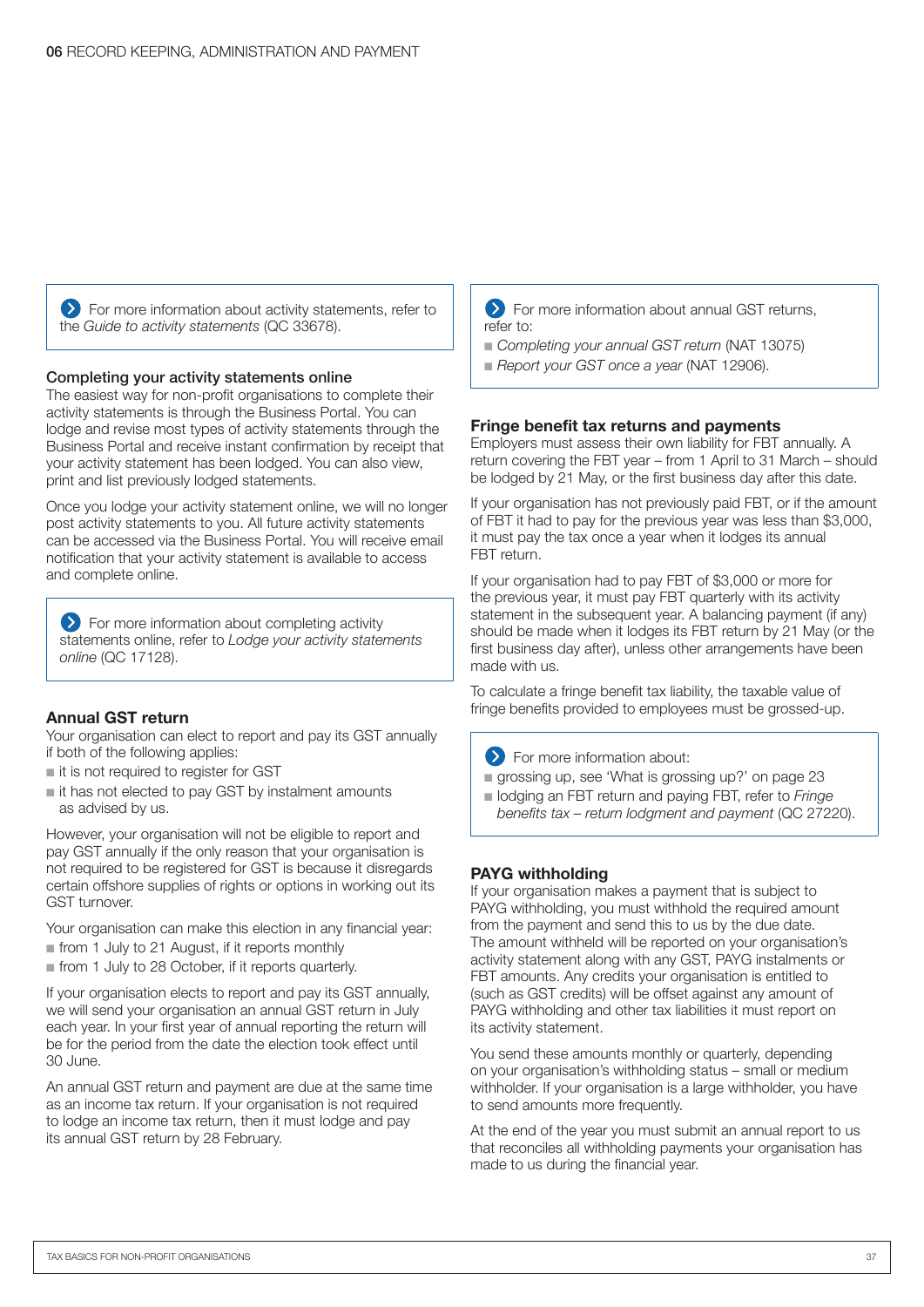For more information about activity statements, refer to the *Guide to activity statements* (QC 33678).

### Completing your activity statements online

The easiest way for non-profit organisations to complete their activity statements is through the Business Portal. You can lodge and revise most types of activity statements through the Business Portal and receive instant confirmation by receipt that your activity statement has been lodged. You can also view, print and list previously lodged statements.

Once you lodge your activity statement online, we will no longer post activity statements to you. All future activity statements can be accessed via the Business Portal. You will receive email notification that your activity statement is available to access and complete online.

For more information about completing activity statements online, refer to *Lodge your activity statements online* (QC 17128).

### Annual GST return

Your organisation can elect to report and pay its GST annually if both of the following applies:

- it is not required to register for GST
- it has not elected to pay GST by instalment amounts as advised by us.

However, your organisation will not be eligible to report and pay GST annually if the only reason that your organisation is not required to be registered for GST is because it disregards certain offshore supplies of rights or options in working out its GST turnover.

Your organisation can make this election in any financial year:

- from 1 July to 21 August, if it reports monthly
- from 1 July to 28 October, if it reports quarterly.

If your organisation elects to report and pay its GST annually, we will send your organisation an annual GST return in July each year. In your first year of annual reporting the return will be for the period from the date the election took effect until 30 June.

An annual GST return and payment are due at the same time as an income tax return. If your organisation is not required to lodge an income tax return, then it must lodge and pay its annual GST return by 28 February.

For more information about annual GST returns, refer to:

- *Completing your annual GST return* (NAT 13075)
- *Report your GST once a year* (NAT 12906).

### Fringe benefit tax returns and payments

Employers must assess their own liability for FBT annually. A return covering the FBT year – from 1 April to 31 March – should be lodged by 21 May, or the first business day after this date.

If your organisation has not previously paid FBT, or if the amount of FBT it had to pay for the previous year was less than $3,000, it must pay the tax once a year when it lodges its annual FBT return.

If your organisation had to pay FBT of $3,000 or more for the previous year, it must pay FBT quarterly with its activity statement in the subsequent year. A balancing payment (if any) should be made when it lodges its FBT return by 21 May (or the first business day after), unless other arrangements have been made with us.

To calculate a fringe benefit tax liability, the taxable value of fringe benefits provided to employees must be grossed-up.

For more information about:

- grossing up, see 'What is grossing up?' on page 23
- lodging an FBT return and paying FBT, refer to *Fringe benefits tax – return lodgment and payment* (QC 27220).

### PAYG withholding

If your organisation makes a payment that is subject to PAYG withholding, you must withhold the required amount from the payment and send this to us by the due date. The amount withheld will be reported on your organisation's activity statement along with any GST, PAYG instalments or FBT amounts. Any credits your organisation is entitled to (such as GST credits) will be offset against any amount of PAYG withholding and other tax liabilities it must report on its activity statement.

You send these amounts monthly or quarterly, depending on your organisation's withholding status – small or medium withholder. If your organisation is a large withholder, you have to send amounts more frequently.

At the end of the year you must submit an annual report to us that reconciles all withholding payments your organisation has made to us during the financial year.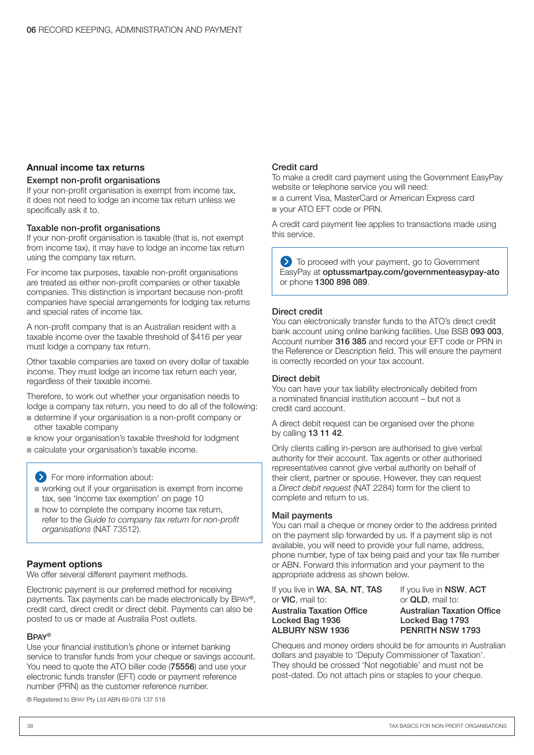## Annual income tax returns

### Exempt non-profit organisations

If your non-profit organisation is exempt from income tax, it does not need to lodge an income tax return unless we specifically ask it to.

### Taxable non-profit organisations

If your non-profit organisation is taxable (that is, not exempt from income tax), it may have to lodge an income tax return using the company tax return.

For income tax purposes, taxable non-profit organisations are treated as either non-profit companies or other taxable companies. This distinction is important because non-profit companies have special arrangements for lodging tax returns and special rates of income tax.

A non-profit company that is an Australian resident with a taxable income over the taxable threshold of $416 per year must lodge a company tax return.

Other taxable companies are taxed on every dollar of taxable income. They must lodge an income tax return each year, regardless of their taxable income.

Therefore, to work out whether your organisation needs to lodge a company tax return, you need to do all of the following:

- determine if your organisation is a non-profit company or other taxable company
- know your organisation's taxable threshold for lodgment
- calculate your organisation's taxable income.

> For more information about:
> - working out if your organisation is exempt from income tax, see 'Income tax exemption' on page 10
> - how to complete the company income tax return, refer to the *Guide to company tax return for non-profit organisations* (NAT 73512).

## Payment options

We offer several different payment methods.

Electronic payment is our preferred method for receiving payments. Tax payments can be made electronically by BPAY®, credit card, direct credit or direct debit. Payments can also be posted to us or made at Australia Post outlets.

### BPAY®

Use your financial institution's phone or internet banking service to transfer funds from your cheque or savings account. You need to quote the ATO biller code (**75556**) and use your electronic funds transfer (EFT) code or payment reference number (PRN) as the customer reference number.

® Registered to BPAY Pty Ltd ABN 69 079 137 518

### Credit card

To make a credit card payment using the Government EasyPay website or telephone service you will need:

- a current Visa, MasterCard or American Express card
- your ATO EFT code or PRN.

A credit card payment fee applies to transactions made using this service.

> To proceed with your payment, go to Government EasyPay at **optussmartpay.com/governmenteasypay-ato** or phone **1300 898 089**.

### Direct credit

You can electronically transfer funds to the ATO's direct credit bank account using online banking facilities. Use BSB **093 003**, Account number **316 385** and record your EFT code or PRN in the Reference or Description field. This will ensure the payment is correctly recorded on your tax account.

### Direct debit

You can have your tax liability electronically debited from a nominated financial institution account – but not a credit card account.

A direct debit request can be organised over the phone by calling **13 11 42**.

Only clients calling in-person are authorised to give verbal authority for their account. Tax agents or other authorised representatives cannot give verbal authority on behalf of their client, partner or spouse. However, they can request a *Direct debit request* (NAT 2284) form for the client to complete and return to us.

### Mail payments

You can mail a cheque or money order to the address printed on the payment slip forwarded by us. If a payment slip is not available, you will need to provide your full name, address, phone number, type of tax being paid and your tax file number or ABN. Forward this information and your payment to the appropriate address as shown below.

If you live in **WA**, **SA**, **NT**, **TAS** or **VIC**, mail to:
**Australia Taxation Office**
**Locked Bag 1936**
**ALBURY NSW 1936**

If you live in **NSW**, **ACT** or **QLD**, mail to:
**Australian Taxation Office**
**Locked Bag 1793**
**PENRITH NSW 1793**

Cheques and money orders should be for amounts in Australian dollars and payable to 'Deputy Commissioner of Taxation'. They should be crossed 'Not negotiable' and must not be post-dated. Do not attach pins or staples to your cheque.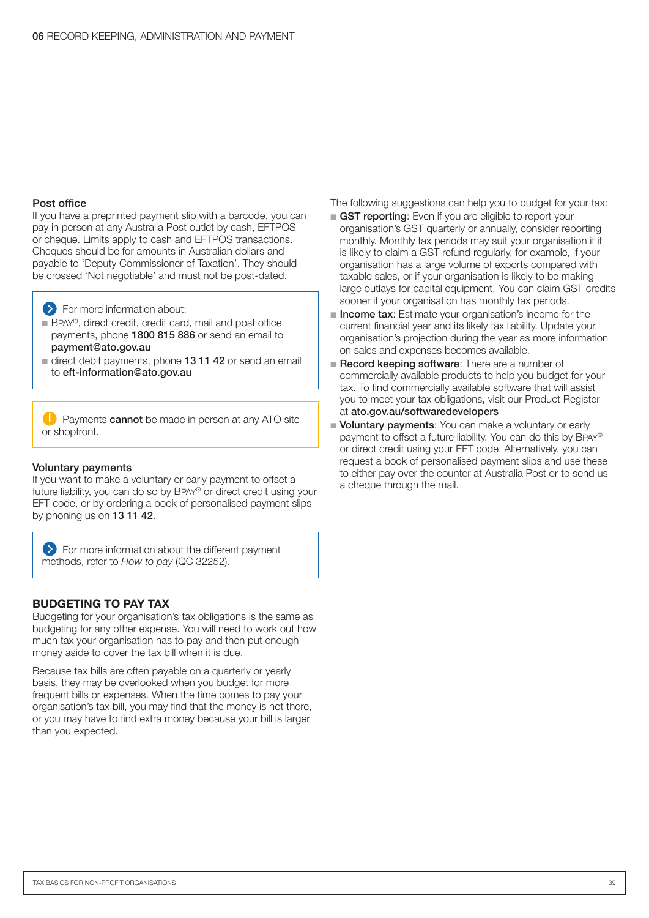### Post office

If you have a preprinted payment slip with a barcode, you can pay in person at any Australia Post outlet by cash, EFTPOS or cheque. Limits apply to cash and EFTPOS transactions. Cheques should be for amounts in Australian dollars and payable to 'Deputy Commissioner of Taxation'. They should be crossed 'Not negotiable' and must not be post-dated.

> For more information about:
> - BPAY®, direct credit, credit card, mail and post office payments, phone **1800 815 886** or send an email to **payment@ato.gov.au**
> - direct debit payments, phone **13 11 42** or send an email to **eft-information@ato.gov.au**

> Payments **cannot** be made in person at any ATO site or shopfront.

### Voluntary payments

If you want to make a voluntary or early payment to offset a future liability, you can do so by BPAY® or direct credit using your EFT code, or by ordering a book of personalised payment slips by phoning us on **13 11 42**.

> For more information about the different payment methods, refer to *How to pay* (QC 32252).

## BUDGETING TO PAY TAX

Budgeting for your organisation's tax obligations is the same as budgeting for any other expense. You will need to work out how much tax your organisation has to pay and then put enough money aside to cover the tax bill when it is due.

Because tax bills are often payable on a quarterly or yearly basis, they may be overlooked when you budget for more frequent bills or expenses. When the time comes to pay your organisation's tax bill, you may find that the money is not there, or you may have to find extra money because your bill is larger than you expected.

The following suggestions can help you to budget for your tax:

- **GST reporting**: Even if you are eligible to report your organisation's GST quarterly or annually, consider reporting monthly. Monthly tax periods may suit your organisation if it is likely to claim a GST refund regularly, for example, if your organisation has a large volume of exports compared with taxable sales, or if your organisation is likely to be making large outlays for capital equipment. You can claim GST credits sooner if your organisation has monthly tax periods.
- **Income tax**: Estimate your organisation's income for the current financial year and its likely tax liability. Update your organisation's projection during the year as more information on sales and expenses becomes available.
- **Record keeping software**: There are a number of commercially available products to help you budget for your tax. To find commercially available software that will assist you to meet your tax obligations, visit our Product Register at **ato.gov.au/softwaredevelopers**
- **Voluntary payments**: You can make a voluntary or early payment to offset a future liability. You can do this by BPAY® or direct credit using your EFT code. Alternatively, you can request a book of personalised payment slips and use these to either pay over the counter at Australia Post or to send us a cheque through the mail.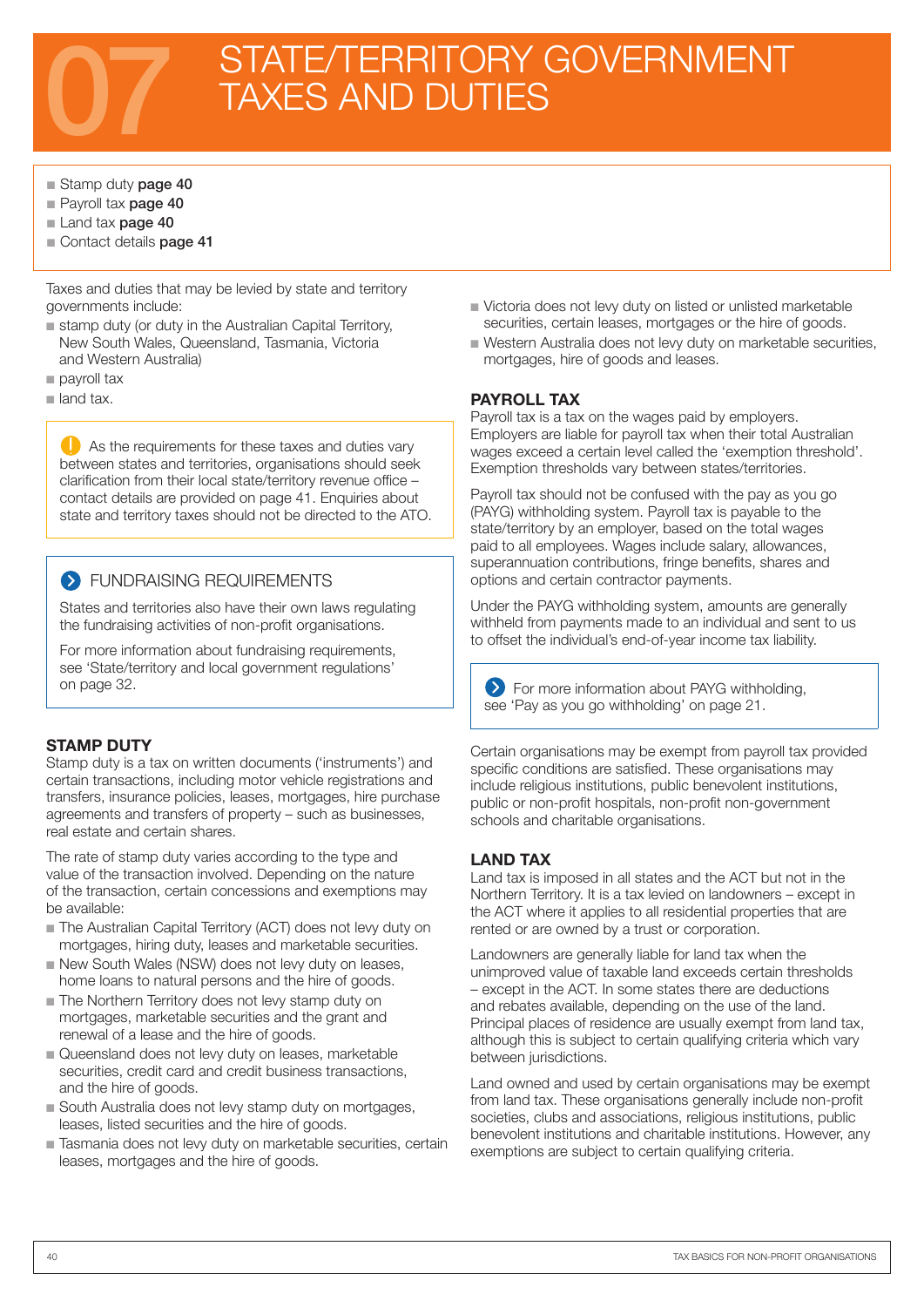# 07 STATE/TERRITORY GOVERNMENT TAXES AND DUTIES

- Stamp duty **page 40**
- Payroll tax **page 40**
- Land tax **page 40**
- Contact details **page 41**

Taxes and duties that may be levied by state and territory governments include:

- stamp duty (or duty in the Australian Capital Territory, New South Wales, Queensland, Tasmania, Victoria and Western Australia)
- payroll tax
- land tax.

> As the requirements for these taxes and duties vary between states and territories, organisations should seek clarification from their local state/territory revenue office – contact details are provided on page 41. Enquiries about state and territory taxes should not be directed to the ATO.

> **FUNDRAISING REQUIREMENTS**
>
> States and territories also have their own laws regulating the fundraising activities of non-profit organisations.
>
> For more information about fundraising requirements, see 'State/territory and local government regulations' on page 32.

## STAMP DUTY

Stamp duty is a tax on written documents ('instruments') and certain transactions, including motor vehicle registrations and transfers, insurance policies, leases, mortgages, hire purchase agreements and transfers of property – such as businesses, real estate and certain shares.

The rate of stamp duty varies according to the type and value of the transaction involved. Depending on the nature of the transaction, certain concessions and exemptions may be available:

- The Australian Capital Territory (ACT) does not levy duty on mortgages, hiring duty, leases and marketable securities.
- New South Wales (NSW) does not levy duty on leases, home loans to natural persons and the hire of goods.
- The Northern Territory does not levy stamp duty on mortgages, marketable securities and the grant and renewal of a lease and the hire of goods.
- Queensland does not levy duty on leases, marketable securities, credit card and credit business transactions, and the hire of goods.
- South Australia does not levy stamp duty on mortgages, leases, listed securities and the hire of goods.
- Tasmania does not levy duty on marketable securities, certain leases, mortgages and the hire of goods.
- Victoria does not levy duty on listed or unlisted marketable securities, certain leases, mortgages or the hire of goods.
- Western Australia does not levy duty on marketable securities, mortgages, hire of goods and leases.

## PAYROLL TAX

Payroll tax is a tax on the wages paid by employers. Employers are liable for payroll tax when their total Australian wages exceed a certain level called the 'exemption threshold'. Exemption thresholds vary between states/territories.

Payroll tax should not be confused with the pay as you go (PAYG) withholding system. Payroll tax is payable to the state/territory by an employer, based on the total wages paid to all employees. Wages include salary, allowances, superannuation contributions, fringe benefits, shares and options and certain contractor payments.

Under the PAYG withholding system, amounts are generally withheld from payments made to an individual and sent to us to offset the individual's end-of-year income tax liability.

> For more information about PAYG withholding, see 'Pay as you go withholding' on page 21.

Certain organisations may be exempt from payroll tax provided specific conditions are satisfied. These organisations may include religious institutions, public benevolent institutions, public or non-profit hospitals, non-profit non-government schools and charitable organisations.

## LAND TAX

Land tax is imposed in all states and the ACT but not in the Northern Territory. It is a tax levied on landowners – except in the ACT where it applies to all residential properties that are rented or are owned by a trust or corporation.

Landowners are generally liable for land tax when the unimproved value of taxable land exceeds certain thresholds – except in the ACT. In some states there are deductions and rebates available, depending on the use of the land. Principal places of residence are usually exempt from land tax, although this is subject to certain qualifying criteria which vary between jurisdictions.

Land owned and used by certain organisations may be exempt from land tax. These organisations generally include non-profit societies, clubs and associations, religious institutions, public benevolent institutions and charitable institutions. However, any exemptions are subject to certain qualifying criteria.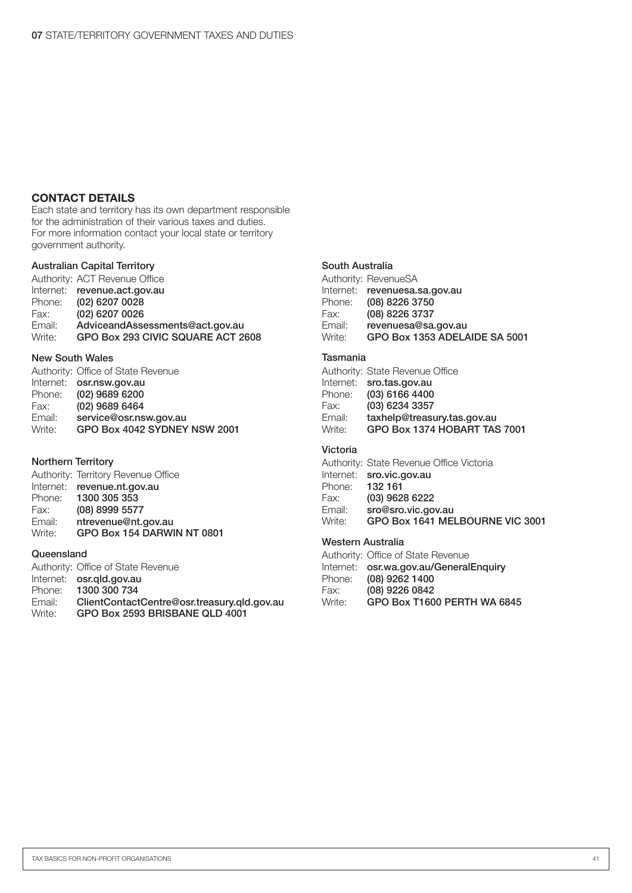## CONTACT DETAILS

Each state and territory has its own department responsible for the administration of their various taxes and duties. For more information contact your local state or territory government authority.

### Australian Capital Territory

Authority: ACT Revenue Office
Internet: **revenue.act.gov.au**
Phone: **(02) 6207 0028**
Fax: **(02) 6207 0026**
Email: **AdviceandAssessments@act.gov.au**
Write: **GPO Box 293 CIVIC SQUARE ACT 2608**

### New South Wales

Authority: Office of State Revenue
Internet: **osr.nsw.gov.au**
Phone: **(02) 9689 6200**
Fax: **(02) 9689 6464**
Email: **service@osr.nsw.gov.au**
Write: **GPO Box 4042 SYDNEY NSW 2001**

### Northern Territory

Authority: Territory Revenue Office
Internet: **revenue.nt.gov.au**
Phone: **1300 305 353**
Fax: **(08) 8999 5577**
Email: **ntrevenue@nt.gov.au**
Write: **GPO Box 154 DARWIN NT 0801**

### Queensland

Authority: Office of State Revenue
Internet: **osr.qld.gov.au**
Phone: **1300 300 734**
Email: **ClientContactCentre@osr.treasury.qld.gov.au**
Write: **GPO Box 2593 BRISBANE QLD 4001**

### South Australia

Authority: RevenueSA
Internet: **revenuesa.sa.gov.au**
Phone: **(08) 8226 3750**
Fax: **(08) 8226 3737**
Email: **revenuesa@sa.gov.au**
Write: **GPO Box 1353 ADELAIDE SA 5001**

### Tasmania

Authority: State Revenue Office
Internet: **sro.tas.gov.au**
Phone: **(03) 6166 4400**
Fax: **(03) 6234 3357**
Email: **taxhelp@treasury.tas.gov.au**
Write: **GPO Box 1374 HOBART TAS 7001**

### Victoria

Authority: State Revenue Office Victoria
Internet: **sro.vic.gov.au**
Phone: **132 161**
Fax: **(03) 9628 6222**
Email: **sro@sro.vic.gov.au**
Write: **GPO Box 1641 MELBOURNE VIC 3001**

### Western Australia

Authority: Office of State Revenue
Internet: **osr.wa.gov.au/GeneralEnquiry**
Phone: **(08) 9262 1400**
Fax: **(08) 9226 0842**
Write: **GPO Box T1600 PERTH WA 6845**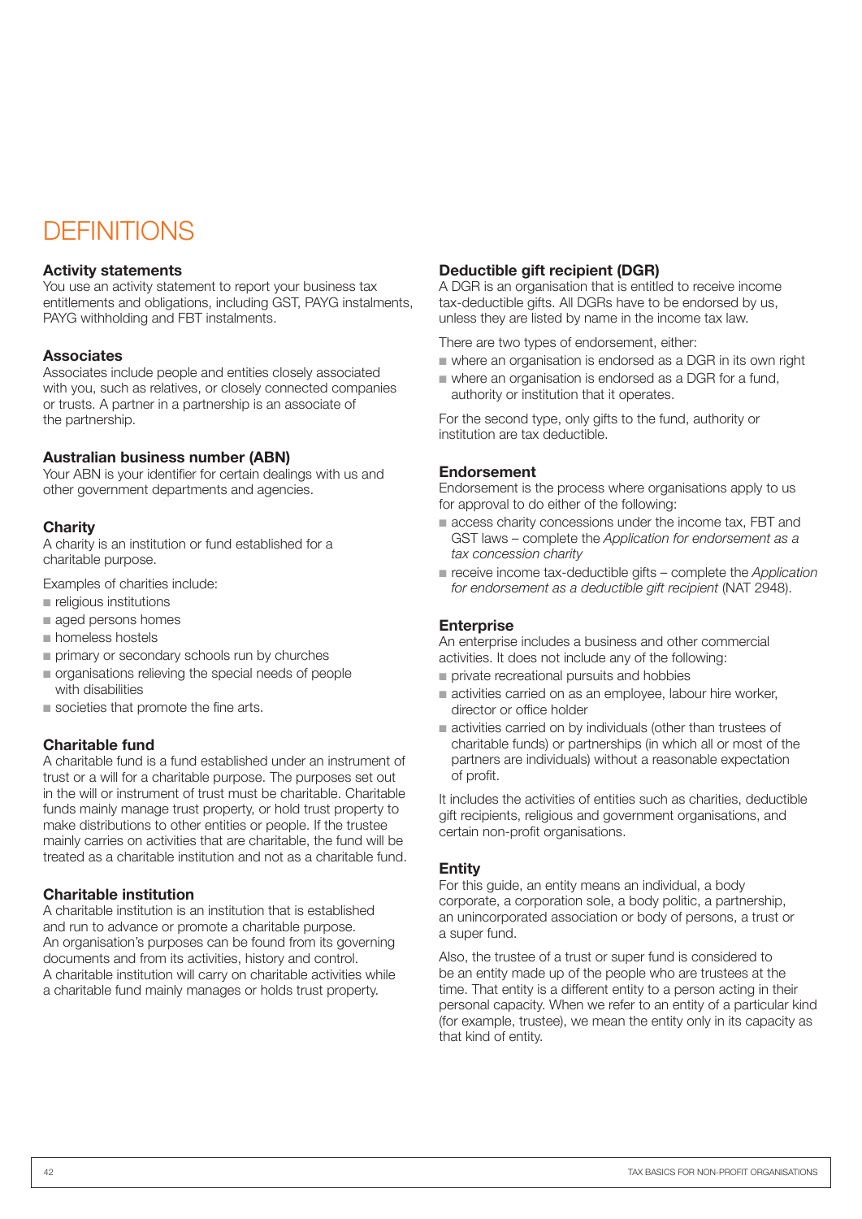# DEFINITIONS

### Activity statements

You use an activity statement to report your business tax entitlements and obligations, including GST, PAYG instalments, PAYG withholding and FBT instalments.

### Associates

Associates include people and entities closely associated with you, such as relatives, or closely connected companies or trusts. A partner in a partnership is an associate of the partnership.

### Australian business number (ABN)

Your ABN is your identifier for certain dealings with us and other government departments and agencies.

### Charity

A charity is an institution or fund established for a charitable purpose.

Examples of charities include:

- religious institutions
- aged persons homes
- homeless hostels
- primary or secondary schools run by churches
- organisations relieving the special needs of people with disabilities
- societies that promote the fine arts.

### Charitable fund

A charitable fund is a fund established under an instrument of trust or a will for a charitable purpose. The purposes set out in the will or instrument of trust must be charitable. Charitable funds mainly manage trust property, or hold trust property to make distributions to other entities or people. If the trustee mainly carries on activities that are charitable, the fund will be treated as a charitable institution and not as a charitable fund.

### Charitable institution

A charitable institution is an institution that is established and run to advance or promote a charitable purpose. An organisation's purposes can be found from its governing documents and from its activities, history and control. A charitable institution will carry on charitable activities while a charitable fund mainly manages or holds trust property.

### Deductible gift recipient (DGR)

A DGR is an organisation that is entitled to receive income tax-deductible gifts. All DGRs have to be endorsed by us, unless they are listed by name in the income tax law.

There are two types of endorsement, either:

- where an organisation is endorsed as a DGR in its own right
- where an organisation is endorsed as a DGR for a fund, authority or institution that it operates.

For the second type, only gifts to the fund, authority or institution are tax deductible.

### Endorsement

Endorsement is the process where organisations apply to us for approval to do either of the following:

- access charity concessions under the income tax, FBT and GST laws – complete the *Application for endorsement as a tax concession charity*
- receive income tax-deductible gifts – complete the *Application for endorsement as a deductible gift recipient* (NAT 2948).

### Enterprise

An enterprise includes a business and other commercial activities. It does not include any of the following:

- private recreational pursuits and hobbies
- activities carried on as an employee, labour hire worker, director or office holder
- activities carried on by individuals (other than trustees of charitable funds) or partnerships (in which all or most of the partners are individuals) without a reasonable expectation of profit.

It includes the activities of entities such as charities, deductible gift recipients, religious and government organisations, and certain non-profit organisations.

### Entity

For this guide, an entity means an individual, a body corporate, a corporation sole, a body politic, a partnership, an unincorporated association or body of persons, a trust or a super fund.

Also, the trustee of a trust or super fund is considered to be an entity made up of the people who are trustees at the time. That entity is a different entity to a person acting in their personal capacity. When we refer to an entity of a particular kind (for example, trustee), we mean the entity only in its capacity as that kind of entity.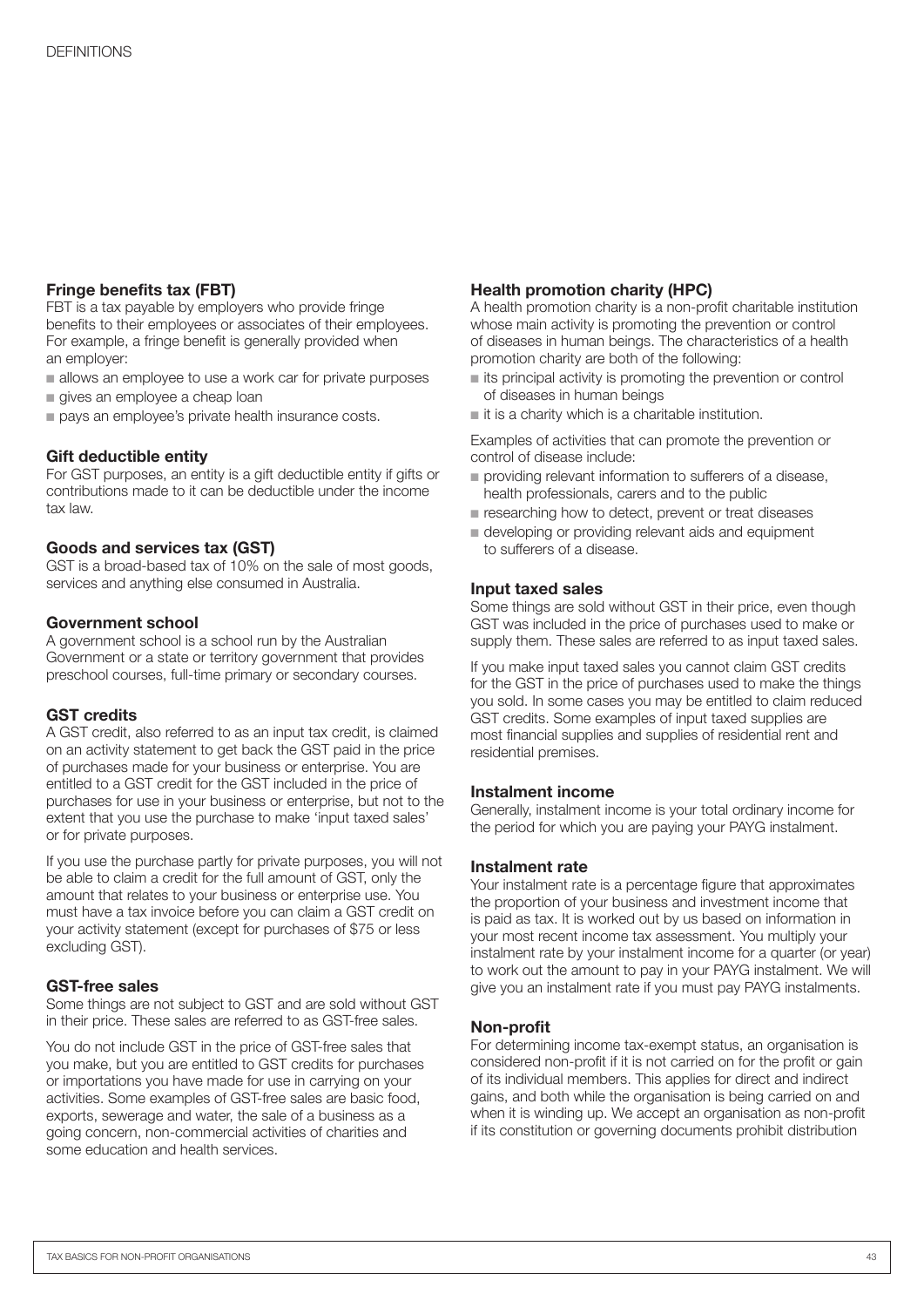### Fringe benefits tax (FBT)

FBT is a tax payable by employers who provide fringe benefits to their employees or associates of their employees. For example, a fringe benefit is generally provided when an employer:

- allows an employee to use a work car for private purposes
- gives an employee a cheap loan
- pays an employee's private health insurance costs.

### Gift deductible entity

For GST purposes, an entity is a gift deductible entity if gifts or contributions made to it can be deductible under the income tax law.

### Goods and services tax (GST)

GST is a broad-based tax of 10% on the sale of most goods, services and anything else consumed in Australia.

### Government school

A government school is a school run by the Australian Government or a state or territory government that provides preschool courses, full-time primary or secondary courses.

### GST credits

A GST credit, also referred to as an input tax credit, is claimed on an activity statement to get back the GST paid in the price of purchases made for your business or enterprise. You are entitled to a GST credit for the GST included in the price of purchases for use in your business or enterprise, but not to the extent that you use the purchase to make 'input taxed sales' or for private purposes.

If you use the purchase partly for private purposes, you will not be able to claim a credit for the full amount of GST, only the amount that relates to your business or enterprise use. You must have a tax invoice before you can claim a GST credit on your activity statement (except for purchases of $75 or less excluding GST).

### GST-free sales

Some things are not subject to GST and are sold without GST in their price. These sales are referred to as GST-free sales.

You do not include GST in the price of GST-free sales that you make, but you are entitled to GST credits for purchases or importations you have made for use in carrying on your activities. Some examples of GST-free sales are basic food, exports, sewerage and water, the sale of a business as a going concern, non-commercial activities of charities and some education and health services.

### Health promotion charity (HPC)

A health promotion charity is a non-profit charitable institution whose main activity is promoting the prevention or control of diseases in human beings. The characteristics of a health promotion charity are both of the following:

- its principal activity is promoting the prevention or control of diseases in human beings
- it is a charity which is a charitable institution.

Examples of activities that can promote the prevention or control of disease include:

- providing relevant information to sufferers of a disease, health professionals, carers and to the public
- researching how to detect, prevent or treat diseases
- developing or providing relevant aids and equipment to sufferers of a disease.

### Input taxed sales

Some things are sold without GST in their price, even though GST was included in the price of purchases used to make or supply them. These sales are referred to as input taxed sales.

If you make input taxed sales you cannot claim GST credits for the GST in the price of purchases used to make the things you sold. In some cases you may be entitled to claim reduced GST credits. Some examples of input taxed supplies are most financial supplies and supplies of residential rent and residential premises.

### Instalment income

Generally, instalment income is your total ordinary income for the period for which you are paying your PAYG instalment.

### Instalment rate

Your instalment rate is a percentage figure that approximates the proportion of your business and investment income that is paid as tax. It is worked out by us based on information in your most recent income tax assessment. You multiply your instalment rate by your instalment income for a quarter (or year) to work out the amount to pay in your PAYG instalment. We will give you an instalment rate if you must pay PAYG instalments.

### Non-profit

For determining income tax-exempt status, an organisation is considered non-profit if it is not carried on for the profit or gain of its individual members. This applies for direct and indirect gains, and both while the organisation is being carried on and when it is winding up. We accept an organisation as non-profit if its constitution or governing documents prohibit distribution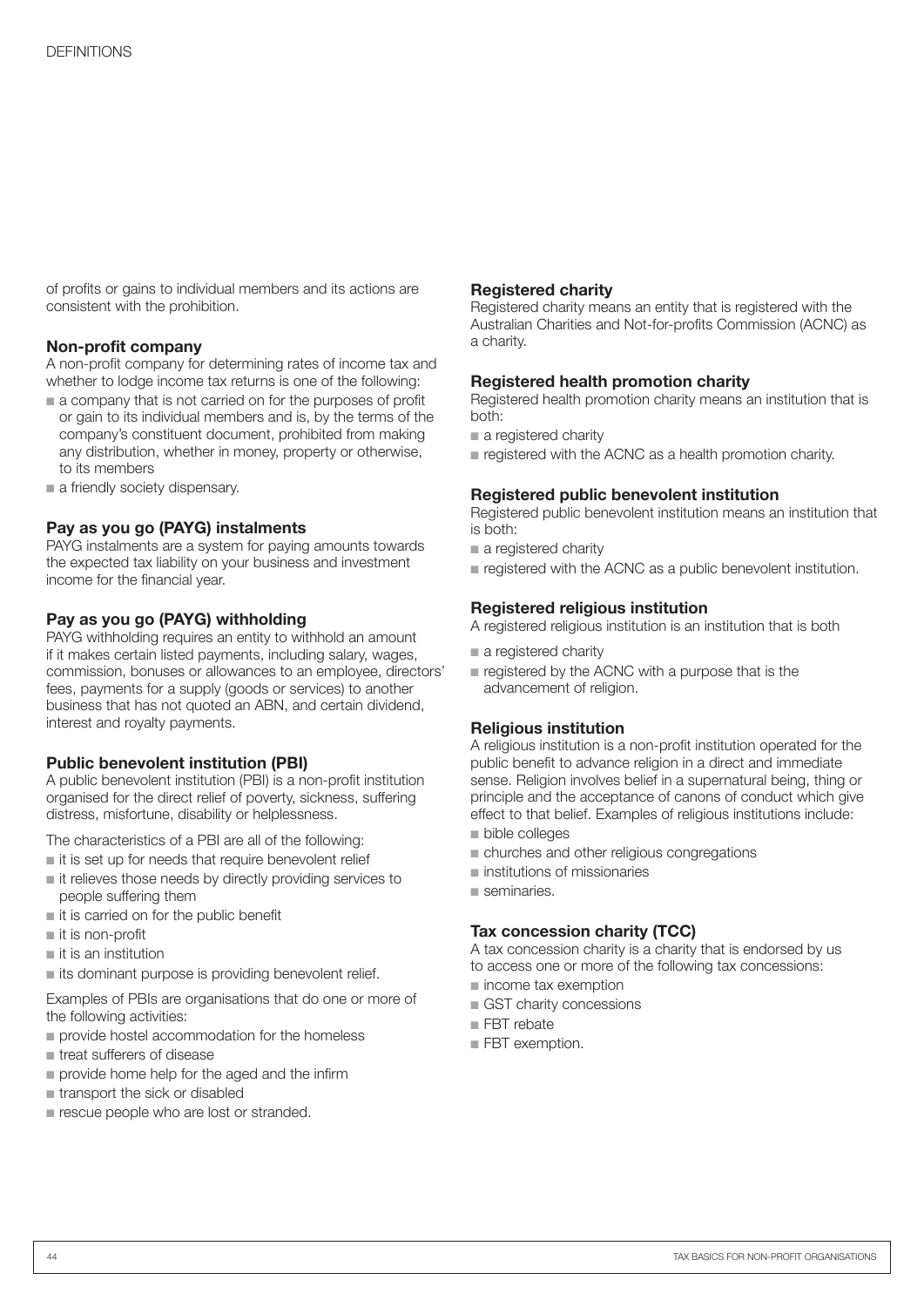of profits or gains to individual members and its actions are consistent with the prohibition.

### Non-profit company

A non-profit company for determining rates of income tax and whether to lodge income tax returns is one of the following:

- a company that is not carried on for the purposes of profit or gain to its individual members and is, by the terms of the company's constituent document, prohibited from making any distribution, whether in money, property or otherwise, to its members
- a friendly society dispensary.

### Pay as you go (PAYG) instalments

PAYG instalments are a system for paying amounts towards the expected tax liability on your business and investment income for the financial year.

### Pay as you go (PAYG) withholding

PAYG withholding requires an entity to withhold an amount if it makes certain listed payments, including salary, wages, commission, bonuses or allowances to an employee, directors' fees, payments for a supply (goods or services) to another business that has not quoted an ABN, and certain dividend, interest and royalty payments.

### Public benevolent institution (PBI)

A public benevolent institution (PBI) is a non-profit institution organised for the direct relief of poverty, sickness, suffering distress, misfortune, disability or helplessness.

The characteristics of a PBI are all of the following:

- it is set up for needs that require benevolent relief
- it relieves those needs by directly providing services to people suffering them
- it is carried on for the public benefit
- it is non-profit
- it is an institution
- its dominant purpose is providing benevolent relief.

Examples of PBIs are organisations that do one or more of the following activities:

- provide hostel accommodation for the homeless
- treat sufferers of disease
- provide home help for the aged and the infirm
- transport the sick or disabled
- rescue people who are lost or stranded.

### Registered charity

Registered charity means an entity that is registered with the Australian Charities and Not-for-profits Commission (ACNC) as a charity.

### Registered health promotion charity

Registered health promotion charity means an institution that is both:

- a registered charity
- registered with the ACNC as a health promotion charity.

### Registered public benevolent institution

Registered public benevolent institution means an institution that is both:

- a registered charity
- registered with the ACNC as a public benevolent institution.

### Registered religious institution

A registered religious institution is an institution that is both

- a registered charity
- registered by the ACNC with a purpose that is the advancement of religion.

### Religious institution

A religious institution is a non-profit institution operated for the public benefit to advance religion in a direct and immediate sense. Religion involves belief in a supernatural being, thing or principle and the acceptance of canons of conduct which give effect to that belief. Examples of religious institutions include:

- bible colleges
- churches and other religious congregations
- institutions of missionaries
- seminaries.

### Tax concession charity (TCC)

A tax concession charity is a charity that is endorsed by us to access one or more of the following tax concessions:

- income tax exemption
- GST charity concessions
- FBT rebate
- FBT exemption.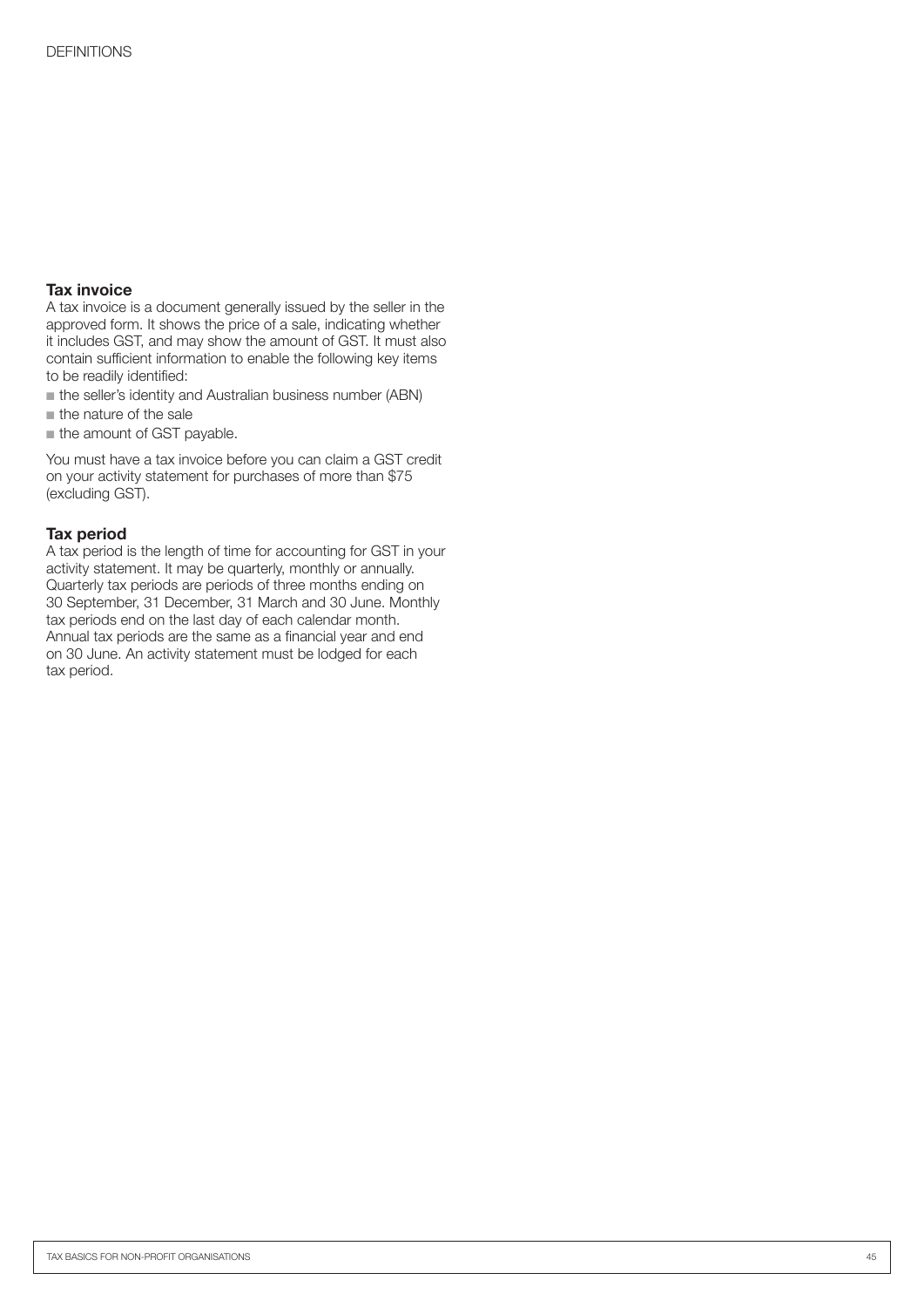### Tax invoice

A tax invoice is a document generally issued by the seller in the approved form. It shows the price of a sale, indicating whether it includes GST, and may show the amount of GST. It must also contain sufficient information to enable the following key items to be readily identified:

- the seller's identity and Australian business number (ABN)
- the nature of the sale
- the amount of GST payable.

You must have a tax invoice before you can claim a GST credit on your activity statement for purchases of more than $75 (excluding GST).

### Tax period

A tax period is the length of time for accounting for GST in your activity statement. It may be quarterly, monthly or annually. Quarterly tax periods are periods of three months ending on 30 September, 31 December, 31 March and 30 June. Monthly tax periods end on the last day of each calendar month. Annual tax periods are the same as a financial year and end on 30 June. An activity statement must be lodged for each tax period.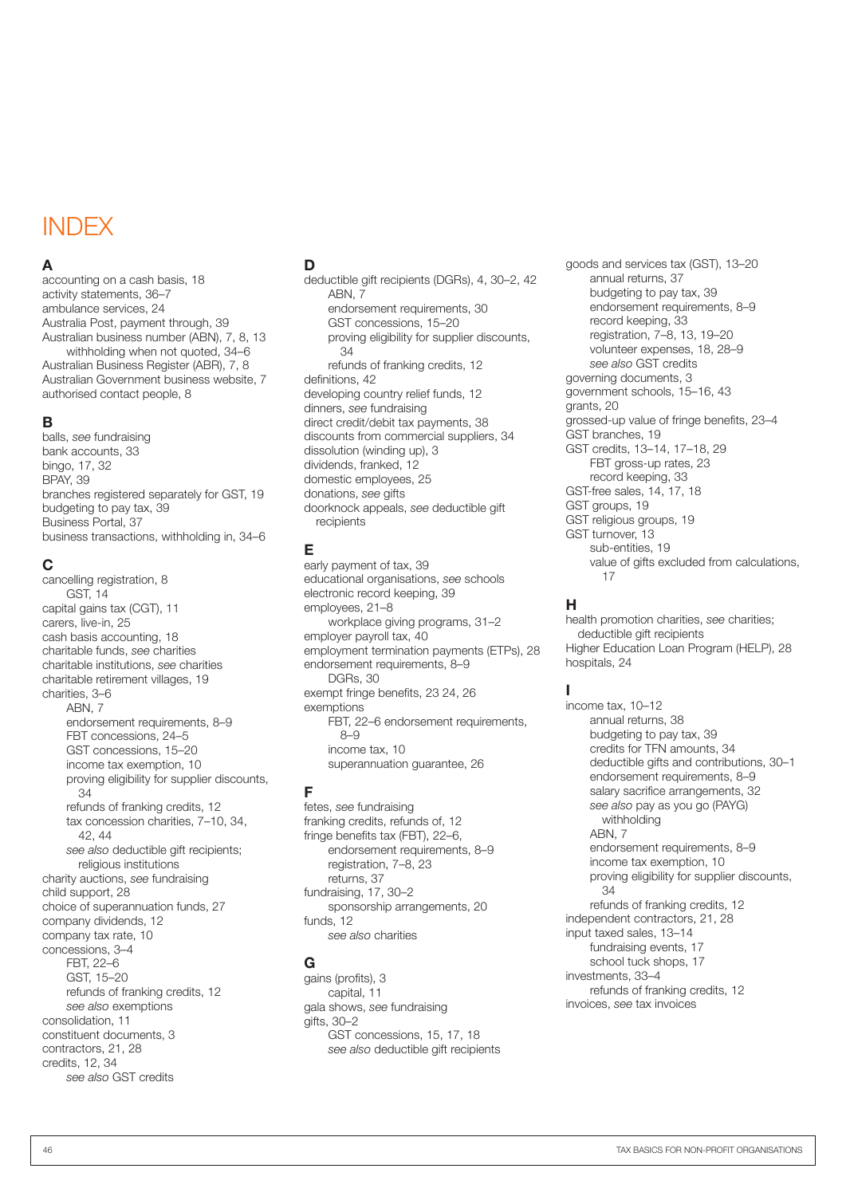# INDEX

## A

accounting on a cash basis, 18
activity statements, 36–7
ambulance services, 24
Australia Post, payment through, 39
Australian business number (ABN), 7, 8, 13
- withholding when not quoted, 34–6

Australian Business Register (ABR), 7, 8
Australian Government business website, 7
authorised contact people, 8

## B

balls, *see* fundraising
bank accounts, 33
bingo, 17, 32
BPAY, 39
branches registered separately for GST, 19
budgeting to pay tax, 39
Business Portal, 37
business transactions, withholding in, 34–6

## C

cancelling registration, 8
- GST, 14

capital gains tax (CGT), 11
carers, live-in, 25
cash basis accounting, 18
charitable funds, *see* charities
charitable institutions, *see* charities
charitable retirement villages, 19
charities, 3–6
- ABN, 7
- endorsement requirements, 8–9
- FBT concessions, 24–5
- GST concessions, 15–20
- income tax exemption, 10
- proving eligibility for supplier discounts, 34
- refunds of franking credits, 12
- tax concession charities, 7–10, 34, 42, 44
- *see also* deductible gift recipients; religious institutions

charity auctions, *see* fundraising
child support, 28
choice of superannuation funds, 27
company dividends, 12
company tax rate, 10
concessions, 3–4
- FBT, 22–6
- GST, 15–20
- refunds of franking credits, 12
- *see also* exemptions

consolidation, 11
constituent documents, 3
contractors, 21, 28
credits, 12, 34
- *see also* GST credits

## D

deductible gift recipients (DGRs), 4, 30–2, 42
- ABN, 7
- endorsement requirements, 30
- GST concessions, 15–20
- proving eligibility for supplier discounts, 34
- refunds of franking credits, 12

definitions, 42
developing country relief funds, 12
dinners, *see* fundraising
direct credit/debit tax payments, 38
discounts from commercial suppliers, 34
dissolution (winding up), 3
dividends, franked, 12
domestic employees, 25
donations, *see* gifts
doorknock appeals, *see* deductible gift recipients

## E

early payment of tax, 39
educational organisations, *see* schools
electronic record keeping, 39
employees, 21–8
- workplace giving programs, 31–2

employer payroll tax, 40
employment termination payments (ETPs), 28
endorsement requirements, 8–9
- DGRs, 30

exempt fringe benefits, 23 24, 26
exemptions
- FBT, 22–6 endorsement requirements, 8–9
- income tax, 10
- superannuation guarantee, 26

## F

fetes, *see* fundraising
franking credits, refunds of, 12
fringe benefits tax (FBT), 22–6,
- endorsement requirements, 8–9
- registration, 7–8, 23
- returns, 37

fundraising, 17, 30–2
- sponsorship arrangements, 20

funds, 12
- *see also* charities

## G

gains (profits), 3
- capital, 11

gala shows, *see* fundraising
gifts, 30–2
- GST concessions, 15, 17, 18
- *see also* deductible gift recipients

goods and services tax (GST), 13–20
- annual returns, 37
- budgeting to pay tax, 39
- endorsement requirements, 8–9
- record keeping, 33
- registration, 7–8, 13, 19–20
- volunteer expenses, 18, 28–9
- *see also* GST credits

governing documents, 3
government schools, 15–16, 43
grants, 20
grossed-up value of fringe benefits, 23–4
GST branches, 19
GST credits, 13–14, 17–18, 29
- FBT gross-up rates, 23
- record keeping, 33

GST-free sales, 14, 17, 18
GST groups, 19
GST religious groups, 19
GST turnover, 13
- sub-entities, 19
- value of gifts excluded from calculations, 17

## H

health promotion charities, *see* charities; deductible gift recipients
Higher Education Loan Program (HELP), 28
hospitals, 24

## I

income tax, 10–12
- annual returns, 38
- budgeting to pay tax, 39
- credits for TFN amounts, 34
- deductible gifts and contributions, 30–1
- endorsement requirements, 8–9
- salary sacrifice arrangements, 32
- *see also* pay as you go (PAYG) withholding
- ABN, 7
- endorsement requirements, 8–9
- income tax exemption, 10
- proving eligibility for supplier discounts, 34
- refunds of franking credits, 12

independent contractors, 21, 28
input taxed sales, 13–14
- fundraising events, 17
- school tuck shops, 17

investments, 33–4
- refunds of franking credits, 12

invoices, *see* tax invoices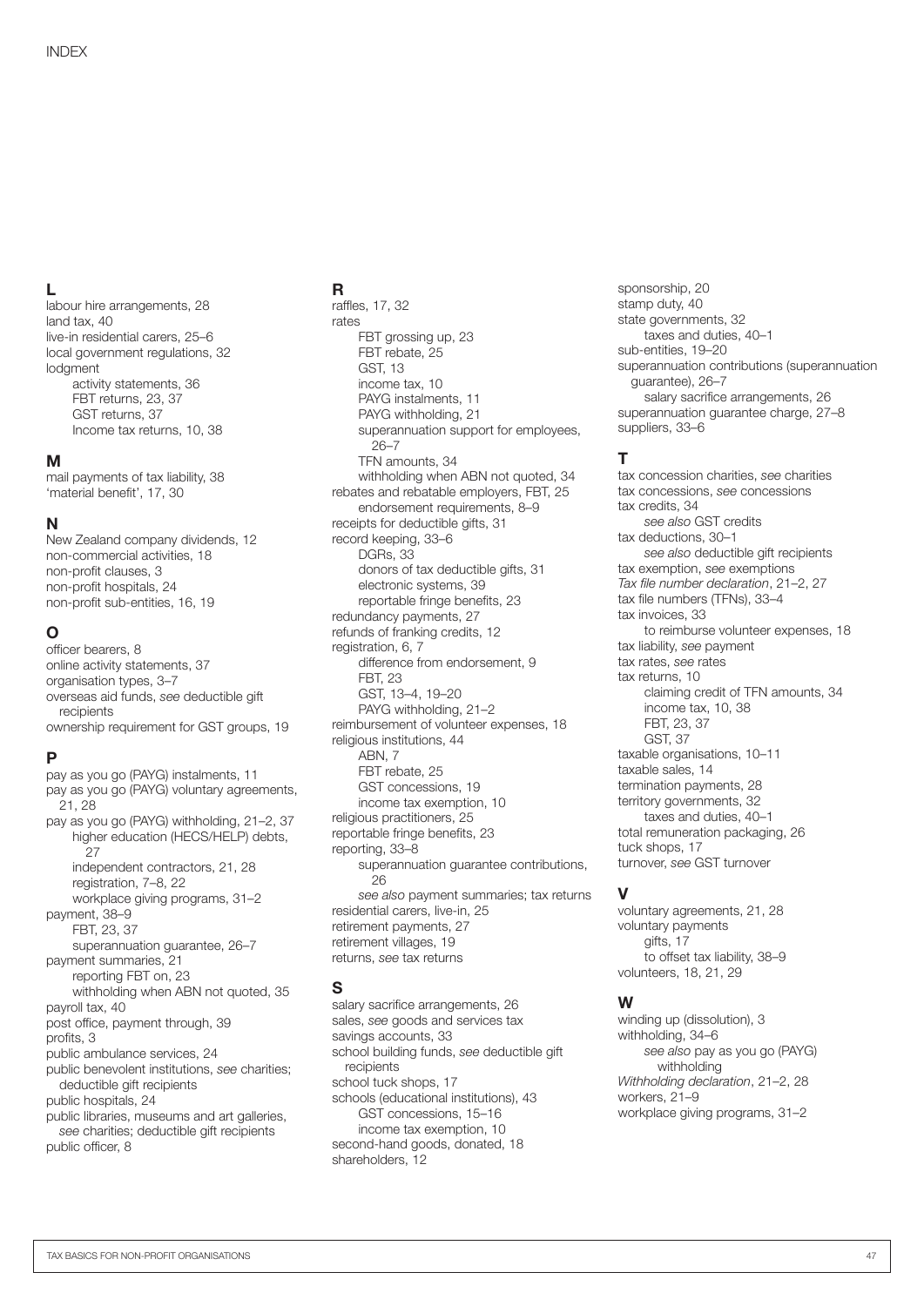INDEX

## L

labour hire arrangements, 28
land tax, 40
live-in residential carers, 25–6
local government regulations, 32
lodgment
- activity statements, 36
- FBT returns, 23, 37
- GST returns, 37
- Income tax returns, 10, 38

## M

mail payments of tax liability, 38
'material benefit', 17, 30

## N

New Zealand company dividends, 12
non-commercial activities, 18
non-profit clauses, 3
non-profit hospitals, 24
non-profit sub-entities, 16, 19

## O

officer bearers, 8
online activity statements, 37
organisation types, 3–7
overseas aid funds, *see* deductible gift recipients
ownership requirement for GST groups, 19

## P

pay as you go (PAYG) instalments, 11
pay as you go (PAYG) voluntary agreements, 21, 28
pay as you go (PAYG) withholding, 21–2, 37
- higher education (HECS/HELP) debts, 27
- independent contractors, 21, 28
- registration, 7–8, 22
- workplace giving programs, 31–2

payment, 38–9
- FBT, 23, 37
- superannuation guarantee, 26–7

payment summaries, 21
- reporting FBT on, 23
- withholding when ABN not quoted, 35

payroll tax, 40
post office, payment through, 39
profits, 3
public ambulance services, 24
public benevolent institutions, *see* charities; deductible gift recipients
public hospitals, 24
public libraries, museums and art galleries, *see* charities; deductible gift recipients
public officer, 8

## R

raffles, 17, 32
rates
- FBT grossing up, 23
- FBT rebate, 25
- GST, 13
- income tax, 10
- PAYG instalments, 11
- PAYG withholding, 21
- superannuation support for employees, 26–7
- TFN amounts, 34
- withholding when ABN not quoted, 34

rebates and rebatable employers, FBT, 25
- endorsement requirements, 8–9

receipts for deductible gifts, 31
record keeping, 33–6
- DGRs, 33
- donors of tax deductible gifts, 31
- electronic systems, 39
- reportable fringe benefits, 23

redundancy payments, 27
refunds of franking credits, 12
registration, 6, 7
- difference from endorsement, 9
- FBT, 23
- GST, 13–4, 19–20
- PAYG withholding, 21–2

reimbursement of volunteer expenses, 18
religious institutions, 44
- ABN, 7
- FBT rebate, 25
- GST concessions, 19
- income tax exemption, 10

religious practitioners, 25
reportable fringe benefits, 23
reporting, 33–8
- superannuation guarantee contributions, 26
- *see also* payment summaries; tax returns

residential carers, live-in, 25
retirement payments, 27
retirement villages, 19
returns, *see* tax returns

## S

salary sacrifice arrangements, 26
sales, *see* goods and services tax
savings accounts, 33
school building funds, *see* deductible gift recipients
school tuck shops, 17
schools (educational institutions), 43
- GST concessions, 15–16
- income tax exemption, 10

second-hand goods, donated, 18
shareholders, 12
sponsorship, 20
stamp duty, 40
state governments, 32
- taxes and duties, 40–1

sub-entities, 19–20
superannuation contributions (superannuation guarantee), 26–7
- salary sacrifice arrangements, 26

superannuation guarantee charge, 27–8
suppliers, 33–6

## T

tax concession charities, *see* charities
tax concessions, *see* concessions
tax credits, 34
- *see also* GST credits

tax deductions, 30–1
- *see also* deductible gift recipients

tax exemption, *see* exemptions
*Tax file number declaration*, 21–2, 27
tax file numbers (TFNs), 33–4
tax invoices, 33
- to reimburse volunteer expenses, 18

tax liability, *see* payment
tax rates, *see* rates
tax returns, 10
- claiming credit of TFN amounts, 34
- income tax, 10, 38
- FBT, 23, 37
- GST, 37

taxable organisations, 10–11
taxable sales, 14
termination payments, 28
territory governments, 32
- taxes and duties, 40–1

total remuneration packaging, 26
tuck shops, 17
turnover, *see* GST turnover

## V

voluntary agreements, 21, 28
voluntary payments
- gifts, 17
- to offset tax liability, 38–9

volunteers, 18, 21, 29

## W

winding up (dissolution), 3
withholding, 34–6
- *see also* pay as you go (PAYG) withholding

*Withholding declaration*, 21–2, 28
workers, 21–9
workplace giving programs, 31–2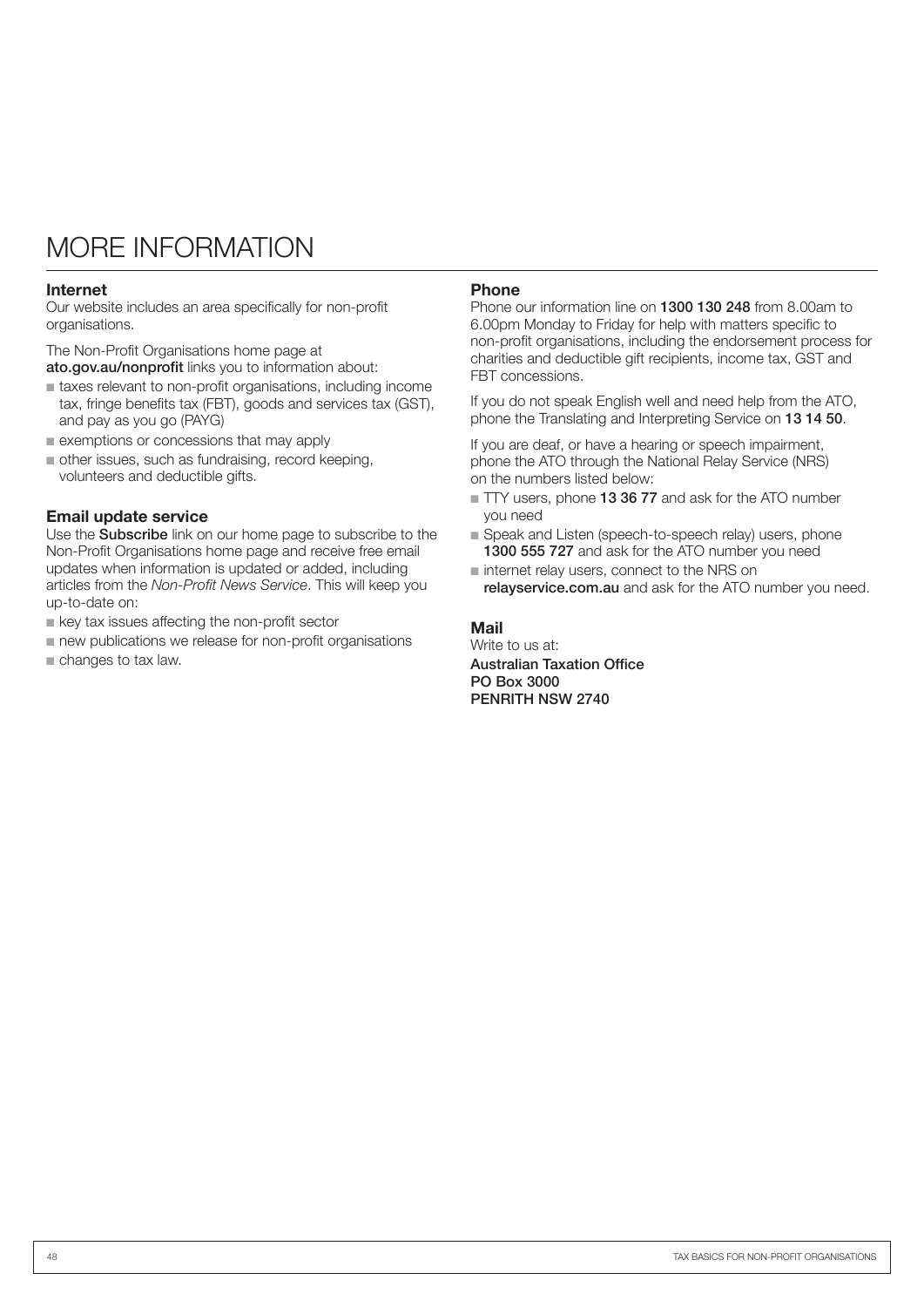# MORE INFORMATION

### Internet

Our website includes an area specifically for non-profit organisations.

The Non-Profit Organisations home page at **ato.gov.au/nonprofit** links you to information about:

- taxes relevant to non-profit organisations, including income tax, fringe benefits tax (FBT), goods and services tax (GST), and pay as you go (PAYG)
- exemptions or concessions that may apply
- other issues, such as fundraising, record keeping, volunteers and deductible gifts.

### Email update service

Use the **Subscribe** link on our home page to subscribe to the Non-Profit Organisations home page and receive free email updates when information is updated or added, including articles from the *Non-Profit News Service*. This will keep you up-to-date on:

- key tax issues affecting the non-profit sector
- new publications we release for non-profit organisations
- changes to tax law.

### Phone

Phone our information line on **1300 130 248** from 8.00am to 6.00pm Monday to Friday for help with matters specific to non-profit organisations, including the endorsement process for charities and deductible gift recipients, income tax, GST and FBT concessions.

If you do not speak English well and need help from the ATO, phone the Translating and Interpreting Service on **13 14 50**.

If you are deaf, or have a hearing or speech impairment, phone the ATO through the National Relay Service (NRS) on the numbers listed below:

- TTY users, phone **13 36 77** and ask for the ATO number you need
- Speak and Listen (speech-to-speech relay) users, phone **1300 555 727** and ask for the ATO number you need
- internet relay users, connect to the NRS on **relayservice.com.au** and ask for the ATO number you need.

### Mail

Write to us at:
**Australian Taxation Office**
**PO Box 3000**
**PENRITH NSW 2740**